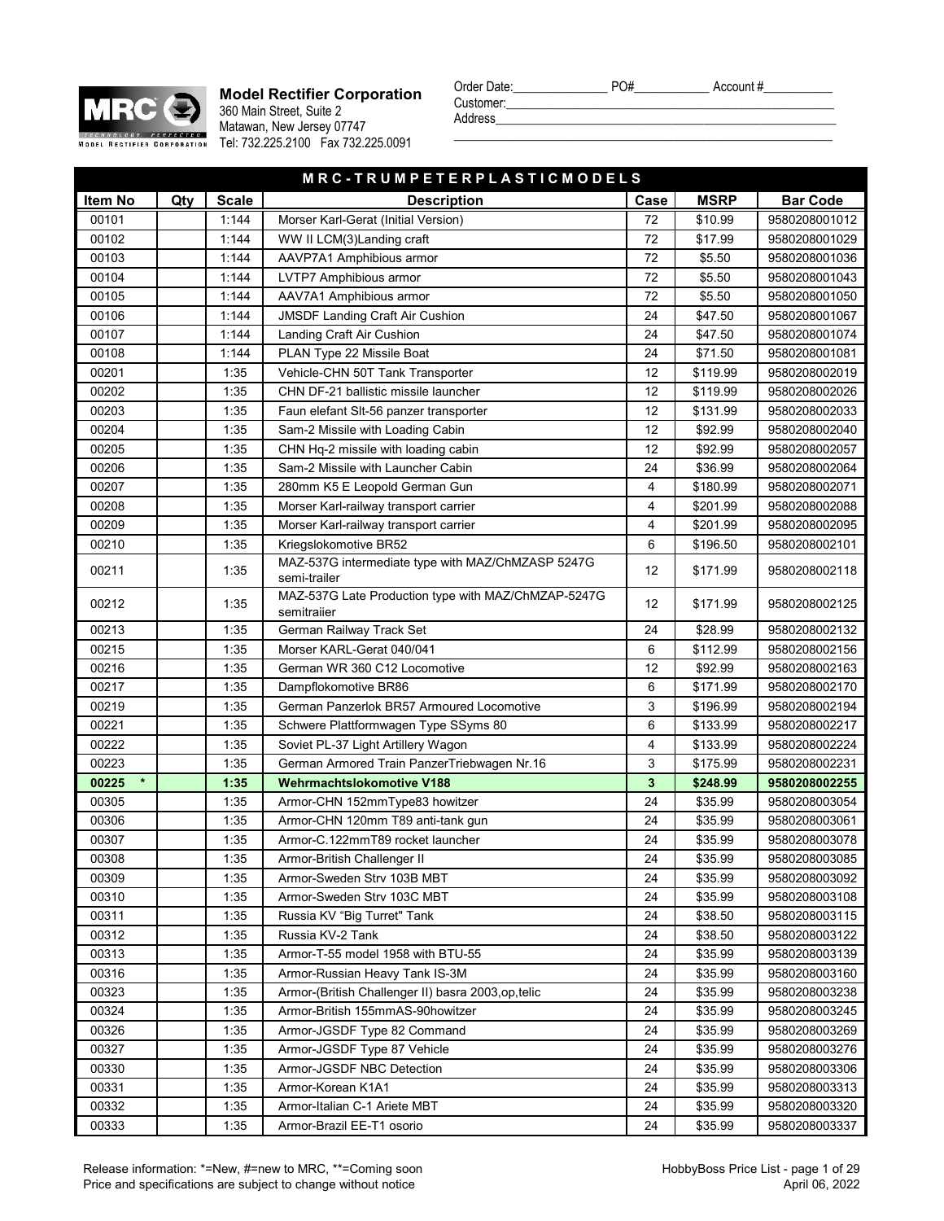**Model Rectifier Corporation**
360 Main Street, Suite 2
Matawan, New Jersey 07747
Tel: 732.225.2100 Fax 732.225.0091

Order Date:_______________ PO#____________ Account #___________
Customer:______________________________________________________
Address________________________________________________________

## M R C - T R U M P E T E R P L A S T I C M O D E L S

| Item No | Qty | Scale | Description | Case | MSRP | Bar Code |
|---|---|---|---|---|---|---|
| 00101 | | 1:144 | Morser Karl-Gerat (Initial Version) | 72 | $10.99 | 9580208001012 |
| 00102 | | 1:144 | WW II LCM(3)Landing craft | 72 | $17.99 | 9580208001029 |
| 00103 | | 1:144 | AAVP7A1 Amphibious armor | 72 | $5.50 | 9580208001036 |
| 00104 | | 1:144 | LVTP7 Amphibious armor | 72 | $5.50 | 9580208001043 |
| 00105 | | 1:144 | AAV7A1 Amphibious armor | 72 | $5.50 | 9580208001050 |
| 00106 | | 1:144 | JMSDF Landing Craft Air Cushion | 24 | $47.50 | 9580208001067 |
| 00107 | | 1:144 | Landing Craft Air Cushion | 24 | $47.50 | 9580208001074 |
| 00108 | | 1:144 | PLAN Type 22 Missile Boat | 24 | $71.50 | 9580208001081 |
| 00201 | | 1:35 | Vehicle-CHN 50T Tank Transporter | 12 | $119.99 | 9580208002019 |
| 00202 | | 1:35 | CHN DF-21 ballistic missile launcher | 12 | $119.99 | 9580208002026 |
| 00203 | | 1:35 | Faun elefant Slt-56 panzer transporter | 12 | $131.99 | 9580208002033 |
| 00204 | | 1:35 | Sam-2 Missile with Loading Cabin | 12 | $92.99 | 9580208002040 |
| 00205 | | 1:35 | CHN Hq-2 missile with loading cabin | 12 | $92.99 | 9580208002057 |
| 00206 | | 1:35 | Sam-2 Missile with Launcher Cabin | 24 | $36.99 | 9580208002064 |
| 00207 | | 1:35 | 280mm K5 E Leopold German Gun | 4 | $180.99 | 9580208002071 |
| 00208 | | 1:35 | Morser Karl-railway transport carrier | 4 | $201.99 | 9580208002088 |
| 00209 | | 1:35 | Morser Karl-railway transport carrier | 4 | $201.99 | 9580208002095 |
| 00210 | | 1:35 | Kriegslokomotive BR52 | 6 | $196.50 | 9580208002101 |
| 00211 | | 1:35 | MAZ-537G intermediate type with MAZ/ChMZASP 5247G semi-trailer | 12 | $171.99 | 9580208002118 |
| 00212 | | 1:35 | MAZ-537G Late Production type with MAZ/ChMZAP-5247G semitraiier | 12 | $171.99 | 9580208002125 |
| 00213 | | 1:35 | German Railway Track Set | 24 | $28.99 | 9580208002132 |
| 00215 | | 1:35 | Morser KARL-Gerat 040/041 | 6 | $112.99 | 9580208002156 |
| 00216 | | 1:35 | German WR 360 C12 Locomotive | 12 | $92.99 | 9580208002163 |
| 00217 | | 1:35 | Dampflokomotive BR86 | 6 | $171.99 | 9580208002170 |
| 00219 | | 1:35 | German Panzerlok BR57 Armoured Locomotive | 3 | $196.99 | 9580208002194 |
| 00221 | | 1:35 | Schwere Plattformwagen Type SSyms 80 | 6 | $133.99 | 9580208002217 |
| 00222 | | 1:35 | Soviet PL-37 Light Artillery Wagon | 4 | $133.99 | 9580208002224 |
| 00223 | | 1:35 | German Armored Train PanzerTriebwagen Nr.16 | 3 | $175.99 | 9580208002231 |
| **00225 *** | | **1:35** | **Wehrmachtslokomotive V188** | **3** | **$248.99** | **9580208002255** |
| 00305 | | 1:35 | Armor-CHN 152mmType83 howitzer | 24 | $35.99 | 9580208003054 |
| 00306 | | 1:35 | Armor-CHN 120mm T89 anti-tank gun | 24 | $35.99 | 9580208003061 |
| 00307 | | 1:35 | Armor-C.122mmT89 rocket launcher | 24 | $35.99 | 9580208003078 |
| 00308 | | 1:35 | Armor-British Challenger II | 24 | $35.99 | 9580208003085 |
| 00309 | | 1:35 | Armor-Sweden Strv 103B MBT | 24 | $35.99 | 9580208003092 |
| 00310 | | 1:35 | Armor-Sweden Strv 103C MBT | 24 | $35.99 | 9580208003108 |
| 00311 | | 1:35 | Russia KV "Big Turret" Tank | 24 | $38.50 | 9580208003115 |
| 00312 | | 1:35 | Russia KV-2 Tank | 24 | $38.50 | 9580208003122 |
| 00313 | | 1:35 | Armor-T-55 model 1958 with BTU-55 | 24 | $35.99 | 9580208003139 |
| 00316 | | 1:35 | Armor-Russian Heavy Tank IS-3M | 24 | $35.99 | 9580208003160 |
| 00323 | | 1:35 | Armor-(British Challenger II) basra 2003,op,telic | 24 | $35.99 | 9580208003238 |
| 00324 | | 1:35 | Armor-British 155mmAS-90howitzer | 24 | $35.99 | 9580208003245 |
| 00326 | | 1:35 | Armor-JGSDF Type 82 Command | 24 | $35.99 | 9580208003269 |
| 00327 | | 1:35 | Armor-JGSDF Type 87 Vehicle | 24 | $35.99 | 9580208003276 |
| 00330 | | 1:35 | Armor-JGSDF NBC Detection | 24 | $35.99 | 9580208003306 |
| 00331 | | 1:35 | Armor-Korean K1A1 | 24 | $35.99 | 9580208003313 |
| 00332 | | 1:35 | Armor-Italian C-1 Ariete MBT | 24 | $35.99 | 9580208003320 |
| 00333 | | 1:35 | Armor-Brazil EE-T1 osorio | 24 | $35.99 | 9580208003337 |

Release information: *=New, #=new to MRC, **=Coming soon
Price and specifications are subject to change without notice

HobbyBoss Price List
April 06, 2022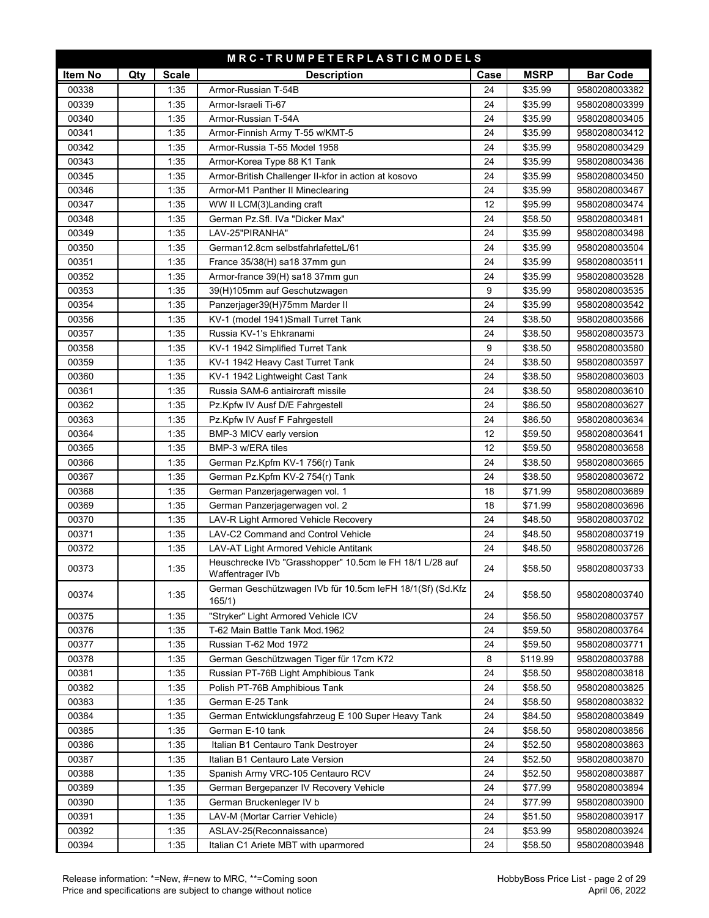| MRC-TRUMPETERPLASTICMODELS | | | | | | |
|---|---|---|---|---|---|---|
| **Item No** | **Qty** | **Scale** | **Description** | **Case** | **MSRP** | **Bar Code** |
| 00338 | | 1:35 | Armor-Russian T-54B | 24 | $35.99 | 9580208003382 |
| 00339 | | 1:35 | Armor-Israeli Ti-67 | 24 | $35.99 | 9580208003399 |
| 00340 | | 1:35 | Armor-Russian T-54A | 24 | $35.99 | 9580208003405 |
| 00341 | | 1:35 | Armor-Finnish Army T-55 w/KMT-5 | 24 | $35.99 | 9580208003412 |
| 00342 | | 1:35 | Armor-Russia T-55 Model 1958 | 24 | $35.99 | 9580208003429 |
| 00343 | | 1:35 | Armor-Korea Type 88 K1 Tank | 24 | $35.99 | 9580208003436 |
| 00345 | | 1:35 | Armor-British Challenger II-kfor in action at kosovo | 24 | $35.99 | 9580208003450 |
| 00346 | | 1:35 | Armor-M1 Panther II Mineclearing | 24 | $35.99 | 9580208003467 |
| 00347 | | 1:35 | WW II LCM(3)Landing craft | 12 | $95.99 | 9580208003474 |
| 00348 | | 1:35 | German Pz.Sfl. IVa "Dicker Max" | 24 | $58.50 | 9580208003481 |
| 00349 | | 1:35 | LAV-25"PIRANHA" | 24 | $35.99 | 9580208003498 |
| 00350 | | 1:35 | German12.8cm selbstfahrlafetteL/61 | 24 | $35.99 | 9580208003504 |
| 00351 | | 1:35 | France 35/38(H) sa18 37mm gun | 24 | $35.99 | 9580208003511 |
| 00352 | | 1:35 | Armor-france 39(H) sa18 37mm gun | 24 | $35.99 | 9580208003528 |
| 00353 | | 1:35 | 39(H)105mm auf Geschutzwagen | 9 | $35.99 | 9580208003535 |
| 00354 | | 1:35 | Panzerjager39(H)75mm Marder II | 24 | $35.99 | 9580208003542 |
| 00356 | | 1:35 | KV-1 (model 1941)Small Turret Tank | 24 | $38.50 | 9580208003566 |
| 00357 | | 1:35 | Russia KV-1's Ehkranami | 24 | $38.50 | 9580208003573 |
| 00358 | | 1:35 | KV-1 1942 Simplified Turret Tank | 9 | $38.50 | 9580208003580 |
| 00359 | | 1:35 | KV-1 1942 Heavy Cast Turret Tank | 24 | $38.50 | 9580208003597 |
| 00360 | | 1:35 | KV-1 1942 Lightweight Cast Tank | 24 | $38.50 | 9580208003603 |
| 00361 | | 1:35 | Russia SAM-6 antiaircraft missile | 24 | $38.50 | 9580208003610 |
| 00362 | | 1:35 | Pz.Kpfw IV Ausf D/E Fahrgestell | 24 | $86.50 | 9580208003627 |
| 00363 | | 1:35 | Pz.Kpfw IV Ausf F Fahrgestell | 24 | $86.50 | 9580208003634 |
| 00364 | | 1:35 | BMP-3 MICV early version | 12 | $59.50 | 9580208003641 |
| 00365 | | 1:35 | BMP-3 w/ERA tiles | 12 | $59.50 | 9580208003658 |
| 00366 | | 1:35 | German Pz.Kpfm KV-1 756(r) Tank | 24 | $38.50 | 9580208003665 |
| 00367 | | 1:35 | German Pz.Kpfm KV-2 754(r) Tank | 24 | $38.50 | 9580208003672 |
| 00368 | | 1:35 | German Panzerjagerwagen vol. 1 | 18 | $71.99 | 9580208003689 |
| 00369 | | 1:35 | German Panzerjagerwagen vol. 2 | 18 | $71.99 | 9580208003696 |
| 00370 | | 1:35 | LAV-R Light Armored Vehicle Recovery | 24 | $48.50 | 9580208003702 |
| 00371 | | 1:35 | LAV-C2 Command and Control Vehicle | 24 | $48.50 | 9580208003719 |
| 00372 | | 1:35 | LAV-AT Light Armored Vehicle Antitank | 24 | $48.50 | 9580208003726 |
| 00373 | | 1:35 | Heuschrecke IVb "Grasshopper" 10.5cm le FH 18/1 L/28 auf Waffentrager IVb | 24 | $58.50 | 9580208003733 |
| 00374 | | 1:35 | German Geschützwagen IVb für 10.5cm leFH 18/1(Sf) (Sd.Kfz 165/1) | 24 | $58.50 | 9580208003740 |
| 00375 | | 1:35 | "Stryker" Light Armored Vehicle ICV | 24 | $56.50 | 9580208003757 |
| 00376 | | 1:35 | T-62 Main Battle Tank Mod.1962 | 24 | $59.50 | 9580208003764 |
| 00377 | | 1:35 | Russian T-62 Mod 1972 | 24 | $59.50 | 9580208003771 |
| 00378 | | 1:35 | German Geschützwagen Tiger für 17cm K72 | 8 | $119.99 | 9580208003788 |
| 00381 | | 1:35 | Russian PT-76B Light Amphibious Tank | 24 | $58.50 | 9580208003818 |
| 00382 | | 1:35 | Polish PT-76B Amphibious Tank | 24 | $58.50 | 9580208003825 |
| 00383 | | 1:35 | German E-25 Tank | 24 | $58.50 | 9580208003832 |
| 00384 | | 1:35 | German Entwicklungsfahrzeug E 100 Super Heavy Tank | 24 | $84.50 | 9580208003849 |
| 00385 | | 1:35 | German E-10 tank | 24 | $58.50 | 9580208003856 |
| 00386 | | 1:35 | Italian B1 Centauro Tank Destroyer | 24 | $52.50 | 9580208003863 |
| 00387 | | 1:35 | Italian B1 Centauro Late Version | 24 | $52.50 | 9580208003870 |
| 00388 | | 1:35 | Spanish Army VRC-105 Centauro RCV | 24 | $52.50 | 9580208003887 |
| 00389 | | 1:35 | German Bergepanzer IV Recovery Vehicle | 24 | $77.99 | 9580208003894 |
| 00390 | | 1:35 | German Bruckenleger IV b | 24 | $77.99 | 9580208003900 |
| 00391 | | 1:35 | LAV-M (Mortar Carrier Vehicle) | 24 | $51.50 | 9580208003917 |
| 00392 | | 1:35 | ASLAV-25(Reconnaissance) | 24 | $53.99 | 9580208003924 |
| 00394 | | 1:35 | Italian C1 Ariete MBT with uparmored | 24 | $58.50 | 9580208003948 |

Release information: *=New, #=new to MRC, **=Coming soon
Price and specifications are subject to change without notice

April 06, 2022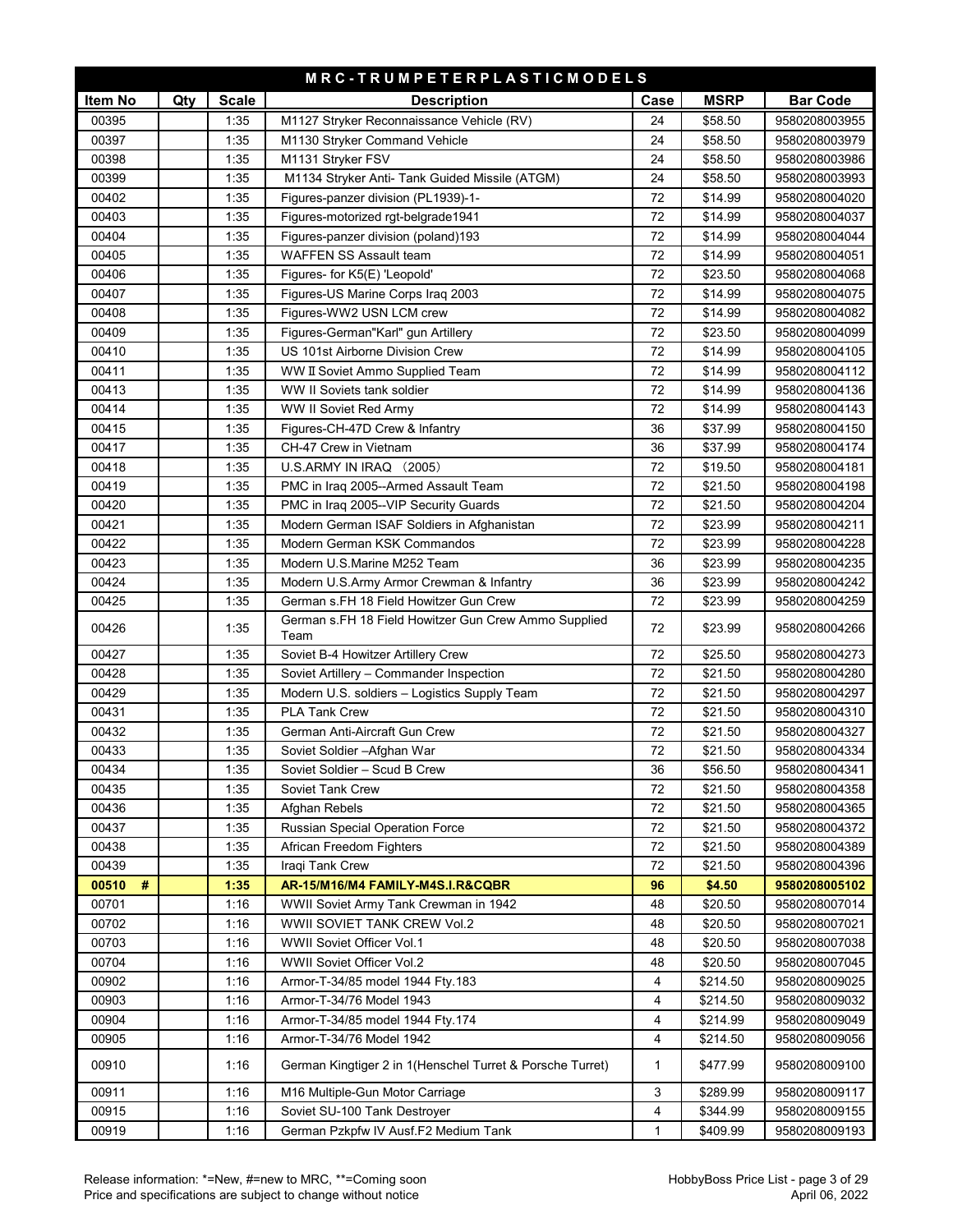| MRC-TRUMPETERPLASTICMODELS | | | | | | |
|---|---|---|---|---|---|---|
| **Item No** | **Qty** | **Scale** | **Description** | **Case** | **MSRP** | **Bar Code** |
| 00395 | | 1:35 | M1127 Stryker Reconnaissance Vehicle (RV) | 24 | $58.50 | 9580208003955 |
| 00397 | | 1:35 | M1130 Stryker Command Vehicle | 24 | $58.50 | 9580208003979 |
| 00398 | | 1:35 | M1131 Stryker FSV | 24 | $58.50 | 9580208003986 |
| 00399 | | 1:35 | M1134 Stryker Anti- Tank Guided Missile (ATGM) | 24 | $58.50 | 9580208003993 |
| 00402 | | 1:35 | Figures-panzer division (PL1939)-1- | 72 | $14.99 | 9580208004020 |
| 00403 | | 1:35 | Figures-motorized rgt-belgrade1941 | 72 | $14.99 | 9580208004037 |
| 00404 | | 1:35 | Figures-panzer division (poland)193 | 72 | $14.99 | 9580208004044 |
| 00405 | | 1:35 | WAFFEN SS Assault team | 72 | $14.99 | 9580208004051 |
| 00406 | | 1:35 | Figures- for K5(E) 'Leopold' | 72 | $23.50 | 9580208004068 |
| 00407 | | 1:35 | Figures-US Marine Corps Iraq 2003 | 72 | $14.99 | 9580208004075 |
| 00408 | | 1:35 | Figures-WW2 USN LCM crew | 72 | $14.99 | 9580208004082 |
| 00409 | | 1:35 | Figures-German"Karl" gun Artillery | 72 | $23.50 | 9580208004099 |
| 00410 | | 1:35 | US 101st Airborne Division Crew | 72 | $14.99 | 9580208004105 |
| 00411 | | 1:35 | WW Ⅱ Soviet Ammo Supplied Team | 72 | $14.99 | 9580208004112 |
| 00413 | | 1:35 | WW II Soviets tank soldier | 72 | $14.99 | 9580208004136 |
| 00414 | | 1:35 | WW II Soviet Red Army | 72 | $14.99 | 9580208004143 |
| 00415 | | 1:35 | Figures-CH-47D Crew & Infantry | 36 | $37.99 | 9580208004150 |
| 00417 | | 1:35 | CH-47 Crew in Vietnam | 36 | $37.99 | 9580208004174 |
| 00418 | | 1:35 | U.S.ARMY IN IRAQ （2005） | 72 | $19.50 | 9580208004181 |
| 00419 | | 1:35 | PMC in Iraq 2005--Armed Assault Team | 72 | $21.50 | 9580208004198 |
| 00420 | | 1:35 | PMC in Iraq 2005--VIP Security Guards | 72 | $21.50 | 9580208004204 |
| 00421 | | 1:35 | Modern German ISAF Soldiers in Afghanistan | 72 | $23.99 | 9580208004211 |
| 00422 | | 1:35 | Modern German KSK Commandos | 72 | $23.99 | 9580208004228 |
| 00423 | | 1:35 | Modern U.S.Marine M252 Team | 36 | $23.99 | 9580208004235 |
| 00424 | | 1:35 | Modern U.S.Army Armor Crewman & Infantry | 36 | $23.99 | 9580208004242 |
| 00425 | | 1:35 | German s.FH 18 Field Howitzer Gun Crew | 72 | $23.99 | 9580208004259 |
| 00426 | | 1:35 | German s.FH 18 Field Howitzer Gun Crew Ammo Supplied Team | 72 | $23.99 | 9580208004266 |
| 00427 | | 1:35 | Soviet B-4 Howitzer Artillery Crew | 72 | $25.50 | 9580208004273 |
| 00428 | | 1:35 | Soviet Artillery – Commander Inspection | 72 | $21.50 | 9580208004280 |
| 00429 | | 1:35 | Modern U.S. soldiers – Logistics Supply Team | 72 | $21.50 | 9580208004297 |
| 00431 | | 1:35 | PLA Tank Crew | 72 | $21.50 | 9580208004310 |
| 00432 | | 1:35 | German Anti-Aircraft Gun Crew | 72 | $21.50 | 9580208004327 |
| 00433 | | 1:35 | Soviet Soldier –Afghan War | 72 | $21.50 | 9580208004334 |
| 00434 | | 1:35 | Soviet Soldier – Scud B Crew | 36 | $56.50 | 9580208004341 |
| 00435 | | 1:35 | Soviet Tank Crew | 72 | $21.50 | 9580208004358 |
| 00436 | | 1:35 | Afghan Rebels | 72 | $21.50 | 9580208004365 |
| 00437 | | 1:35 | Russian Special Operation Force | 72 | $21.50 | 9580208004372 |
| 00438 | | 1:35 | African Freedom Fighters | 72 | $21.50 | 9580208004389 |
| 00439 | | 1:35 | Iraqi Tank Crew | 72 | $21.50 | 9580208004396 |
| **00510 #** | | **1:35** | **AR-15/M16/M4 FAMILY-M4S.I.R&CQBR** | **96** | **$4.50** | **9580208005102** |
| 00701 | | 1:16 | WWII Soviet Army Tank Crewman in 1942 | 48 | $20.50 | 9580208007014 |
| 00702 | | 1:16 | WWII SOVIET TANK CREW Vol.2 | 48 | $20.50 | 9580208007021 |
| 00703 | | 1:16 | WWII Soviet Officer Vol.1 | 48 | $20.50 | 9580208007038 |
| 00704 | | 1:16 | WWII Soviet Officer Vol.2 | 48 | $20.50 | 9580208007045 |
| 00902 | | 1:16 | Armor-T-34/85 model 1944 Fty.183 | 4 | $214.50 | 9580208009025 |
| 00903 | | 1:16 | Armor-T-34/76 Model 1943 | 4 | $214.50 | 9580208009032 |
| 00904 | | 1:16 | Armor-T-34/85 model 1944 Fty.174 | 4 | $214.99 | 9580208009049 |
| 00905 | | 1:16 | Armor-T-34/76 Model 1942 | 4 | $214.50 | 9580208009056 |
| 00910 | | 1:16 | German Kingtiger 2 in 1(Henschel Turret & Porsche Turret) | 1 | $477.99 | 9580208009100 |
| 00911 | | 1:16 | M16 Multiple-Gun Motor Carriage | 3 | $289.99 | 9580208009117 |
| 00915 | | 1:16 | Soviet SU-100 Tank Destroyer | 4 | $344.99 | 9580208009155 |
| 00919 | | 1:16 | German Pzkpfw IV Ausf.F2 Medium Tank | 1 | $409.99 | 9580208009193 |

Release information: *=New, #=new to MRC, **=Coming soon
Price and specifications are subject to change without notice

HobbyBoss Price List - page 3 of 29
April 06, 2022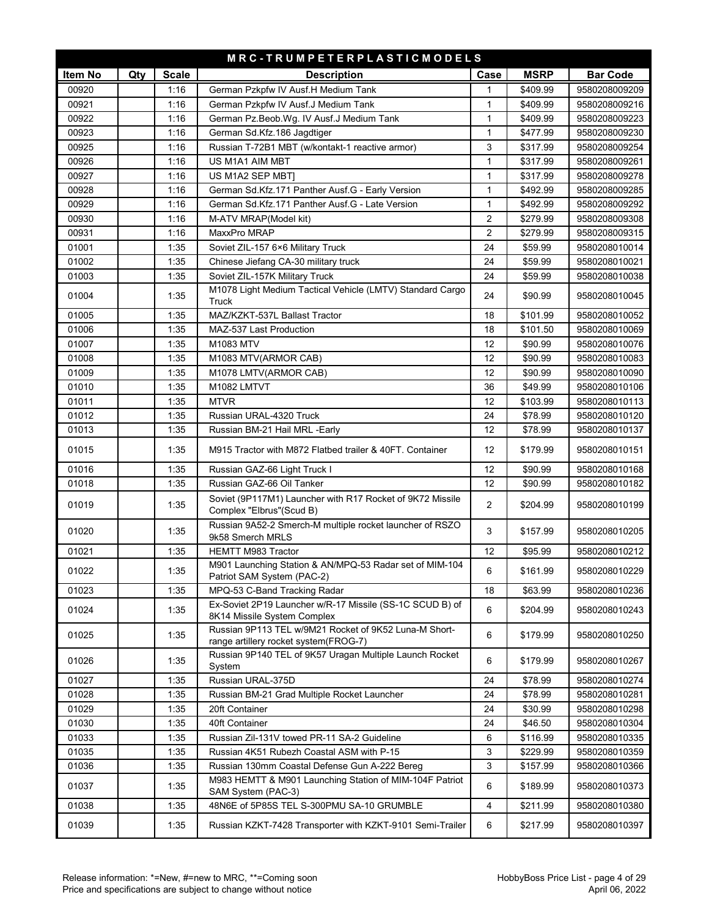| MRC-TRUMPETERPLASTICMODELS | | | | | | |
|---|---|---|---|---|---|---|
| **Item No** | **Qty** | **Scale** | **Description** | **Case** | **MSRP** | **Bar Code** |
| 00920 | | 1:16 | German Pzkpfw IV Ausf.H Medium Tank | 1 | $409.99 | 9580208009209 |
| 00921 | | 1:16 | German Pzkpfw IV Ausf.J Medium Tank | 1 | $409.99 | 9580208009216 |
| 00922 | | 1:16 | German Pz.Beob.Wg. IV Ausf.J Medium Tank | 1 | $409.99 | 9580208009223 |
| 00923 | | 1:16 | German Sd.Kfz.186 Jagdtiger | 1 | $477.99 | 9580208009230 |
| 00925 | | 1:16 | Russian T-72B1 MBT (w/kontakt-1 reactive armor) | 3 | $317.99 | 9580208009254 |
| 00926 | | 1:16 | US M1A1 AIM MBT | 1 | $317.99 | 9580208009261 |
| 00927 | | 1:16 | US M1A2 SEP MBT] | 1 | $317.99 | 9580208009278 |
| 00928 | | 1:16 | German Sd.Kfz.171 Panther Ausf.G - Early Version | 1 | $492.99 | 9580208009285 |
| 00929 | | 1:16 | German Sd.Kfz.171 Panther Ausf.G - Late Version | 1 | $492.99 | 9580208009292 |
| 00930 | | 1:16 | M-ATV MRAP(Model kit) | 2 | $279.99 | 9580208009308 |
| 00931 | | 1:16 | MaxxPro MRAP | 2 | $279.99 | 9580208009315 |
| 01001 | | 1:35 | Soviet ZIL-157 6×6 Military Truck | 24 | $59.99 | 9580208010014 |
| 01002 | | 1:35 | Chinese Jiefang CA-30 military truck | 24 | $59.99 | 9580208010021 |
| 01003 | | 1:35 | Soviet ZIL-157K Military Truck | 24 | $59.99 | 9580208010038 |
| 01004 | | 1:35 | M1078 Light Medium Tactical Vehicle (LMTV) Standard Cargo Truck | 24 | $90.99 | 9580208010045 |
| 01005 | | 1:35 | MAZ/KZKT-537L Ballast Tractor | 18 | $101.99 | 9580208010052 |
| 01006 | | 1:35 | MAZ-537 Last Production | 18 | $101.50 | 9580208010069 |
| 01007 | | 1:35 | M1083 MTV | 12 | $90.99 | 9580208010076 |
| 01008 | | 1:35 | M1083 MTV(ARMOR CAB) | 12 | $90.99 | 9580208010083 |
| 01009 | | 1:35 | M1078 LMTV(ARMOR CAB) | 12 | $90.99 | 9580208010090 |
| 01010 | | 1:35 | M1082 LMTVT | 36 | $49.99 | 9580208010106 |
| 01011 | | 1:35 | MTVR | 12 | $103.99 | 9580208010113 |
| 01012 | | 1:35 | Russian URAL-4320 Truck | 24 | $78.99 | 9580208010120 |
| 01013 | | 1:35 | Russian BM-21 Hail MRL -Early | 12 | $78.99 | 9580208010137 |
| 01015 | | 1:35 | M915 Tractor with M872 Flatbed trailer & 40FT. Container | 12 | $179.99 | 9580208010151 |
| 01016 | | 1:35 | Russian GAZ-66 Light Truck I | 12 | $90.99 | 9580208010168 |
| 01018 | | 1:35 | Russian GAZ-66 Oil Tanker | 12 | $90.99 | 9580208010182 |
| 01019 | | 1:35 | Soviet (9P117M1) Launcher with R17 Rocket of 9K72 Missile Complex "Elbrus"(Scud B) | 2 | $204.99 | 9580208010199 |
| 01020 | | 1:35 | Russian 9A52-2 Smerch-M multiple rocket launcher of RSZO 9k58 Smerch MRLS | 3 | $157.99 | 9580208010205 |
| 01021 | | 1:35 | HEMTT M983 Tractor | 12 | $95.99 | 9580208010212 |
| 01022 | | 1:35 | M901 Launching Station & AN/MPQ-53 Radar set of MIM-104 Patriot SAM System (PAC-2) | 6 | $161.99 | 9580208010229 |
| 01023 | | 1:35 | MPQ-53 C-Band Tracking Radar | 18 | $63.99 | 9580208010236 |
| 01024 | | 1:35 | Ex-Soviet 2P19 Launcher w/R-17 Missile (SS-1C SCUD B) of 8K14 Missile System Complex | 6 | $204.99 | 9580208010243 |
| 01025 | | 1:35 | Russian 9P113 TEL w/9M21 Rocket of 9K52 Luna-M Short-range artillery rocket system(FROG-7) | 6 | $179.99 | 9580208010250 |
| 01026 | | 1:35 | Russian 9P140 TEL of 9K57 Uragan Multiple Launch Rocket System | 6 | $179.99 | 9580208010267 |
| 01027 | | 1:35 | Russian URAL-375D | 24 | $78.99 | 9580208010274 |
| 01028 | | 1:35 | Russian BM-21 Grad Multiple Rocket Launcher | 24 | $78.99 | 9580208010281 |
| 01029 | | 1:35 | 20ft Container | 24 | $30.99 | 9580208010298 |
| 01030 | | 1:35 | 40ft Container | 24 | $46.50 | 9580208010304 |
| 01033 | | 1:35 | Russian Zil-131V towed PR-11 SA-2 Guideline | 6 | $116.99 | 9580208010335 |
| 01035 | | 1:35 | Russian 4K51 Rubezh Coastal ASM with P-15 | 3 | $229.99 | 9580208010359 |
| 01036 | | 1:35 | Russian 130mm Coastal Defense Gun A-222 Bereg | 3 | $157.99 | 9580208010366 |
| 01037 | | 1:35 | M983 HEMTT & M901 Launching Station of MIM-104F Patriot SAM System (PAC-3) | 6 | $189.99 | 9580208010373 |
| 01038 | | 1:35 | 48N6E of 5P85S TEL S-300PMU SA-10 GRUMBLE | 4 | $211.99 | 9580208010380 |
| 01039 | | 1:35 | Russian KZKT-7428 Transporter with KZKT-9101 Semi-Trailer | 6 | $217.99 | 9580208010397 |

Release information: *=New, #=new to MRC, **=Coming soon
Price and specifications are subject to change without notice

HobbyBoss Price List
April 06, 2022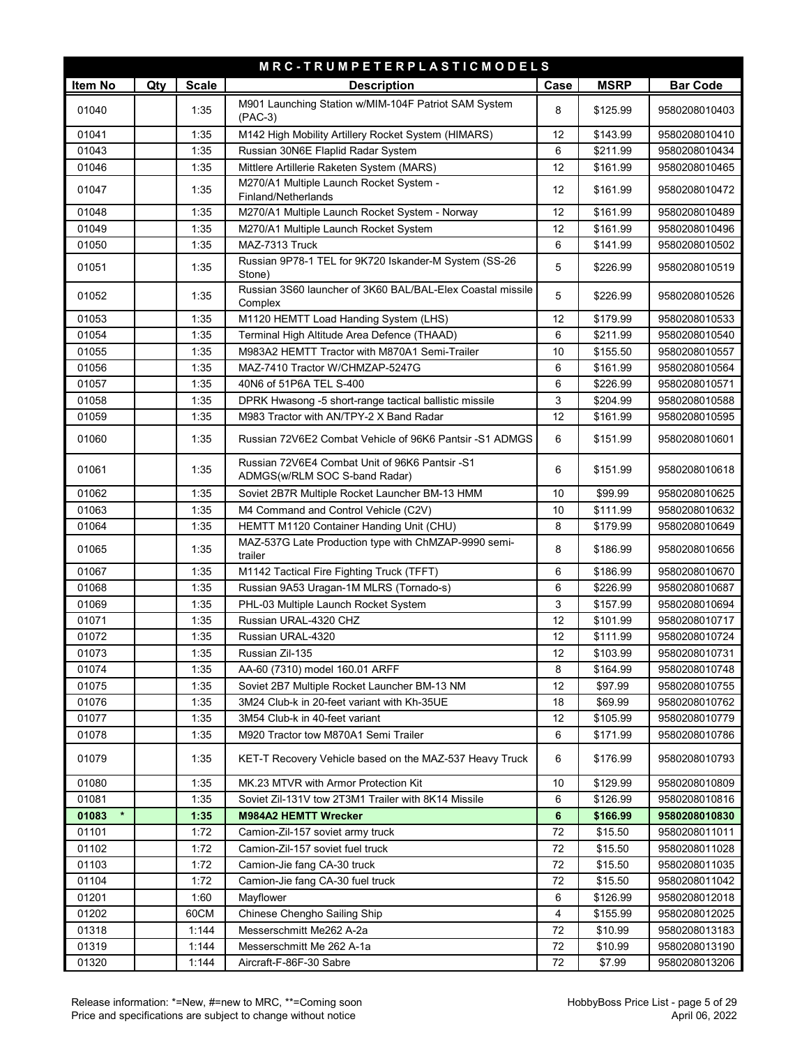| M R C - T R U M P E T E R P L A S T I C M O D E L S | | | | | | |
|---|---|---|---|---|---|---|
| **Item No** | **Qty** | **Scale** | **Description** | **Case** | **MSRP** | **Bar Code** |
| 01040 | | 1:35 | M901 Launching Station w/MIM-104F Patriot SAM System (PAC-3) | 8 | $125.99 | 9580208010403 |
| 01041 | | 1:35 | M142 High Mobility Artillery Rocket System (HIMARS) | 12 | $143.99 | 9580208010410 |
| 01043 | | 1:35 | Russian 30N6E Flaplid Radar System | 6 | $211.99 | 9580208010434 |
| 01046 | | 1:35 | Mittlere Artillerie Raketen System (MARS) | 12 | $161.99 | 9580208010465 |
| 01047 | | 1:35 | M270/A1 Multiple Launch Rocket System - Finland/Netherlands | 12 | $161.99 | 9580208010472 |
| 01048 | | 1:35 | M270/A1 Multiple Launch Rocket System - Norway | 12 | $161.99 | 9580208010489 |
| 01049 | | 1:35 | M270/A1 Multiple Launch Rocket System | 12 | $161.99 | 9580208010496 |
| 01050 | | 1:35 | MAZ-7313 Truck | 6 | $141.99 | 9580208010502 |
| 01051 | | 1:35 | Russian 9P78-1 TEL for 9K720 Iskander-M System (SS-26 Stone) | 5 | $226.99 | 9580208010519 |
| 01052 | | 1:35 | Russian 3S60 launcher of 3K60 BAL/BAL-Elex Coastal missile Complex | 5 | $226.99 | 9580208010526 |
| 01053 | | 1:35 | M1120 HEMTT Load Handing System (LHS) | 12 | $179.99 | 9580208010533 |
| 01054 | | 1:35 | Terminal High Altitude Area Defence (THAAD) | 6 | $211.99 | 9580208010540 |
| 01055 | | 1:35 | M983A2 HEMTT Tractor with M870A1 Semi-Trailer | 10 | $155.50 | 9580208010557 |
| 01056 | | 1:35 | MAZ-7410 Tractor W/CHMZAP-5247G | 6 | $161.99 | 9580208010564 |
| 01057 | | 1:35 | 40N6 of 51P6A TEL S-400 | 6 | $226.99 | 9580208010571 |
| 01058 | | 1:35 | DPRK Hwasong -5 short-range tactical ballistic missile | 3 | $204.99 | 9580208010588 |
| 01059 | | 1:35 | M983 Tractor with AN/TPY-2 X Band Radar | 12 | $161.99 | 9580208010595 |
| 01060 | | 1:35 | Russian 72V6E2 Combat Vehicle of 96K6 Pantsir -S1 ADMGS | 6 | $151.99 | 9580208010601 |
| 01061 | | 1:35 | Russian 72V6E4 Combat Unit of 96K6 Pantsir -S1 ADMGS(w/RLM SOC S-band Radar) | 6 | $151.99 | 9580208010618 |
| 01062 | | 1:35 | Soviet 2B7R Multiple Rocket Launcher BM-13 HMM | 10 | $99.99 | 9580208010625 |
| 01063 | | 1:35 | M4 Command and Control Vehicle (C2V) | 10 | $111.99 | 9580208010632 |
| 01064 | | 1:35 | HEMTT M1120 Container Handing Unit (CHU) | 8 | $179.99 | 9580208010649 |
| 01065 | | 1:35 | MAZ-537G Late Production type with ChMZAP-9990 semi-trailer | 8 | $186.99 | 9580208010656 |
| 01067 | | 1:35 | M1142 Tactical Fire Fighting Truck (TFFT) | 6 | $186.99 | 9580208010670 |
| 01068 | | 1:35 | Russian 9A53 Uragan-1M MLRS (Tornado-s) | 6 | $226.99 | 9580208010687 |
| 01069 | | 1:35 | PHL-03 Multiple Launch Rocket System | 3 | $157.99 | 9580208010694 |
| 01071 | | 1:35 | Russian URAL-4320 CHZ | 12 | $101.99 | 9580208010717 |
| 01072 | | 1:35 | Russian URAL-4320 | 12 | $111.99 | 9580208010724 |
| 01073 | | 1:35 | Russian Zil-135 | 12 | $103.99 | 9580208010731 |
| 01074 | | 1:35 | AA-60 (7310) model 160.01 ARFF | 8 | $164.99 | 9580208010748 |
| 01075 | | 1:35 | Soviet 2B7 Multiple Rocket Launcher BM-13 NM | 12 | $97.99 | 9580208010755 |
| 01076 | | 1:35 | 3M24 Club-k in 20-feet variant with Kh-35UE | 18 | $69.99 | 9580208010762 |
| 01077 | | 1:35 | 3M54 Club-k in 40-feet variant | 12 | $105.99 | 9580208010779 |
| 01078 | | 1:35 | M920 Tractor tow M870A1 Semi Trailer | 6 | $171.99 | 9580208010786 |
| 01079 | | 1:35 | KET-T Recovery Vehicle based on the MAZ-537 Heavy Truck | 6 | $176.99 | 9580208010793 |
| 01080 | | 1:35 | MK.23 MTVR with Armor Protection Kit | 10 | $129.99 | 9580208010809 |
| 01081 | | 1:35 | Soviet Zil-131V tow 2T3M1 Trailer with 8K14 Missile | 6 | $126.99 | 9580208010816 |
| **01083 \*** | | **1:35** | **M984A2 HEMTT Wrecker** | **6** | **$166.99** | **9580208010830** |
| 01101 | | 1:72 | Camion-Zil-157 soviet army truck | 72 | $15.50 | 9580208011011 |
| 01102 | | 1:72 | Camion-Zil-157 soviet fuel truck | 72 | $15.50 | 9580208011028 |
| 01103 | | 1:72 | Camion-Jie fang CA-30 truck | 72 | $15.50 | 9580208011035 |
| 01104 | | 1:72 | Camion-Jie fang CA-30 fuel truck | 72 | $15.50 | 9580208011042 |
| 01201 | | 1:60 | Mayflower | 6 | $126.99 | 9580208012018 |
| 01202 | | 60CM | Chinese Chengho Sailing Ship | 4 | $155.99 | 9580208012025 |
| 01318 | | 1:144 | Messerschmitt Me262 A-2a | 72 | $10.99 | 9580208013183 |
| 01319 | | 1:144 | Messerschmitt Me 262 A-1a | 72 | $10.99 | 9580208013190 |
| 01320 | | 1:144 | Aircraft-F-86F-30 Sabre | 72 | $7.99 | 9580208013206 |

Release information: *=New, #=new to MRC, **=Coming soon
Price and specifications are subject to change without notice

HobbyBoss Price List
April 06, 2022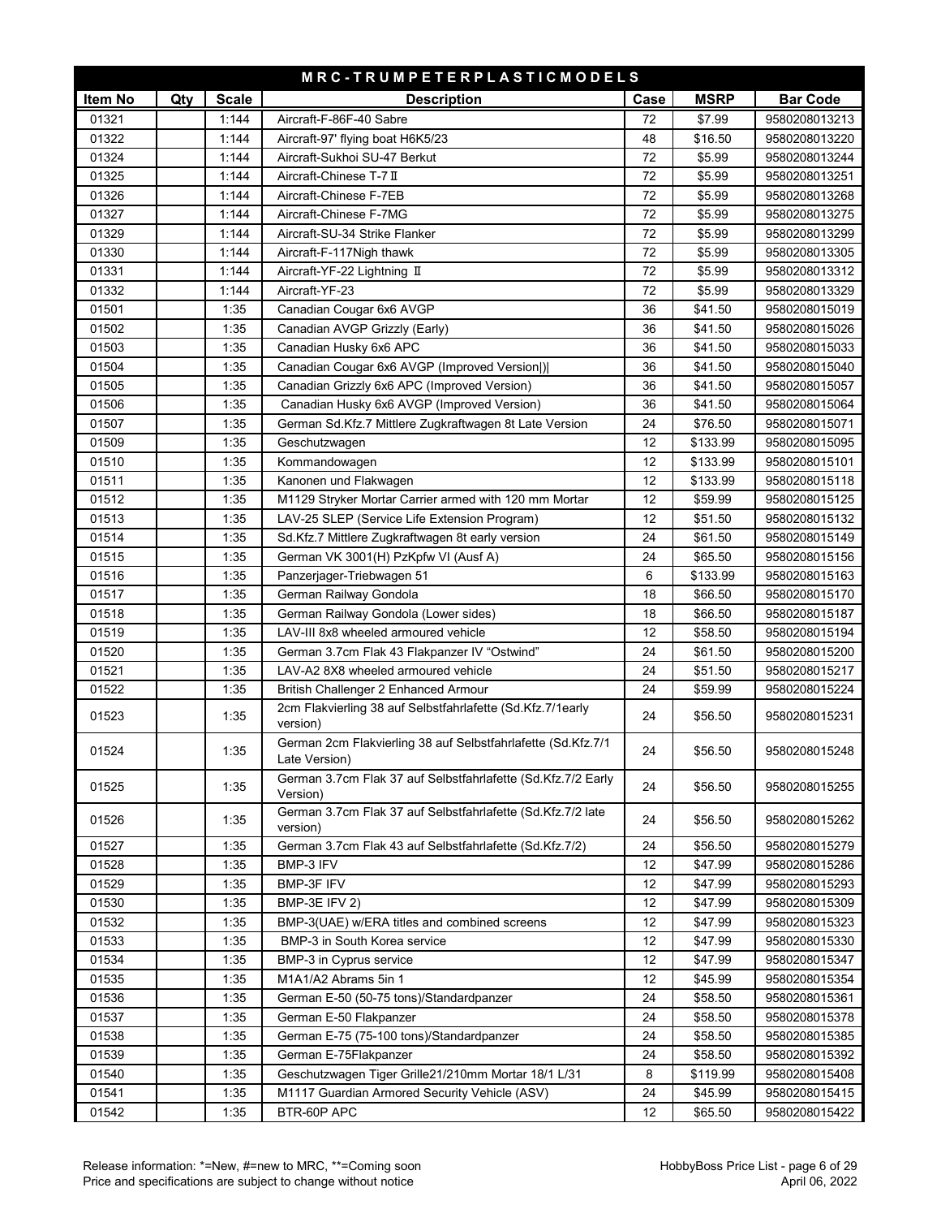| M R C - T R U M P E T E R P L A S T I C M O D E L S | | | | | | |
|---|---|---|---|---|---|---|
| **Item No** | **Qty** | **Scale** | **Description** | **Case** | **MSRP** | **Bar Code** |
| 01321 | | 1:144 | Aircraft-F-86F-40 Sabre | 72 | $7.99 | 9580208013213 |
| 01322 | | 1:144 | Aircraft-97' flying boat H6K5/23 | 48 | $16.50 | 9580208013220 |
| 01324 | | 1:144 | Aircraft-Sukhoi SU-47 Berkut | 72 | $5.99 | 9580208013244 |
| 01325 | | 1:144 | Aircraft-Chinese T-7Ⅱ | 72 | $5.99 | 9580208013251 |
| 01326 | | 1:144 | Aircraft-Chinese F-7EB | 72 | $5.99 | 9580208013268 |
| 01327 | | 1:144 | Aircraft-Chinese F-7MG | 72 | $5.99 | 9580208013275 |
| 01329 | | 1:144 | Aircraft-SU-34 Strike Flanker | 72 | $5.99 | 9580208013299 |
| 01330 | | 1:144 | Aircraft-F-117Nigh thawk | 72 | $5.99 | 9580208013305 |
| 01331 | | 1:144 | Aircraft-YF-22 Lightning Ⅱ | 72 | $5.99 | 9580208013312 |
| 01332 | | 1:144 | Aircraft-YF-23 | 72 | $5.99 | 9580208013329 |
| 01501 | | 1:35 | Canadian Cougar 6x6 AVGP | 36 | $41.50 | 9580208015019 |
| 01502 | | 1:35 | Canadian AVGP Grizzly (Early) | 36 | $41.50 | 9580208015026 |
| 01503 | | 1:35 | Canadian Husky 6x6 APC | 36 | $41.50 | 9580208015033 |
| 01504 | | 1:35 | Canadian Cougar 6x6 AVGP (Improved Version\|)\| | 36 | $41.50 | 9580208015040 |
| 01505 | | 1:35 | Canadian Grizzly 6x6 APC (Improved Version) | 36 | $41.50 | 9580208015057 |
| 01506 | | 1:35 | Canadian Husky 6x6 AVGP (Improved Version) | 36 | $41.50 | 9580208015064 |
| 01507 | | 1:35 | German Sd.Kfz.7 Mittlere Zugkraftwagen 8t Late Version | 24 | $76.50 | 9580208015071 |
| 01509 | | 1:35 | Geschutzwagen | 12 | $133.99 | 9580208015095 |
| 01510 | | 1:35 | Kommandowagen | 12 | $133.99 | 9580208015101 |
| 01511 | | 1:35 | Kanonen und Flakwagen | 12 | $133.99 | 9580208015118 |
| 01512 | | 1:35 | M1129 Stryker Mortar Carrier armed with 120 mm Mortar | 12 | $59.99 | 9580208015125 |
| 01513 | | 1:35 | LAV-25 SLEP (Service Life Extension Program) | 12 | $51.50 | 9580208015132 |
| 01514 | | 1:35 | Sd.Kfz.7 Mittlere Zugkraftwagen 8t early version | 24 | $61.50 | 9580208015149 |
| 01515 | | 1:35 | German VK 3001(H) PzKpfw VI (Ausf A) | 24 | $65.50 | 9580208015156 |
| 01516 | | 1:35 | Panzerjager-Triebwagen 51 | 6 | $133.99 | 9580208015163 |
| 01517 | | 1:35 | German Railway Gondola | 18 | $66.50 | 9580208015170 |
| 01518 | | 1:35 | German Railway Gondola (Lower sides) | 18 | $66.50 | 9580208015187 |
| 01519 | | 1:35 | LAV-III 8x8 wheeled armoured vehicle | 12 | $58.50 | 9580208015194 |
| 01520 | | 1:35 | German 3.7cm Flak 43 Flakpanzer IV "Ostwind" | 24 | $61.50 | 9580208015200 |
| 01521 | | 1:35 | LAV-A2 8X8 wheeled armoured vehicle | 24 | $51.50 | 9580208015217 |
| 01522 | | 1:35 | British Challenger 2 Enhanced Armour | 24 | $59.99 | 9580208015224 |
| 01523 | | 1:35 | 2cm Flakvierling 38 auf Selbstfahrlafette (Sd.Kfz.7/1early version) | 24 | $56.50 | 9580208015231 |
| 01524 | | 1:35 | German 2cm Flakvierling 38 auf Selbstfahrlafette (Sd.Kfz.7/1 Late Version) | 24 | $56.50 | 9580208015248 |
| 01525 | | 1:35 | German 3.7cm Flak 37 auf Selbstfahrlafette (Sd.Kfz.7/2 Early Version) | 24 | $56.50 | 9580208015255 |
| 01526 | | 1:35 | German 3.7cm Flak 37 auf Selbstfahrlafette (Sd.Kfz.7/2 late version) | 24 | $56.50 | 9580208015262 |
| 01527 | | 1:35 | German 3.7cm Flak 43 auf Selbstfahrlafette (Sd.Kfz.7/2) | 24 | $56.50 | 9580208015279 |
| 01528 | | 1:35 | BMP-3 IFV | 12 | $47.99 | 9580208015286 |
| 01529 | | 1:35 | BMP-3F IFV | 12 | $47.99 | 9580208015293 |
| 01530 | | 1:35 | BMP-3E IFV 2) | 12 | $47.99 | 9580208015309 |
| 01532 | | 1:35 | BMP-3(UAE) w/ERA titles and combined screens | 12 | $47.99 | 9580208015323 |
| 01533 | | 1:35 | BMP-3 in South Korea service | 12 | $47.99 | 9580208015330 |
| 01534 | | 1:35 | BMP-3 in Cyprus service | 12 | $47.99 | 9580208015347 |
| 01535 | | 1:35 | M1A1/A2 Abrams 5in 1 | 12 | $45.99 | 9580208015354 |
| 01536 | | 1:35 | German E-50 (50-75 tons)/Standardpanzer | 24 | $58.50 | 9580208015361 |
| 01537 | | 1:35 | German E-50 Flakpanzer | 24 | $58.50 | 9580208015378 |
| 01538 | | 1:35 | German E-75 (75-100 tons)/Standardpanzer | 24 | $58.50 | 9580208015385 |
| 01539 | | 1:35 | German E-75Flakpanzer | 24 | $58.50 | 9580208015392 |
| 01540 | | 1:35 | Geschutzwagen Tiger Grille21/210mm Mortar 18/1 L/31 | 8 | $119.99 | 9580208015408 |
| 01541 | | 1:35 | M1117 Guardian Armored Security Vehicle (ASV) | 24 | $45.99 | 9580208015415 |
| 01542 | | 1:35 | BTR-60P APC | 12 | $65.50 | 9580208015422 |

Release information: *=New, #=new to MRC, **=Coming soon
Price and specifications are subject to change without notice

HobbyBoss Price List
April 06, 2022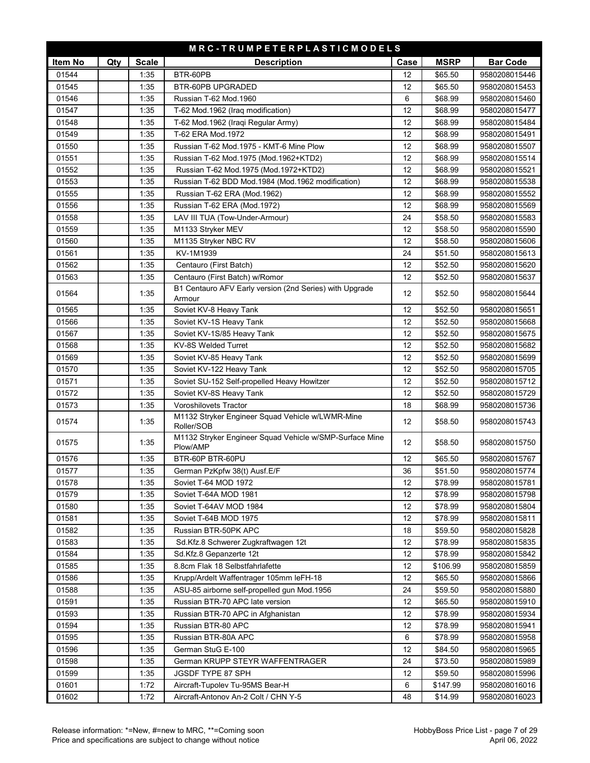| M R C - T R U M P E T E R P L A S T I C M O D E L S | | | | | | |
|---|---|---|---|---|---|---|
| **Item No** | **Qty** | **Scale** | **Description** | **Case** | **MSRP** | **Bar Code** |
| 01544 | | 1:35 | BTR-60PB | 12 | $65.50 | 9580208015446 |
| 01545 | | 1:35 | BTR-60PB UPGRADED | 12 | $65.50 | 9580208015453 |
| 01546 | | 1:35 | Russian T-62 Mod.1960 | 6 | $68.99 | 9580208015460 |
| 01547 | | 1:35 | T-62 Mod.1962 (Iraq modification) | 12 | $68.99 | 9580208015477 |
| 01548 | | 1:35 | T-62 Mod.1962 (Iraqi Regular Army) | 12 | $68.99 | 9580208015484 |
| 01549 | | 1:35 | T-62 ERA Mod.1972 | 12 | $68.99 | 9580208015491 |
| 01550 | | 1:35 | Russian T-62 Mod.1975 - KMT-6 Mine Plow | 12 | $68.99 | 9580208015507 |
| 01551 | | 1:35 | Russian T-62 Mod.1975 (Mod.1962+KTD2) | 12 | $68.99 | 9580208015514 |
| 01552 | | 1:35 | Russian T-62 Mod.1975 (Mod.1972+KTD2) | 12 | $68.99 | 9580208015521 |
| 01553 | | 1:35 | Russian T-62 BDD Mod.1984 (Mod.1962 modification) | 12 | $68.99 | 9580208015538 |
| 01555 | | 1:35 | Russian T-62 ERA (Mod.1962) | 12 | $68.99 | 9580208015552 |
| 01556 | | 1:35 | Russian T-62 ERA (Mod.1972) | 12 | $68.99 | 9580208015569 |
| 01558 | | 1:35 | LAV III TUA (Tow-Under-Armour) | 24 | $58.50 | 9580208015583 |
| 01559 | | 1:35 | M1133 Stryker MEV | 12 | $58.50 | 9580208015590 |
| 01560 | | 1:35 | M1135 Stryker NBC RV | 12 | $58.50 | 9580208015606 |
| 01561 | | 1:35 | KV-1M1939 | 24 | $51.50 | 9580208015613 |
| 01562 | | 1:35 | Centauro (First Batch) | 12 | $52.50 | 9580208015620 |
| 01563 | | 1:35 | Centauro (First Batch) w/Romor | 12 | $52.50 | 9580208015637 |
| 01564 | | 1:35 | B1 Centauro AFV Early version (2nd Series) with Upgrade Armour | 12 | $52.50 | 9580208015644 |
| 01565 | | 1:35 | Soviet KV-8 Heavy Tank | 12 | $52.50 | 9580208015651 |
| 01566 | | 1:35 | Soviet KV-1S Heavy Tank | 12 | $52.50 | 9580208015668 |
| 01567 | | 1:35 | Soviet KV-1S/85 Heavy Tank | 12 | $52.50 | 9580208015675 |
| 01568 | | 1:35 | KV-8S Welded Turret | 12 | $52.50 | 9580208015682 |
| 01569 | | 1:35 | Soviet KV-85 Heavy Tank | 12 | $52.50 | 9580208015699 |
| 01570 | | 1:35 | Soviet KV-122 Heavy Tank | 12 | $52.50 | 9580208015705 |
| 01571 | | 1:35 | Soviet SU-152 Self-propelled Heavy Howitzer | 12 | $52.50 | 9580208015712 |
| 01572 | | 1:35 | Soviet KV-8S Heavy Tank | 12 | $52.50 | 9580208015729 |
| 01573 | | 1:35 | Voroshilovets Tractor | 18 | $68.99 | 9580208015736 |
| 01574 | | 1:35 | M1132 Stryker Engineer Squad Vehicle w/LWMR-Mine Roller/SOB | 12 | $58.50 | 9580208015743 |
| 01575 | | 1:35 | M1132 Stryker Engineer Squad Vehicle w/SMP-Surface Mine Plow/AMP | 12 | $58.50 | 9580208015750 |
| 01576 | | 1:35 | BTR-60P BTR-60PU | 12 | $65.50 | 9580208015767 |
| 01577 | | 1:35 | German PzKpfw 38(t) Ausf.E/F | 36 | $51.50 | 9580208015774 |
| 01578 | | 1:35 | Soviet T-64 MOD 1972 | 12 | $78.99 | 9580208015781 |
| 01579 | | 1:35 | Soviet T-64A MOD 1981 | 12 | $78.99 | 9580208015798 |
| 01580 | | 1:35 | Soviet T-64AV MOD 1984 | 12 | $78.99 | 9580208015804 |
| 01581 | | 1:35 | Soviet T-64B MOD 1975 | 12 | $78.99 | 9580208015811 |
| 01582 | | 1:35 | Russian BTR-50PK APC | 18 | $59.50 | 9580208015828 |
| 01583 | | 1:35 | Sd.Kfz.8 Schwerer Zugkraftwagen 12t | 12 | $78.99 | 9580208015835 |
| 01584 | | 1:35 | Sd.Kfz.8 Gepanzerte 12t | 12 | $78.99 | 9580208015842 |
| 01585 | | 1:35 | 8.8cm Flak 18 Selbstfahrlafette | 12 | $106.99 | 9580208015859 |
| 01586 | | 1:35 | Krupp/Ardelt Waffentrager 105mm leFH-18 | 12 | $65.50 | 9580208015866 |
| 01588 | | 1:35 | ASU-85 airborne self-propelled gun Mod.1956 | 24 | $59.50 | 9580208015880 |
| 01591 | | 1:35 | Russian BTR-70 APC late version | 12 | $65.50 | 9580208015910 |
| 01593 | | 1:35 | Russian BTR-70 APC in Afghanistan | 12 | $78.99 | 9580208015934 |
| 01594 | | 1:35 | Russian BTR-80 APC | 12 | $78.99 | 9580208015941 |
| 01595 | | 1:35 | Russian BTR-80A APC | 6 | $78.99 | 9580208015958 |
| 01596 | | 1:35 | German StuG E-100 | 12 | $84.50 | 9580208015965 |
| 01598 | | 1:35 | German KRUPP STEYR WAFFENTRAGER | 24 | $73.50 | 9580208015989 |
| 01599 | | 1:35 | JGSDF TYPE 87 SPH | 12 | $59.50 | 9580208015996 |
| 01601 | | 1:72 | Aircraft-Tupolev Tu-95MS Bear-H | 6 | $147.99 | 9580208016016 |
| 01602 | | 1:72 | Aircraft-Antonov An-2 Colt / CHN Y-5 | 48 | $14.99 | 9580208016023 |

Release information: *=New, #=new to MRC, **=Coming soon
Price and specifications are subject to change without notice

HobbyBoss Price List
April 06, 2022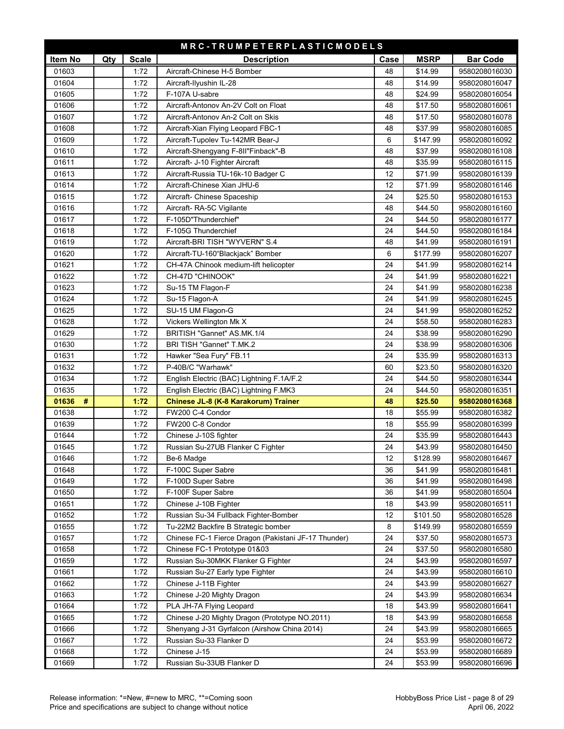| M R C - T R U M P E T E R P L A S T I C M O D E L S | | | | | | |
|---|---|---|---|---|---|---|
| **Item No** | **Qty** | **Scale** | **Description** | **Case** | **MSRP** | **Bar Code** |
| 01603 | | 1:72 | Aircraft-Chinese H-5 Bomber | 48 | $14.99 | 9580208016030 |
| 01604 | | 1:72 | Aircraft-Ilyushin IL-28 | 48 | $14.99 | 9580208016047 |
| 01605 | | 1:72 | F-107A U-sabre | 48 | $24.99 | 9580208016054 |
| 01606 | | 1:72 | Aircraft-Antonov An-2V Colt on Float | 48 | $17.50 | 9580208016061 |
| 01607 | | 1:72 | Aircraft-Antonov An-2 Colt on Skis | 48 | $17.50 | 9580208016078 |
| 01608 | | 1:72 | Aircraft-Xian Flying Leopard FBC-1 | 48 | $37.99 | 9580208016085 |
| 01609 | | 1:72 | Aircraft-Tupolev Tu-142MR Bear-J | 6 | $147.99 | 9580208016092 |
| 01610 | | 1:72 | Aircraft-Shengyang F-8II"Finback"-B | 48 | $37.99 | 9580208016108 |
| 01611 | | 1:72 | Aircraft- J-10 Fighter Aircraft | 48 | $35.99 | 9580208016115 |
| 01613 | | 1:72 | Aircraft-Russia TU-16k-10 Badger C | 12 | $71.99 | 9580208016139 |
| 01614 | | 1:72 | Aircraft-Chinese Xian JHU-6 | 12 | $71.99 | 9580208016146 |
| 01615 | | 1:72 | Aircraft- Chinese Spaceship | 24 | $25.50 | 9580208016153 |
| 01616 | | 1:72 | Aircraft- RA-5C Vigilante | 48 | $44.50 | 9580208016160 |
| 01617 | | 1:72 | F-105D"Thunderchief" | 24 | $44.50 | 9580208016177 |
| 01618 | | 1:72 | F-105G Thunderchief | 24 | $44.50 | 9580208016184 |
| 01619 | | 1:72 | Aircraft-BRI TISH "WYVERN" S.4 | 48 | $41.99 | 9580208016191 |
| 01620 | | 1:72 | Aircraft-TU-160"Blackjack" Bomber | 6 | $177.99 | 9580208016207 |
| 01621 | | 1:72 | CH-47A Chinook medium-lift helicopter | 24 | $41.99 | 9580208016214 |
| 01622 | | 1:72 | CH-47D "CHINOOK" | 24 | $41.99 | 9580208016221 |
| 01623 | | 1:72 | Su-15 TM Flagon-F | 24 | $41.99 | 9580208016238 |
| 01624 | | 1:72 | Su-15 Flagon-A | 24 | $41.99 | 9580208016245 |
| 01625 | | 1:72 | SU-15 UM Flagon-G | 24 | $41.99 | 9580208016252 |
| 01628 | | 1:72 | Vickers Wellington Mk X | 24 | $58.50 | 9580208016283 |
| 01629 | | 1:72 | BRITISH "Gannet" AS.MK.1/4 | 24 | $38.99 | 9580208016290 |
| 01630 | | 1:72 | BRI TISH "Gannet" T.MK.2 | 24 | $38.99 | 9580208016306 |
| 01631 | | 1:72 | Hawker "Sea Fury" FB.11 | 24 | $35.99 | 9580208016313 |
| 01632 | | 1:72 | P-40B/C "Warhawk" | 60 | $23.50 | 9580208016320 |
| 01634 | | 1:72 | English Electric (BAC) Lightning F.1A/F.2 | 24 | $44.50 | 9580208016344 |
| 01635 | | 1:72 | English Electric (BAC) Lightning F.MK3 | 24 | $44.50 | 9580208016351 |
| **01636 #** | | **1:72** | **Chinese JL-8 (K-8 Karakorum) Trainer** | **48** | **$25.50** | **9580208016368** |
| 01638 | | 1:72 | FW200 C-4 Condor | 18 | $55.99 | 9580208016382 |
| 01639 | | 1:72 | FW200 C-8 Condor | 18 | $55.99 | 9580208016399 |
| 01644 | | 1:72 | Chinese J-10S fighter | 24 | $35.99 | 9580208016443 |
| 01645 | | 1:72 | Russian Su-27UB Flanker C Fighter | 24 | $43.99 | 9580208016450 |
| 01646 | | 1:72 | Be-6 Madge | 12 | $128.99 | 9580208016467 |
| 01648 | | 1:72 | F-100C Super Sabre | 36 | $41.99 | 9580208016481 |
| 01649 | | 1:72 | F-100D Super Sabre | 36 | $41.99 | 9580208016498 |
| 01650 | | 1:72 | F-100F Super Sabre | 36 | $41.99 | 9580208016504 |
| 01651 | | 1:72 | Chinese J-10B Fighter | 18 | $43.99 | 9580208016511 |
| 01652 | | 1:72 | Russian Su-34 Fullback Fighter-Bomber | 12 | $101.50 | 9580208016528 |
| 01655 | | 1:72 | Tu-22M2 Backfire B Strategic bomber | 8 | $149.99 | 9580208016559 |
| 01657 | | 1:72 | Chinese FC-1 Fierce Dragon (Pakistani JF-17 Thunder) | 24 | $37.50 | 9580208016573 |
| 01658 | | 1:72 | Chinese FC-1 Prototype 01&03 | 24 | $37.50 | 9580208016580 |
| 01659 | | 1:72 | Russian Su-30MKK Flanker G Fighter | 24 | $43.99 | 9580208016597 |
| 01661 | | 1:72 | Russian Su-27 Early type Fighter | 24 | $43.99 | 9580208016610 |
| 01662 | | 1:72 | Chinese J-11B Fighter | 24 | $43.99 | 9580208016627 |
| 01663 | | 1:72 | Chinese J-20 Mighty Dragon | 24 | $43.99 | 9580208016634 |
| 01664 | | 1:72 | PLA JH-7A Flying Leopard | 18 | $43.99 | 9580208016641 |
| 01665 | | 1:72 | Chinese J-20 Mighty Dragon (Prototype NO.2011) | 18 | $43.99 | 9580208016658 |
| 01666 | | 1:72 | Shenyang J-31 Gyrfalcon (Airshow China 2014) | 24 | $43.99 | 9580208016665 |
| 01667 | | 1:72 | Russian Su-33 Flanker D | 24 | $53.99 | 9580208016672 |
| 01668 | | 1:72 | Chinese J-15 | 24 | $53.99 | 9580208016689 |
| 01669 | | 1:72 | Russian Su-33UB Flanker D | 24 | $53.99 | 9580208016696 |

Release information: *=New, #=new to MRC, **=Coming soon
Price and specifications are subject to change without notice

HobbyBoss Price List
April 06, 2022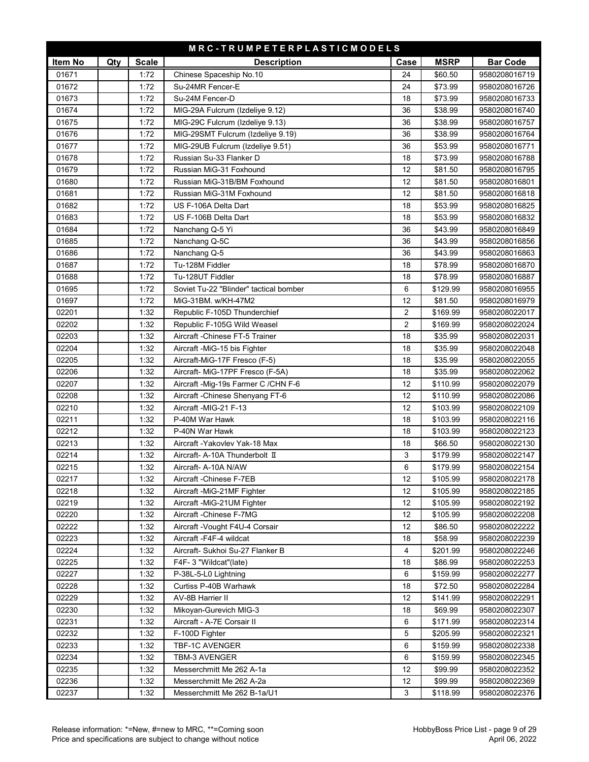| M R C - T R U M P E T E R P L A S T I C M O D E L S | | | | | | |
|---|---|---|---|---|---|---|
| **Item No** | **Qty** | **Scale** | **Description** | **Case** | **MSRP** | **Bar Code** |
| 01671 | | 1:72 | Chinese Spaceship No.10 | 24 | $60.50 | 9580208016719 |
| 01672 | | 1:72 | Su-24MR Fencer-E | 24 | $73.99 | 9580208016726 |
| 01673 | | 1:72 | Su-24M Fencer-D | 18 | $73.99 | 9580208016733 |
| 01674 | | 1:72 | MIG-29A Fulcrum (Izdeliye 9.12) | 36 | $38.99 | 9580208016740 |
| 01675 | | 1:72 | MIG-29C Fulcrum (Izdeliye 9.13) | 36 | $38.99 | 9580208016757 |
| 01676 | | 1:72 | MIG-29SMT Fulcrum (Izdeliye 9.19) | 36 | $38.99 | 9580208016764 |
| 01677 | | 1:72 | MIG-29UB Fulcrum (Izdeliye 9.51) | 36 | $53.99 | 9580208016771 |
| 01678 | | 1:72 | Russian Su-33 Flanker D | 18 | $73.99 | 9580208016788 |
| 01679 | | 1:72 | Russian MiG-31 Foxhound | 12 | $81.50 | 9580208016795 |
| 01680 | | 1:72 | Russian MiG-31B/BM Foxhound | 12 | $81.50 | 9580208016801 |
| 01681 | | 1:72 | Russian MiG-31M Foxhound | 12 | $81.50 | 9580208016818 |
| 01682 | | 1:72 | US F-106A Delta Dart | 18 | $53.99 | 9580208016825 |
| 01683 | | 1:72 | US F-106B Delta Dart | 18 | $53.99 | 9580208016832 |
| 01684 | | 1:72 | Nanchang Q-5 Yi | 36 | $43.99 | 9580208016849 |
| 01685 | | 1:72 | Nanchang Q-5C | 36 | $43.99 | 9580208016856 |
| 01686 | | 1:72 | Nanchang Q-5 | 36 | $43.99 | 9580208016863 |
| 01687 | | 1:72 | Tu-128M Fiddler | 18 | $78.99 | 9580208016870 |
| 01688 | | 1:72 | Tu-128UT Fiddler | 18 | $78.99 | 9580208016887 |
| 01695 | | 1:72 | Soviet Tu-22 "Blinder" tactical bomber | 6 | $129.99 | 9580208016955 |
| 01697 | | 1:72 | MiG-31BM. w/KH-47M2 | 12 | $81.50 | 9580208016979 |
| 02201 | | 1:32 | Republic F-105D Thunderchief | 2 | $169.99 | 9580208022017 |
| 02202 | | 1:32 | Republic F-105G Wild Weasel | 2 | $169.99 | 9580208022024 |
| 02203 | | 1:32 | Aircraft -Chinese FT-5 Trainer | 18 | $35.99 | 9580208022031 |
| 02204 | | 1:32 | Aircraft -MiG-15 bis Fighter | 18 | $35.99 | 9580208022048 |
| 02205 | | 1:32 | Aircraft-MiG-17F Fresco (F-5) | 18 | $35.99 | 9580208022055 |
| 02206 | | 1:32 | Aircraft- MiG-17PF Fresco (F-5A) | 18 | $35.99 | 9580208022062 |
| 02207 | | 1:32 | Aircraft -Mig-19s Farmer C /CHN F-6 | 12 | $110.99 | 9580208022079 |
| 02208 | | 1:32 | Aircraft -Chinese Shenyang FT-6 | 12 | $110.99 | 9580208022086 |
| 02210 | | 1:32 | Aircraft -MIG-21 F-13 | 12 | $103.99 | 9580208022109 |
| 02211 | | 1:32 | P-40M War Hawk | 18 | $103.99 | 9580208022116 |
| 02212 | | 1:32 | P-40N War Hawk | 18 | $103.99 | 9580208022123 |
| 02213 | | 1:32 | Aircraft -Yakovlev Yak-18 Max | 18 | $66.50 | 9580208022130 |
| 02214 | | 1:32 | Aircraft- A-10A Thunderbolt Ⅱ | 3 | $179.99 | 9580208022147 |
| 02215 | | 1:32 | Aircraft- A-10A N/AW | 6 | $179.99 | 9580208022154 |
| 02217 | | 1:32 | Aircraft -Chinese F-7EB | 12 | $105.99 | 9580208022178 |
| 02218 | | 1:32 | Aircraft -MiG-21MF Fighter | 12 | $105.99 | 9580208022185 |
| 02219 | | 1:32 | Aircraft -MiG-21UM Fighter | 12 | $105.99 | 9580208022192 |
| 02220 | | 1:32 | Aircraft -Chinese F-7MG | 12 | $105.99 | 9580208022208 |
| 02222 | | 1:32 | Aircraft -Vought F4U-4 Corsair | 12 | $86.50 | 9580208022222 |
| 02223 | | 1:32 | Aircraft -F4F-4 wildcat | 18 | $58.99 | 9580208022239 |
| 02224 | | 1:32 | Aircraft- Sukhoi Su-27 Flanker B | 4 | $201.99 | 9580208022246 |
| 02225 | | 1:32 | F4F- 3 "Wildcat"(late) | 18 | $86.99 | 9580208022253 |
| 02227 | | 1:32 | P-38L-5-L0 Lightning | 6 | $159.99 | 9580208022277 |
| 02228 | | 1:32 | Curtiss P-40B Warhawk | 18 | $72.50 | 9580208022284 |
| 02229 | | 1:32 | AV-8B Harrier II | 12 | $141.99 | 9580208022291 |
| 02230 | | 1:32 | Mikoyan-Gurevich MIG-3 | 18 | $69.99 | 9580208022307 |
| 02231 | | 1:32 | Aircraft - A-7E Corsair II | 6 | $171.99 | 9580208022314 |
| 02232 | | 1:32 | F-100D Fighter | 5 | $205.99 | 9580208022321 |
| 02233 | | 1:32 | TBF-1C AVENGER | 6 | $159.99 | 9580208022338 |
| 02234 | | 1:32 | TBM-3 AVENGER | 6 | $159.99 | 9580208022345 |
| 02235 | | 1:32 | Messerchmitt Me 262 A-1a | 12 | $99.99 | 9580208022352 |
| 02236 | | 1:32 | Messerchmitt Me 262 A-2a | 12 | $99.99 | 9580208022369 |
| 02237 | | 1:32 | Messerchmitt Me 262 B-1a/U1 | 3 | $118.99 | 9580208022376 |

Release information: *=New, #=new to MRC, **=Coming soon
Price and specifications are subject to change without notice

HobbyBoss Price List
April 06, 2022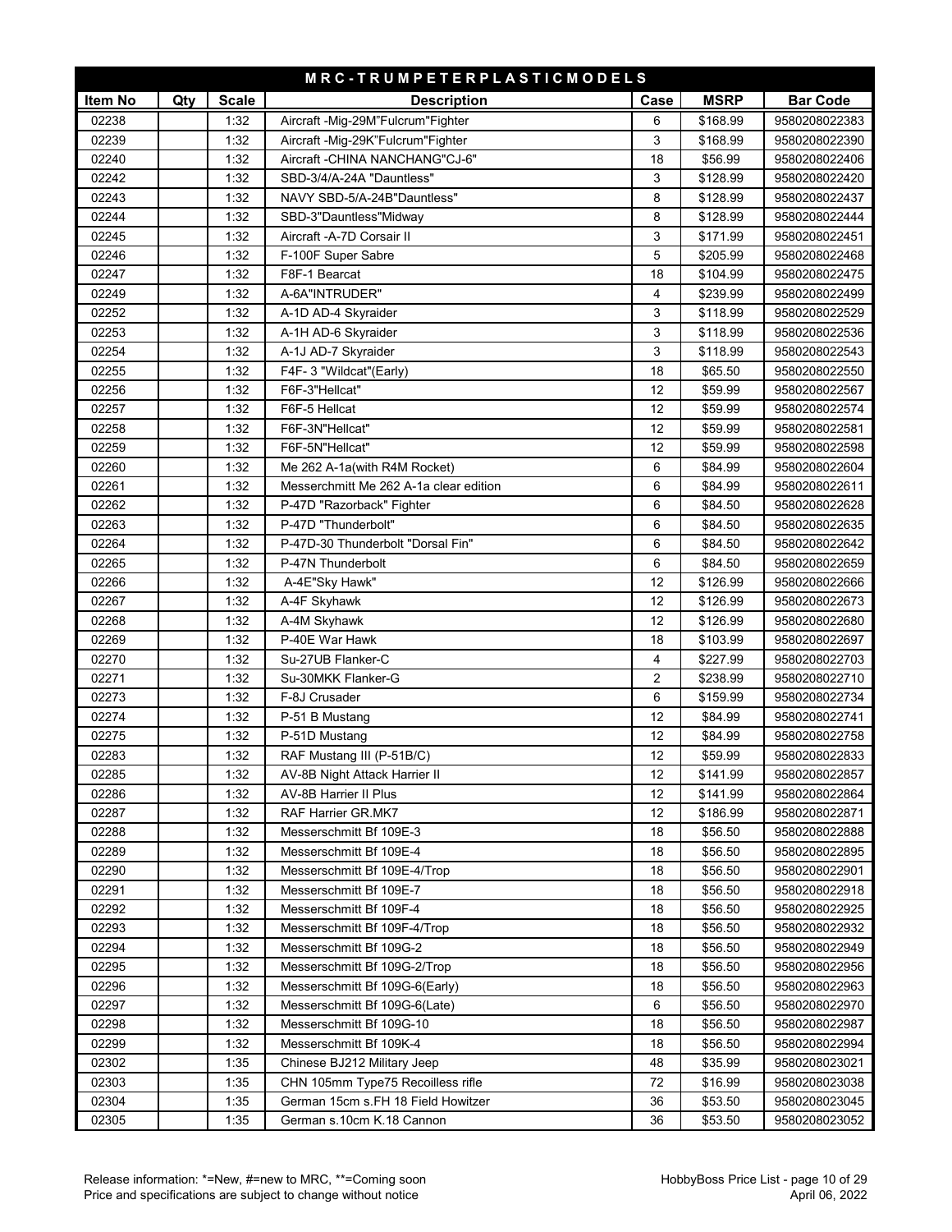| M R C - T R U M P E T E R P L A S T I C M O D E L S | | | | | | |
|---|---|---|---|---|---|---|
| **Item No** | **Qty** | **Scale** | **Description** | **Case** | **MSRP** | **Bar Code** |
| 02238 | | 1:32 | Aircraft -Mig-29M"Fulcrum"Fighter | 6 | $168.99 | 9580208022383 |
| 02239 | | 1:32 | Aircraft -Mig-29K"Fulcrum"Fighter | 3 | $168.99 | 9580208022390 |
| 02240 | | 1:32 | Aircraft -CHINA NANCHANG"CJ-6" | 18 | $56.99 | 9580208022406 |
| 02242 | | 1:32 | SBD-3/4/A-24A "Dauntless" | 3 | $128.99 | 9580208022420 |
| 02243 | | 1:32 | NAVY SBD-5/A-24B"Dauntless" | 8 | $128.99 | 9580208022437 |
| 02244 | | 1:32 | SBD-3"Dauntless"Midway | 8 | $128.99 | 9580208022444 |
| 02245 | | 1:32 | Aircraft -A-7D Corsair II | 3 | $171.99 | 9580208022451 |
| 02246 | | 1:32 | F-100F Super Sabre | 5 | $205.99 | 9580208022468 |
| 02247 | | 1:32 | F8F-1 Bearcat | 18 | $104.99 | 9580208022475 |
| 02249 | | 1:32 | A-6A"INTRUDER" | 4 | $239.99 | 9580208022499 |
| 02252 | | 1:32 | A-1D AD-4 Skyraider | 3 | $118.99 | 9580208022529 |
| 02253 | | 1:32 | A-1H AD-6 Skyraider | 3 | $118.99 | 9580208022536 |
| 02254 | | 1:32 | A-1J AD-7 Skyraider | 3 | $118.99 | 9580208022543 |
| 02255 | | 1:32 | F4F- 3 "Wildcat"(Early) | 18 | $65.50 | 9580208022550 |
| 02256 | | 1:32 | F6F-3"Hellcat" | 12 | $59.99 | 9580208022567 |
| 02257 | | 1:32 | F6F-5 Hellcat | 12 | $59.99 | 9580208022574 |
| 02258 | | 1:32 | F6F-3N"Hellcat" | 12 | $59.99 | 9580208022581 |
| 02259 | | 1:32 | F6F-5N"Hellcat" | 12 | $59.99 | 9580208022598 |
| 02260 | | 1:32 | Me 262 A-1a(with R4M Rocket) | 6 | $84.99 | 9580208022604 |
| 02261 | | 1:32 | Messerchmitt Me 262 A-1a clear edition | 6 | $84.99 | 9580208022611 |
| 02262 | | 1:32 | P-47D "Razorback" Fighter | 6 | $84.50 | 9580208022628 |
| 02263 | | 1:32 | P-47D "Thunderbolt" | 6 | $84.50 | 9580208022635 |
| 02264 | | 1:32 | P-47D-30 Thunderbolt "Dorsal Fin" | 6 | $84.50 | 9580208022642 |
| 02265 | | 1:32 | P-47N Thunderbolt | 6 | $84.50 | 9580208022659 |
| 02266 | | 1:32 | A-4E"Sky Hawk" | 12 | $126.99 | 9580208022666 |
| 02267 | | 1:32 | A-4F Skyhawk | 12 | $126.99 | 9580208022673 |
| 02268 | | 1:32 | A-4M Skyhawk | 12 | $126.99 | 9580208022680 |
| 02269 | | 1:32 | P-40E War Hawk | 18 | $103.99 | 9580208022697 |
| 02270 | | 1:32 | Su-27UB Flanker-C | 4 | $227.99 | 9580208022703 |
| 02271 | | 1:32 | Su-30MKK Flanker-G | 2 | $238.99 | 9580208022710 |
| 02273 | | 1:32 | F-8J Crusader | 6 | $159.99 | 9580208022734 |
| 02274 | | 1:32 | P-51 B Mustang | 12 | $84.99 | 9580208022741 |
| 02275 | | 1:32 | P-51D Mustang | 12 | $84.99 | 9580208022758 |
| 02283 | | 1:32 | RAF Mustang III (P-51B/C) | 12 | $59.99 | 9580208022833 |
| 02285 | | 1:32 | AV-8B Night Attack Harrier II | 12 | $141.99 | 9580208022857 |
| 02286 | | 1:32 | AV-8B Harrier II Plus | 12 | $141.99 | 9580208022864 |
| 02287 | | 1:32 | RAF Harrier GR.MK7 | 12 | $186.99 | 9580208022871 |
| 02288 | | 1:32 | Messerschmitt Bf 109E-3 | 18 | $56.50 | 9580208022888 |
| 02289 | | 1:32 | Messerschmitt Bf 109E-4 | 18 | $56.50 | 9580208022895 |
| 02290 | | 1:32 | Messerschmitt Bf 109E-4/Trop | 18 | $56.50 | 9580208022901 |
| 02291 | | 1:32 | Messerschmitt Bf 109E-7 | 18 | $56.50 | 9580208022918 |
| 02292 | | 1:32 | Messerschmitt Bf 109F-4 | 18 | $56.50 | 9580208022925 |
| 02293 | | 1:32 | Messerschmitt Bf 109F-4/Trop | 18 | $56.50 | 9580208022932 |
| 02294 | | 1:32 | Messerschmitt Bf 109G-2 | 18 | $56.50 | 9580208022949 |
| 02295 | | 1:32 | Messerschmitt Bf 109G-2/Trop | 18 | $56.50 | 9580208022956 |
| 02296 | | 1:32 | Messerschmitt Bf 109G-6(Early) | 18 | $56.50 | 9580208022963 |
| 02297 | | 1:32 | Messerschmitt Bf 109G-6(Late) | 6 | $56.50 | 9580208022970 |
| 02298 | | 1:32 | Messerschmitt Bf 109G-10 | 18 | $56.50 | 9580208022987 |
| 02299 | | 1:32 | Messerschmitt Bf 109K-4 | 18 | $56.50 | 9580208022994 |
| 02302 | | 1:35 | Chinese BJ212 Military Jeep | 48 | $35.99 | 9580208023021 |
| 02303 | | 1:35 | CHN 105mm Type75 Recoilless rifle | 72 | $16.99 | 9580208023038 |
| 02304 | | 1:35 | German 15cm s.FH 18 Field Howitzer | 36 | $53.50 | 9580208023045 |
| 02305 | | 1:35 | German s.10cm K.18 Cannon | 36 | $53.50 | 9580208023052 |

Release information: *=New, #=new to MRC, **=Coming soon
Price and specifications are subject to change without notice

HobbyBoss Price List
April 06, 2022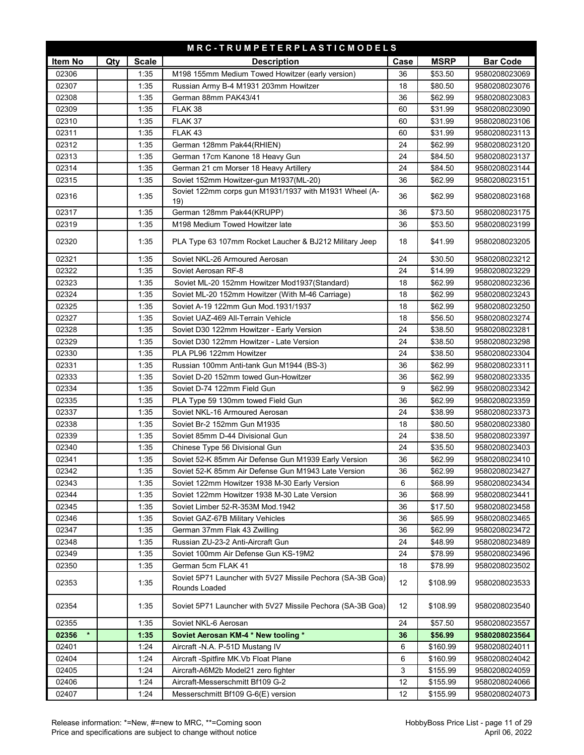| M R C - T R U M P E T E R P L A S T I C M O D E L S | | | | | | |
|---|---|---|---|---|---|---|
| **Item No** | **Qty** | **Scale** | **Description** | **Case** | **MSRP** | **Bar Code** |
| 02306 | | 1:35 | M198 155mm Medium Towed Howitzer (early version) | 36 | $53.50 | 9580208023069 |
| 02307 | | 1:35 | Russian Army B-4 M1931 203mm Howitzer | 18 | $80.50 | 9580208023076 |
| 02308 | | 1:35 | German 88mm PAK43/41 | 36 | $62.99 | 9580208023083 |
| 02309 | | 1:35 | FLAK 38 | 60 | $31.99 | 9580208023090 |
| 02310 | | 1:35 | FLAK 37 | 60 | $31.99 | 9580208023106 |
| 02311 | | 1:35 | FLAK 43 | 60 | $31.99 | 9580208023113 |
| 02312 | | 1:35 | German 128mm Pak44(RHIEN) | 24 | $62.99 | 9580208023120 |
| 02313 | | 1:35 | German 17cm Kanone 18 Heavy Gun | 24 | $84.50 | 9580208023137 |
| 02314 | | 1:35 | German 21 cm Morser 18 Heavy Artillery | 24 | $84.50 | 9580208023144 |
| 02315 | | 1:35 | Soviet 152mm Howitzer-gun M1937(ML-20) | 36 | $62.99 | 9580208023151 |
| 02316 | | 1:35 | Soviet 122mm corps gun M1931/1937 with M1931 Wheel (A-19) | 36 | $62.99 | 9580208023168 |
| 02317 | | 1:35 | German 128mm Pak44(KRUPP) | 36 | $73.50 | 9580208023175 |
| 02319 | | 1:35 | M198 Medium Towed Howitzer late | 36 | $53.50 | 9580208023199 |
| 02320 | | 1:35 | PLA Type 63 107mm Rocket Laucher & BJ212 Military Jeep | 18 | $41.99 | 9580208023205 |
| 02321 | | 1:35 | Soviet NKL-26 Armoured Aerosan | 24 | $30.50 | 9580208023212 |
| 02322 | | 1:35 | Soviet Aerosan RF-8 | 24 | $14.99 | 9580208023229 |
| 02323 | | 1:35 | Soviet ML-20 152mm Howitzer Mod1937(Standard) | 18 | $62.99 | 9580208023236 |
| 02324 | | 1:35 | Soviet ML-20 152mm Howitzer (With M-46 Carriage) | 18 | $62.99 | 9580208023243 |
| 02325 | | 1:35 | Soviet A-19 122mm Gun Mod.1931/1937 | 18 | $62.99 | 9580208023250 |
| 02327 | | 1:35 | Soviet UAZ-469 All-Terrain Vehicle | 18 | $56.50 | 9580208023274 |
| 02328 | | 1:35 | Soviet D30 122mm Howitzer - Early Version | 24 | $38.50 | 9580208023281 |
| 02329 | | 1:35 | Soviet D30 122mm Howitzer - Late Version | 24 | $38.50 | 9580208023298 |
| 02330 | | 1:35 | PLA PL96 122mm Howitzer | 24 | $38.50 | 9580208023304 |
| 02331 | | 1:35 | Russian 100mm Anti-tank Gun M1944 (BS-3) | 36 | $62.99 | 9580208023311 |
| 02333 | | 1:35 | Soviet D-20 152mm towed Gun-Howitzer | 36 | $62.99 | 9580208023335 |
| 02334 | | 1:35 | Soviet D-74 122mm Field Gun | 9 | $62.99 | 9580208023342 |
| 02335 | | 1:35 | PLA Type 59 130mm towed Field Gun | 36 | $62.99 | 9580208023359 |
| 02337 | | 1:35 | Soviet NKL-16 Armoured Aerosan | 24 | $38.99 | 9580208023373 |
| 02338 | | 1:35 | Soviet Br-2 152mm Gun M1935 | 18 | $80.50 | 9580208023380 |
| 02339 | | 1:35 | Soviet 85mm D-44 Divisional Gun | 24 | $38.50 | 9580208023397 |
| 02340 | | 1:35 | Chinese Type 56 Divisional Gun | 24 | $35.50 | 9580208023403 |
| 02341 | | 1:35 | Soviet 52-K 85mm Air Defense Gun M1939 Early Version | 36 | $62.99 | 9580208023410 |
| 02342 | | 1:35 | Soviet 52-K 85mm Air Defense Gun M1943 Late Version | 36 | $62.99 | 9580208023427 |
| 02343 | | 1:35 | Soviet 122mm Howitzer 1938 M-30 Early Version | 6 | $68.99 | 9580208023434 |
| 02344 | | 1:35 | Soviet 122mm Howitzer 1938 M-30 Late Version | 36 | $68.99 | 9580208023441 |
| 02345 | | 1:35 | Soviet Limber 52-R-353M Mod.1942 | 36 | $17.50 | 9580208023458 |
| 02346 | | 1:35 | Soviet GAZ-67B Military Vehicles | 36 | $65.99 | 9580208023465 |
| 02347 | | 1:35 | German 37mm Flak 43 Zwilling | 36 | $62.99 | 9580208023472 |
| 02348 | | 1:35 | Russian ZU-23-2 Anti-Aircraft Gun | 24 | $48.99 | 9580208023489 |
| 02349 | | 1:35 | Soviet 100mm Air Defense Gun KS-19M2 | 24 | $78.99 | 9580208023496 |
| 02350 | | 1:35 | German 5cm FLAK 41 | 18 | $78.99 | 9580208023502 |
| 02353 | | 1:35 | Soviet 5P71 Launcher with 5V27 Missile Pechora (SA-3B Goa) Rounds Loaded | 12 | $108.99 | 9580208023533 |
| 02354 | | 1:35 | Soviet 5P71 Launcher with 5V27 Missile Pechora (SA-3B Goa) | 12 | $108.99 | 9580208023540 |
| 02355 | | 1:35 | Soviet NKL-6 Aerosan | 24 | $57.50 | 9580208023557 |
| **02356 *** | | **1:35** | **Soviet Aerosan KM-4 * New tooling *** | **36** | **$56.99** | **9580208023564** |
| 02401 | | 1:24 | Aircraft -N.A. P-51D Mustang IV | 6 | $160.99 | 9580208024011 |
| 02404 | | 1:24 | Aircraft -Spitfire MK.Vb Float Plane | 6 | $160.99 | 9580208024042 |
| 02405 | | 1:24 | Aircraft-A6M2b Model21 zero fighter | 3 | $155.99 | 9580208024059 |
| 02406 | | 1:24 | Aircraft-Messerschmitt Bf109 G-2 | 12 | $155.99 | 9580208024066 |
| 02407 | | 1:24 | Messerschmitt Bf109 G-6(E) version | 12 | $155.99 | 9580208024073 |

Release information: *=New, #=new to MRC, **=Coming soon
Price and specifications are subject to change without notice

HobbyBoss Price List
April 06, 2022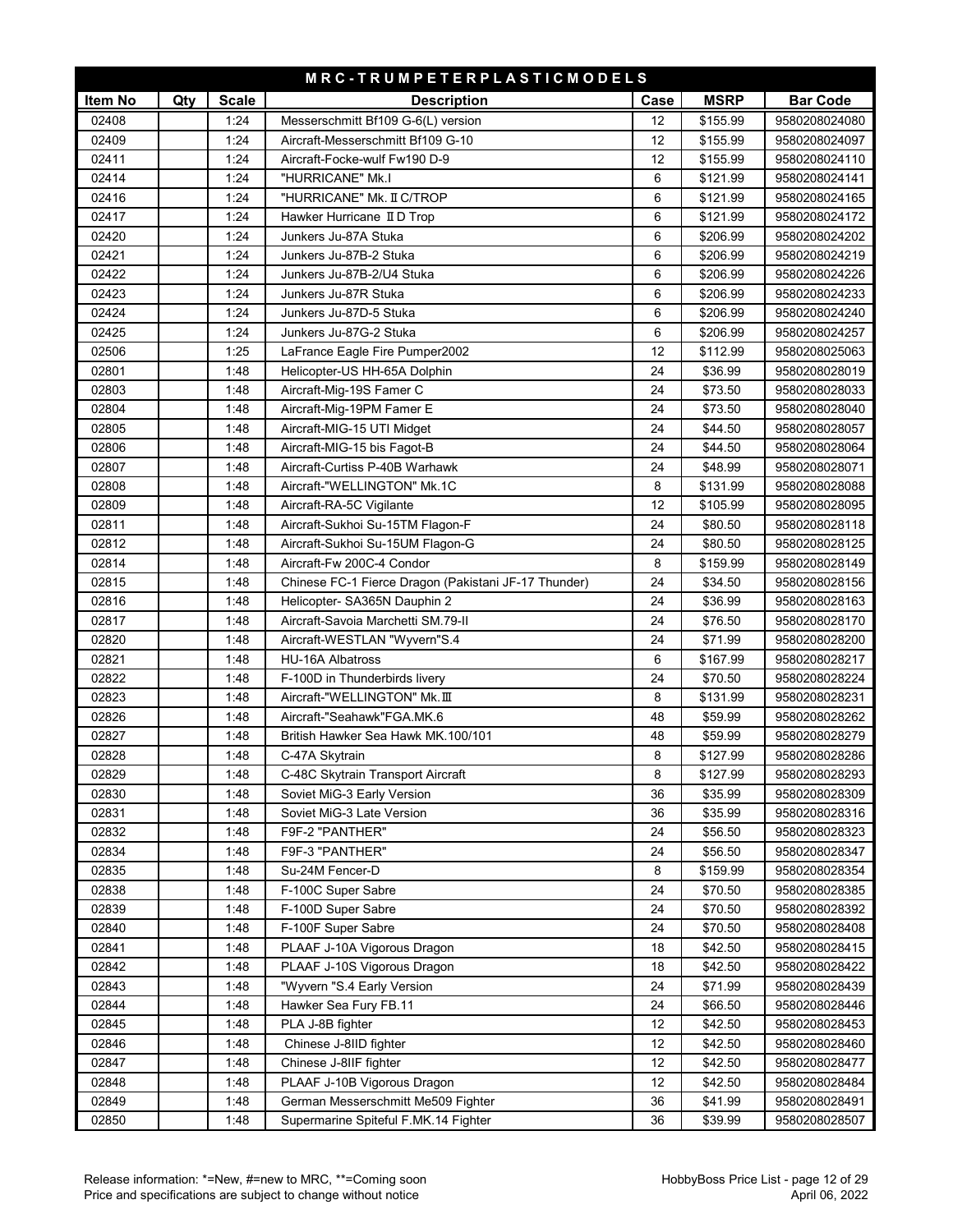| MRC-TRUMPETERPLASTICMODELS | | | | | | |
|---|---|---|---|---|---|---|
| **Item No** | **Qty** | **Scale** | **Description** | **Case** | **MSRP** | **Bar Code** |
| 02408 | | 1:24 | Messerschmitt Bf109 G-6(L) version | 12 | $155.99 | 9580208024080 |
| 02409 | | 1:24 | Aircraft-Messerschmitt Bf109 G-10 | 12 | $155.99 | 9580208024097 |
| 02411 | | 1:24 | Aircraft-Focke-wulf Fw190 D-9 | 12 | $155.99 | 9580208024110 |
| 02414 | | 1:24 | "HURRICANE" Mk.I | 6 | $121.99 | 9580208024141 |
| 02416 | | 1:24 | "HURRICANE" Mk. Ⅱ C/TROP | 6 | $121.99 | 9580208024165 |
| 02417 | | 1:24 | Hawker Hurricane Ⅱ D Trop | 6 | $121.99 | 9580208024172 |
| 02420 | | 1:24 | Junkers Ju-87A Stuka | 6 | $206.99 | 9580208024202 |
| 02421 | | 1:24 | Junkers Ju-87B-2 Stuka | 6 | $206.99 | 9580208024219 |
| 02422 | | 1:24 | Junkers Ju-87B-2/U4 Stuka | 6 | $206.99 | 9580208024226 |
| 02423 | | 1:24 | Junkers Ju-87R Stuka | 6 | $206.99 | 9580208024233 |
| 02424 | | 1:24 | Junkers Ju-87D-5 Stuka | 6 | $206.99 | 9580208024240 |
| 02425 | | 1:24 | Junkers Ju-87G-2 Stuka | 6 | $206.99 | 9580208024257 |
| 02506 | | 1:25 | LaFrance Eagle Fire Pumper2002 | 12 | $112.99 | 9580208025063 |
| 02801 | | 1:48 | Helicopter-US HH-65A Dolphin | 24 | $36.99 | 9580208028019 |
| 02803 | | 1:48 | Aircraft-Mig-19S Famer C | 24 | $73.50 | 9580208028033 |
| 02804 | | 1:48 | Aircraft-Mig-19PM Famer E | 24 | $73.50 | 9580208028040 |
| 02805 | | 1:48 | Aircraft-MIG-15 UTI Midget | 24 | $44.50 | 9580208028057 |
| 02806 | | 1:48 | Aircraft-MIG-15 bis Fagot-B | 24 | $44.50 | 9580208028064 |
| 02807 | | 1:48 | Aircraft-Curtiss P-40B Warhawk | 24 | $48.99 | 9580208028071 |
| 02808 | | 1:48 | Aircraft-"WELLINGTON" Mk.1C | 8 | $131.99 | 9580208028088 |
| 02809 | | 1:48 | Aircraft-RA-5C Vigilante | 12 | $105.99 | 9580208028095 |
| 02811 | | 1:48 | Aircraft-Sukhoi Su-15TM Flagon-F | 24 | $80.50 | 9580208028118 |
| 02812 | | 1:48 | Aircraft-Sukhoi Su-15UM Flagon-G | 24 | $80.50 | 9580208028125 |
| 02814 | | 1:48 | Aircraft-Fw 200C-4 Condor | 8 | $159.99 | 9580208028149 |
| 02815 | | 1:48 | Chinese FC-1 Fierce Dragon (Pakistani JF-17 Thunder) | 24 | $34.50 | 9580208028156 |
| 02816 | | 1:48 | Helicopter- SA365N Dauphin 2 | 24 | $36.99 | 9580208028163 |
| 02817 | | 1:48 | Aircraft-Savoia Marchetti SM.79-II | 24 | $76.50 | 9580208028170 |
| 02820 | | 1:48 | Aircraft-WESTLAN "Wyvern"S.4 | 24 | $71.99 | 9580208028200 |
| 02821 | | 1:48 | HU-16A Albatross | 6 | $167.99 | 9580208028217 |
| 02822 | | 1:48 | F-100D in Thunderbirds livery | 24 | $70.50 | 9580208028224 |
| 02823 | | 1:48 | Aircraft-"WELLINGTON" Mk.Ⅲ | 8 | $131.99 | 9580208028231 |
| 02826 | | 1:48 | Aircraft-"Seahawk"FGA.MK.6 | 48 | $59.99 | 9580208028262 |
| 02827 | | 1:48 | British Hawker Sea Hawk MK.100/101 | 48 | $59.99 | 9580208028279 |
| 02828 | | 1:48 | C-47A Skytrain | 8 | $127.99 | 9580208028286 |
| 02829 | | 1:48 | C-48C Skytrain Transport Aircraft | 8 | $127.99 | 9580208028293 |
| 02830 | | 1:48 | Soviet MiG-3 Early Version | 36 | $35.99 | 9580208028309 |
| 02831 | | 1:48 | Soviet MiG-3 Late Version | 36 | $35.99 | 9580208028316 |
| 02832 | | 1:48 | F9F-2 "PANTHER" | 24 | $56.50 | 9580208028323 |
| 02834 | | 1:48 | F9F-3 "PANTHER" | 24 | $56.50 | 9580208028347 |
| 02835 | | 1:48 | Su-24M Fencer-D | 8 | $159.99 | 9580208028354 |
| 02838 | | 1:48 | F-100C Super Sabre | 24 | $70.50 | 9580208028385 |
| 02839 | | 1:48 | F-100D Super Sabre | 24 | $70.50 | 9580208028392 |
| 02840 | | 1:48 | F-100F Super Sabre | 24 | $70.50 | 9580208028408 |
| 02841 | | 1:48 | PLAAF J-10A Vigorous Dragon | 18 | $42.50 | 9580208028415 |
| 02842 | | 1:48 | PLAAF J-10S Vigorous Dragon | 18 | $42.50 | 9580208028422 |
| 02843 | | 1:48 | "Wyvern "S.4 Early Version | 24 | $71.99 | 9580208028439 |
| 02844 | | 1:48 | Hawker Sea Fury FB.11 | 24 | $66.50 | 9580208028446 |
| 02845 | | 1:48 | PLA J-8B fighter | 12 | $42.50 | 9580208028453 |
| 02846 | | 1:48 | Chinese J-8IID fighter | 12 | $42.50 | 9580208028460 |
| 02847 | | 1:48 | Chinese J-8IIF fighter | 12 | $42.50 | 9580208028477 |
| 02848 | | 1:48 | PLAAF J-10B Vigorous Dragon | 12 | $42.50 | 9580208028484 |
| 02849 | | 1:48 | German Messerschmitt Me509 Fighter | 36 | $41.99 | 9580208028491 |
| 02850 | | 1:48 | Supermarine Spiteful F.MK.14 Fighter | 36 | $39.99 | 9580208028507 |

Release information: *=New, #=new to MRC, **=Coming soon
Price and specifications are subject to change without notice

HobbyBoss Price List - page 12 of 29
April 06, 2022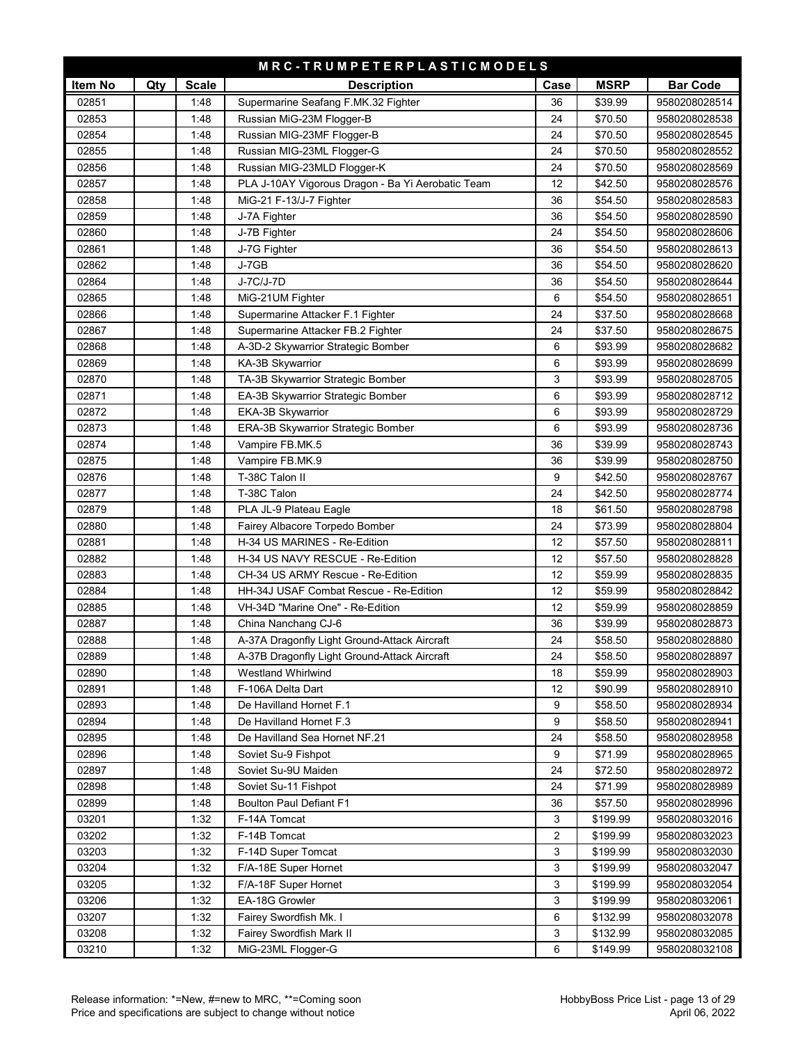| M R C - T R U M P E T E R P L A S T I C M O D E L S | | | | | | |
|---|---|---|---|---|---|---|
| **Item No** | **Qty** | **Scale** | **Description** | **Case** | **MSRP** | **Bar Code** |
| 02851 | | 1:48 | Supermarine Seafang F.MK.32 Fighter | 36 | $39.99 | 9580208028514 |
| 02853 | | 1:48 | Russian MiG-23M Flogger-B | 24 | $70.50 | 9580208028538 |
| 02854 | | 1:48 | Russian MIG-23MF Flogger-B | 24 | $70.50 | 9580208028545 |
| 02855 | | 1:48 | Russian MIG-23ML Flogger-G | 24 | $70.50 | 9580208028552 |
| 02856 | | 1:48 | Russian MIG-23MLD Flogger-K | 24 | $70.50 | 9580208028569 |
| 02857 | | 1:48 | PLA J-10AY Vigorous Dragon - Ba Yi Aerobatic Team | 12 | $42.50 | 9580208028576 |
| 02858 | | 1:48 | MiG-21 F-13/J-7 Fighter | 36 | $54.50 | 9580208028583 |
| 02859 | | 1:48 | J-7A Fighter | 36 | $54.50 | 9580208028590 |
| 02860 | | 1:48 | J-7B Fighter | 24 | $54.50 | 9580208028606 |
| 02861 | | 1:48 | J-7G Fighter | 36 | $54.50 | 9580208028613 |
| 02862 | | 1:48 | J-7GB | 36 | $54.50 | 9580208028620 |
| 02864 | | 1:48 | J-7C/J-7D | 36 | $54.50 | 9580208028644 |
| 02865 | | 1:48 | MiG-21UM Fighter | 6 | $54.50 | 9580208028651 |
| 02866 | | 1:48 | Supermarine Attacker F.1 Fighter | 24 | $37.50 | 9580208028668 |
| 02867 | | 1:48 | Supermarine Attacker FB.2 Fighter | 24 | $37.50 | 9580208028675 |
| 02868 | | 1:48 | A-3D-2 Skywarrior Strategic Bomber | 6 | $93.99 | 9580208028682 |
| 02869 | | 1:48 | KA-3B Skywarrior | 6 | $93.99 | 9580208028699 |
| 02870 | | 1:48 | TA-3B Skywarrior Strategic Bomber | 3 | $93.99 | 9580208028705 |
| 02871 | | 1:48 | EA-3B Skywarrior Strategic Bomber | 6 | $93.99 | 9580208028712 |
| 02872 | | 1:48 | EKA-3B Skywarrior | 6 | $93.99 | 9580208028729 |
| 02873 | | 1:48 | ERA-3B Skywarrior Strategic Bomber | 6 | $93.99 | 9580208028736 |
| 02874 | | 1:48 | Vampire FB.MK.5 | 36 | $39.99 | 9580208028743 |
| 02875 | | 1:48 | Vampire FB.MK.9 | 36 | $39.99 | 9580208028750 |
| 02876 | | 1:48 | T-38C Talon II | 9 | $42.50 | 9580208028767 |
| 02877 | | 1:48 | T-38C Talon | 24 | $42.50 | 9580208028774 |
| 02879 | | 1:48 | PLA JL-9 Plateau Eagle | 18 | $61.50 | 9580208028798 |
| 02880 | | 1:48 | Fairey Albacore Torpedo Bomber | 24 | $73.99 | 9580208028804 |
| 02881 | | 1:48 | H-34 US MARINES - Re-Edition | 12 | $57.50 | 9580208028811 |
| 02882 | | 1:48 | H-34 US NAVY RESCUE - Re-Edition | 12 | $57.50 | 9580208028828 |
| 02883 | | 1:48 | CH-34 US ARMY Rescue - Re-Edition | 12 | $59.99 | 9580208028835 |
| 02884 | | 1:48 | HH-34J USAF Combat Rescue - Re-Edition | 12 | $59.99 | 9580208028842 |
| 02885 | | 1:48 | VH-34D "Marine One" - Re-Edition | 12 | $59.99 | 9580208028859 |
| 02887 | | 1:48 | China Nanchang CJ-6 | 36 | $39.99 | 9580208028873 |
| 02888 | | 1:48 | A-37A Dragonfly Light Ground-Attack Aircraft | 24 | $58.50 | 9580208028880 |
| 02889 | | 1:48 | A-37B Dragonfly Light Ground-Attack Aircraft | 24 | $58.50 | 9580208028897 |
| 02890 | | 1:48 | Westland Whirlwind | 18 | $59.99 | 9580208028903 |
| 02891 | | 1:48 | F-106A Delta Dart | 12 | $90.99 | 9580208028910 |
| 02893 | | 1:48 | De Havilland Hornet F.1 | 9 | $58.50 | 9580208028934 |
| 02894 | | 1:48 | De Havilland Hornet F.3 | 9 | $58.50 | 9580208028941 |
| 02895 | | 1:48 | De Havilland Sea Hornet NF.21 | 24 | $58.50 | 9580208028958 |
| 02896 | | 1:48 | Soviet Su-9 Fishpot | 9 | $71.99 | 9580208028965 |
| 02897 | | 1:48 | Soviet Su-9U Maiden | 24 | $72.50 | 9580208028972 |
| 02898 | | 1:48 | Soviet Su-11 Fishpot | 24 | $71.99 | 9580208028989 |
| 02899 | | 1:48 | Boulton Paul Defiant F1 | 36 | $57.50 | 9580208028996 |
| 03201 | | 1:32 | F-14A Tomcat | 3 | $199.99 | 9580208032016 |
| 03202 | | 1:32 | F-14B Tomcat | 2 | $199.99 | 9580208032023 |
| 03203 | | 1:32 | F-14D Super Tomcat | 3 | $199.99 | 9580208032030 |
| 03204 | | 1:32 | F/A-18E Super Hornet | 3 | $199.99 | 9580208032047 |
| 03205 | | 1:32 | F/A-18F Super Hornet | 3 | $199.99 | 9580208032054 |
| 03206 | | 1:32 | EA-18G Growler | 3 | $199.99 | 9580208032061 |
| 03207 | | 1:32 | Fairey Swordfish Mk. I | 6 | $132.99 | 9580208032078 |
| 03208 | | 1:32 | Fairey Swordfish Mark II | 3 | $132.99 | 9580208032085 |
| 03210 | | 1:32 | MiG-23ML Flogger-G | 6 | $149.99 | 9580208032108 |

Release information: *=New, #=new to MRC, **=Coming soon
Price and specifications are subject to change without notice

HobbyBoss Price List - page 13 of 29
April 06, 2022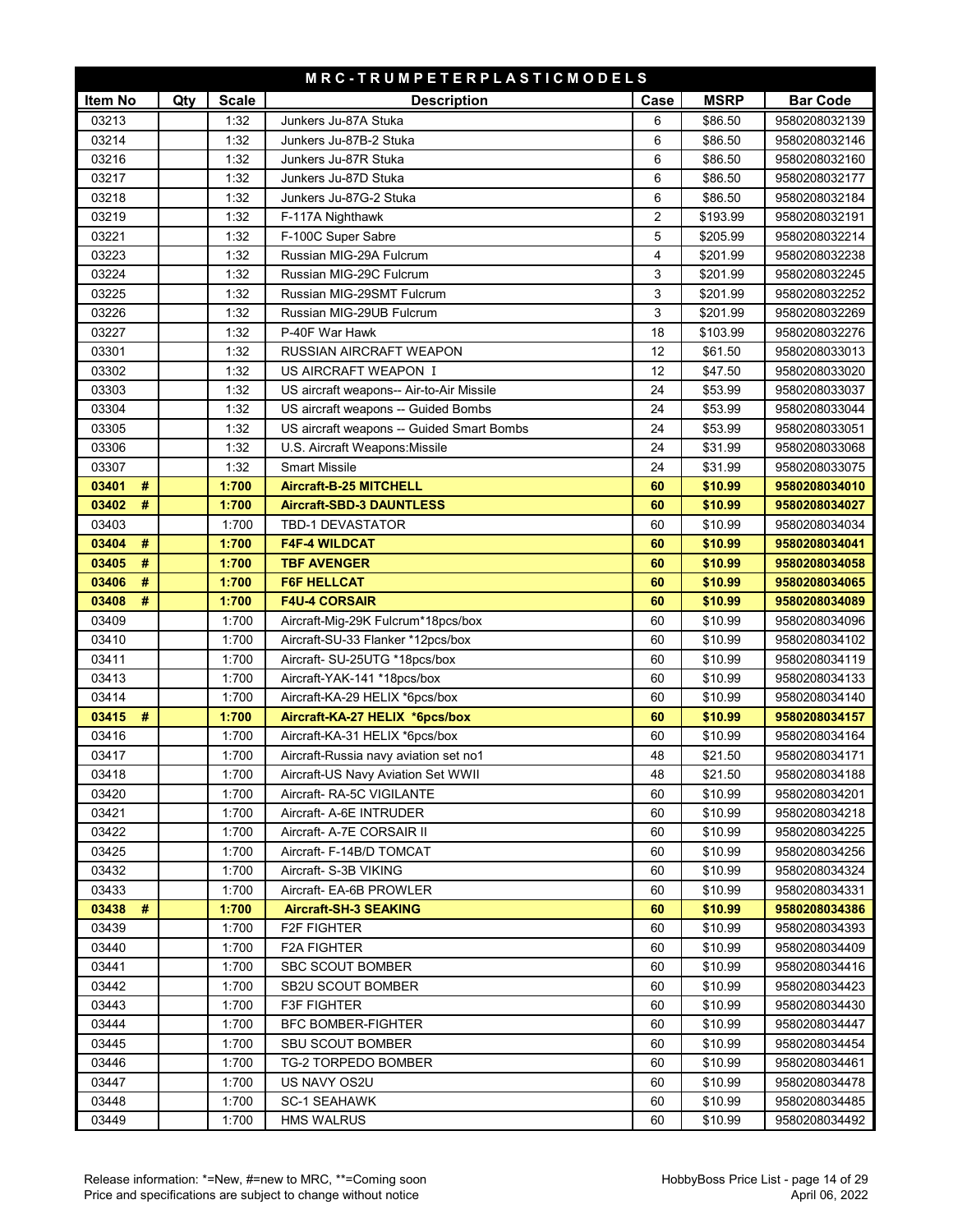| M R C - T R U M P E T E R P L A S T I C M O D E L S | | | | | | |
|---|---|---|---|---|---|---|
| **Item No** | **Qty** | **Scale** | **Description** | **Case** | **MSRP** | **Bar Code** |
| 03213 | | 1:32 | Junkers Ju-87A Stuka | 6 | $86.50 | 9580208032139 |
| 03214 | | 1:32 | Junkers Ju-87B-2 Stuka | 6 | $86.50 | 9580208032146 |
| 03216 | | 1:32 | Junkers Ju-87R Stuka | 6 | $86.50 | 9580208032160 |
| 03217 | | 1:32 | Junkers Ju-87D Stuka | 6 | $86.50 | 9580208032177 |
| 03218 | | 1:32 | Junkers Ju-87G-2 Stuka | 6 | $86.50 | 9580208032184 |
| 03219 | | 1:32 | F-117A Nighthawk | 2 | $193.99 | 9580208032191 |
| 03221 | | 1:32 | F-100C Super Sabre | 5 | $205.99 | 9580208032214 |
| 03223 | | 1:32 | Russian MIG-29A Fulcrum | 4 | $201.99 | 9580208032238 |
| 03224 | | 1:32 | Russian MIG-29C Fulcrum | 3 | $201.99 | 9580208032245 |
| 03225 | | 1:32 | Russian MIG-29SMT Fulcrum | 3 | $201.99 | 9580208032252 |
| 03226 | | 1:32 | Russian MIG-29UB Fulcrum | 3 | $201.99 | 9580208032269 |
| 03227 | | 1:32 | P-40F War Hawk | 18 | $103.99 | 9580208032276 |
| 03301 | | 1:32 | RUSSIAN AIRCRAFT WEAPON | 12 | $61.50 | 9580208033013 |
| 03302 | | 1:32 | US AIRCRAFT WEAPON I | 12 | $47.50 | 9580208033020 |
| 03303 | | 1:32 | US aircraft weapons-- Air-to-Air Missile | 24 | $53.99 | 9580208033037 |
| 03304 | | 1:32 | US aircraft weapons -- Guided Bombs | 24 | $53.99 | 9580208033044 |
| 03305 | | 1:32 | US aircraft weapons -- Guided Smart Bombs | 24 | $53.99 | 9580208033051 |
| 03306 | | 1:32 | U.S. Aircraft Weapons:Missile | 24 | $31.99 | 9580208033068 |
| 03307 | | 1:32 | Smart Missile | 24 | $31.99 | 9580208033075 |
| **03401 #** | | **1:700** | **Aircraft-B-25 MITCHELL** | **60** | **$10.99** | **9580208034010** |
| **03402 #** | | **1:700** | **Aircraft-SBD-3 DAUNTLESS** | **60** | **$10.99** | **9580208034027** |
| 03403 | | 1:700 | TBD-1 DEVASTATOR | 60 | $10.99 | 9580208034034 |
| **03404 #** | | **1:700** | **F4F-4 WILDCAT** | **60** | **$10.99** | **9580208034041** |
| **03405 #** | | **1:700** | **TBF AVENGER** | **60** | **$10.99** | **9580208034058** |
| **03406 #** | | **1:700** | **F6F HELLCAT** | **60** | **$10.99** | **9580208034065** |
| **03408 #** | | **1:700** | **F4U-4 CORSAIR** | **60** | **$10.99** | **9580208034089** |
| 03409 | | 1:700 | Aircraft-Mig-29K Fulcrum*18pcs/box | 60 | $10.99 | 9580208034096 |
| 03410 | | 1:700 | Aircraft-SU-33 Flanker *12pcs/box | 60 | $10.99 | 9580208034102 |
| 03411 | | 1:700 | Aircraft- SU-25UTG *18pcs/box | 60 | $10.99 | 9580208034119 |
| 03413 | | 1:700 | Aircraft-YAK-141 *18pcs/box | 60 | $10.99 | 9580208034133 |
| 03414 | | 1:700 | Aircraft-KA-29 HELIX *6pcs/box | 60 | $10.99 | 9580208034140 |
| **03415 #** | | **1:700** | **Aircraft-KA-27 HELIX *6pcs/box** | **60** | **$10.99** | **9580208034157** |
| 03416 | | 1:700 | Aircraft-KA-31 HELIX *6pcs/box | 60 | $10.99 | 9580208034164 |
| 03417 | | 1:700 | Aircraft-Russia navy aviation set no1 | 48 | $21.50 | 9580208034171 |
| 03418 | | 1:700 | Aircraft-US Navy Aviation Set WWII | 48 | $21.50 | 9580208034188 |
| 03420 | | 1:700 | Aircraft- RA-5C VIGILANTE | 60 | $10.99 | 9580208034201 |
| 03421 | | 1:700 | Aircraft- A-6E INTRUDER | 60 | $10.99 | 9580208034218 |
| 03422 | | 1:700 | Aircraft- A-7E CORSAIR II | 60 | $10.99 | 9580208034225 |
| 03425 | | 1:700 | Aircraft- F-14B/D TOMCAT | 60 | $10.99 | 9580208034256 |
| 03432 | | 1:700 | Aircraft- S-3B VIKING | 60 | $10.99 | 9580208034324 |
| 03433 | | 1:700 | Aircraft- EA-6B PROWLER | 60 | $10.99 | 9580208034331 |
| **03438 #** | | **1:700** | **Aircraft-SH-3 SEAKING** | **60** | **$10.99** | **9580208034386** |
| 03439 | | 1:700 | F2F FIGHTER | 60 | $10.99 | 9580208034393 |
| 03440 | | 1:700 | F2A FIGHTER | 60 | $10.99 | 9580208034409 |
| 03441 | | 1:700 | SBC SCOUT BOMBER | 60 | $10.99 | 9580208034416 |
| 03442 | | 1:700 | SB2U SCOUT BOMBER | 60 | $10.99 | 9580208034423 |
| 03443 | | 1:700 | F3F FIGHTER | 60 | $10.99 | 9580208034430 |
| 03444 | | 1:700 | BFC BOMBER-FIGHTER | 60 | $10.99 | 9580208034447 |
| 03445 | | 1:700 | SBU SCOUT BOMBER | 60 | $10.99 | 9580208034454 |
| 03446 | | 1:700 | TG-2 TORPEDO BOMBER | 60 | $10.99 | 9580208034461 |
| 03447 | | 1:700 | US NAVY OS2U | 60 | $10.99 | 9580208034478 |
| 03448 | | 1:700 | SC-1 SEAHAWK | 60 | $10.99 | 9580208034485 |
| 03449 | | 1:700 | HMS WALRUS | 60 | $10.99 | 9580208034492 |

Release information: *=New, #=new to MRC, **=Coming soon
Price and specifications are subject to change without notice

HobbyBoss Price List
April 06, 2022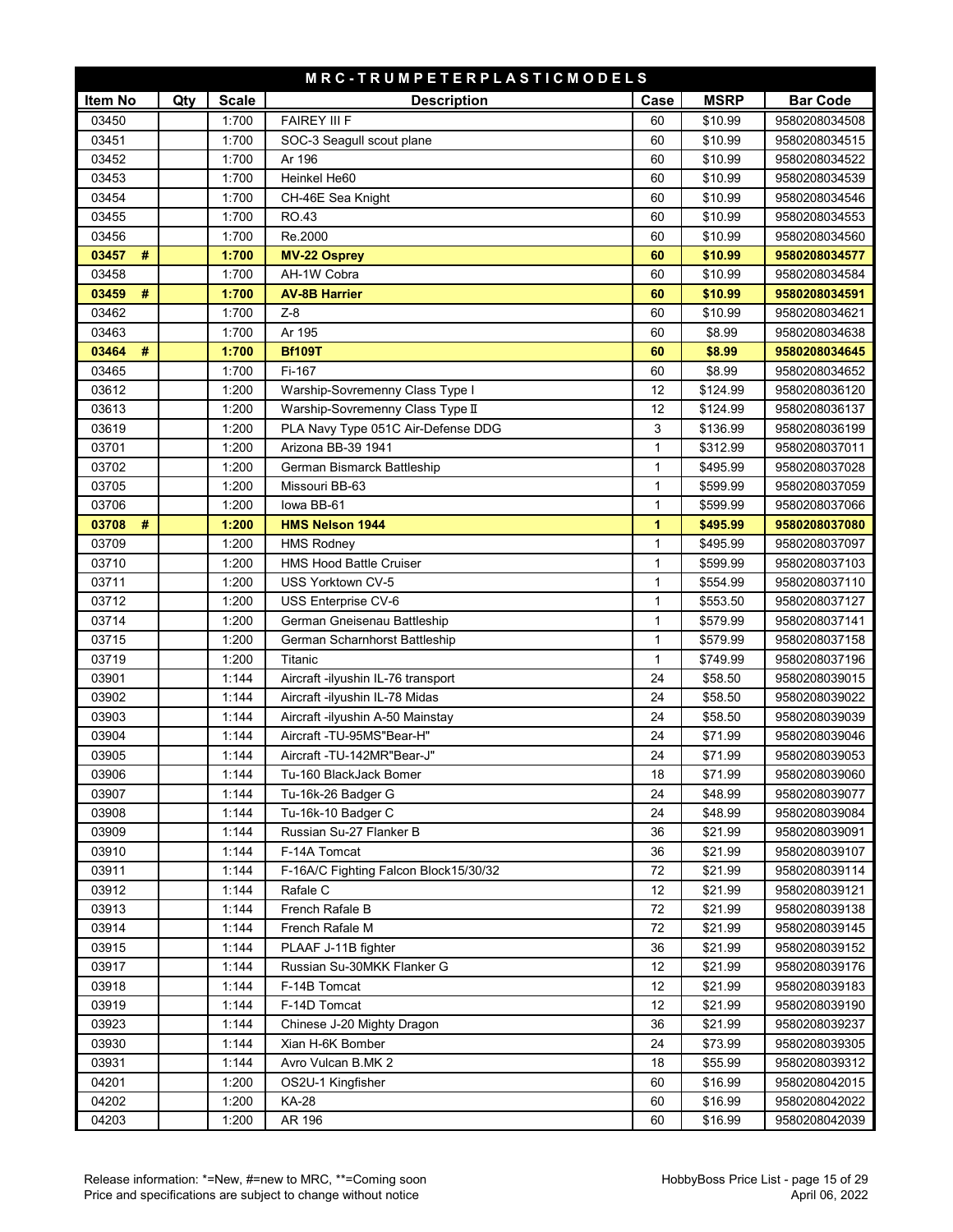| MRC-TRUMPETER PLASTIC MODELS | | | | | | |
|---|---|---|---|---|---|---|
| **Item No** | **Qty** | **Scale** | **Description** | **Case** | **MSRP** | **Bar Code** |
| 03450 | | 1:700 | FAIREY III F | 60 | $10.99 | 9580208034508 |
| 03451 | | 1:700 | SOC-3 Seagull scout plane | 60 | $10.99 | 9580208034515 |
| 03452 | | 1:700 | Ar 196 | 60 | $10.99 | 9580208034522 |
| 03453 | | 1:700 | Heinkel He60 | 60 | $10.99 | 9580208034539 |
| 03454 | | 1:700 | CH-46E Sea Knight | 60 | $10.99 | 9580208034546 |
| 03455 | | 1:700 | RO.43 | 60 | $10.99 | 9580208034553 |
| 03456 | | 1:700 | Re.2000 | 60 | $10.99 | 9580208034560 |
| **03457 #** | | **1:700** | **MV-22 Osprey** | **60** | **$10.99** | **9580208034577** |
| 03458 | | 1:700 | AH-1W Cobra | 60 | $10.99 | 9580208034584 |
| **03459 #** | | **1:700** | **AV-8B Harrier** | **60** | **$10.99** | **9580208034591** |
| 03462 | | 1:700 | Z-8 | 60 | $10.99 | 9580208034621 |
| 03463 | | 1:700 | Ar 195 | 60 | $8.99 | 9580208034638 |
| **03464 #** | | **1:700** | **Bf109T** | **60** | **$8.99** | **9580208034645** |
| 03465 | | 1:700 | Fi-167 | 60 | $8.99 | 9580208034652 |
| 03612 | | 1:200 | Warship-Sovremenny Class Type I | 12 | $124.99 | 9580208036120 |
| 03613 | | 1:200 | Warship-Sovremenny Class Type II | 12 | $124.99 | 9580208036137 |
| 03619 | | 1:200 | PLA Navy Type 051C Air-Defense DDG | 3 | $136.99 | 9580208036199 |
| 03701 | | 1:200 | Arizona BB-39 1941 | 1 | $312.99 | 9580208037011 |
| 03702 | | 1:200 | German Bismarck Battleship | 1 | $495.99 | 9580208037028 |
| 03705 | | 1:200 | Missouri BB-63 | 1 | $599.99 | 9580208037059 |
| 03706 | | 1:200 | Iowa BB-61 | 1 | $599.99 | 9580208037066 |
| **03708 #** | | **1:200** | **HMS Nelson 1944** | **1** | **$495.99** | **9580208037080** |
| 03709 | | 1:200 | HMS Rodney | 1 | $495.99 | 9580208037097 |
| 03710 | | 1:200 | HMS Hood Battle Cruiser | 1 | $599.99 | 9580208037103 |
| 03711 | | 1:200 | USS Yorktown CV-5 | 1 | $554.99 | 9580208037110 |
| 03712 | | 1:200 | USS Enterprise CV-6 | 1 | $553.50 | 9580208037127 |
| 03714 | | 1:200 | German Gneisenau Battleship | 1 | $579.99 | 9580208037141 |
| 03715 | | 1:200 | German Scharnhorst Battleship | 1 | $579.99 | 9580208037158 |
| 03719 | | 1:200 | Titanic | 1 | $749.99 | 9580208037196 |
| 03901 | | 1:144 | Aircraft -ilyushin IL-76 transport | 24 | $58.50 | 9580208039015 |
| 03902 | | 1:144 | Aircraft -ilyushin IL-78 Midas | 24 | $58.50 | 9580208039022 |
| 03903 | | 1:144 | Aircraft -ilyushin A-50 Mainstay | 24 | $58.50 | 9580208039039 |
| 03904 | | 1:144 | Aircraft -TU-95MS"Bear-H" | 24 | $71.99 | 9580208039046 |
| 03905 | | 1:144 | Aircraft -TU-142MR"Bear-J" | 24 | $71.99 | 9580208039053 |
| 03906 | | 1:144 | Tu-160 BlackJack Bomer | 18 | $71.99 | 9580208039060 |
| 03907 | | 1:144 | Tu-16k-26 Badger G | 24 | $48.99 | 9580208039077 |
| 03908 | | 1:144 | Tu-16k-10 Badger C | 24 | $48.99 | 9580208039084 |
| 03909 | | 1:144 | Russian Su-27 Flanker B | 36 | $21.99 | 9580208039091 |
| 03910 | | 1:144 | F-14A Tomcat | 36 | $21.99 | 9580208039107 |
| 03911 | | 1:144 | F-16A/C Fighting Falcon Block15/30/32 | 72 | $21.99 | 9580208039114 |
| 03912 | | 1:144 | Rafale C | 12 | $21.99 | 9580208039121 |
| 03913 | | 1:144 | French Rafale B | 72 | $21.99 | 9580208039138 |
| 03914 | | 1:144 | French Rafale M | 72 | $21.99 | 9580208039145 |
| 03915 | | 1:144 | PLAAF J-11B fighter | 36 | $21.99 | 9580208039152 |
| 03917 | | 1:144 | Russian Su-30MKK Flanker G | 12 | $21.99 | 9580208039176 |
| 03918 | | 1:144 | F-14B Tomcat | 12 | $21.99 | 9580208039183 |
| 03919 | | 1:144 | F-14D Tomcat | 12 | $21.99 | 9580208039190 |
| 03923 | | 1:144 | Chinese J-20 Mighty Dragon | 36 | $21.99 | 9580208039237 |
| 03930 | | 1:144 | Xian H-6K Bomber | 24 | $73.99 | 9580208039305 |
| 03931 | | 1:144 | Avro Vulcan B.MK 2 | 18 | $55.99 | 9580208039312 |
| 04201 | | 1:200 | OS2U-1 Kingfisher | 60 | $16.99 | 9580208042015 |
| 04202 | | 1:200 | KA-28 | 60 | $16.99 | 9580208042022 |
| 04203 | | 1:200 | AR 196 | 60 | $16.99 | 9580208042039 |

Release information: *=New, #=new to MRC, **=Coming soon
Price and specifications are subject to change without notice

HobbyBoss Price List
April 06, 2022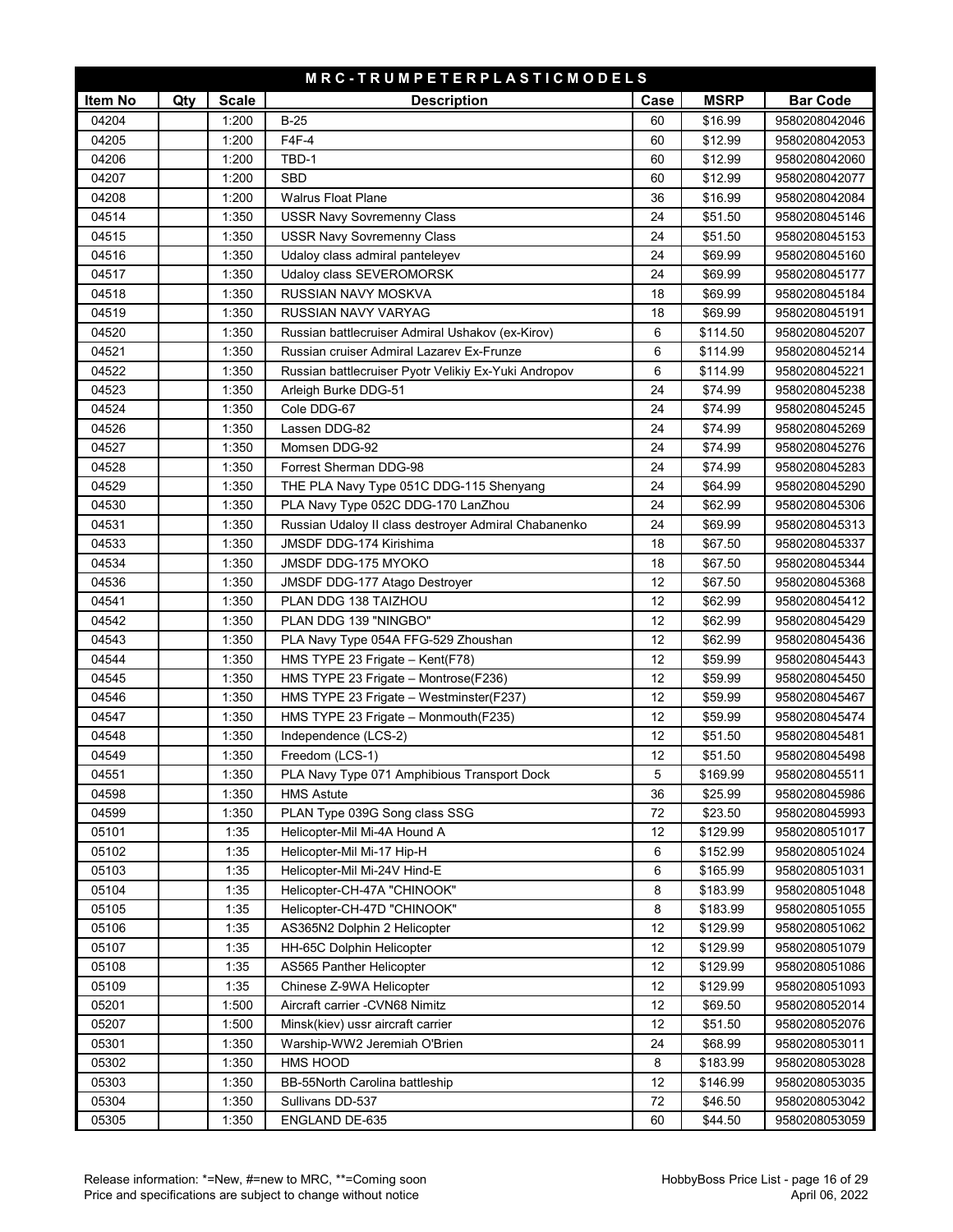## MRC-TRUMPETERPLASTICMODELS

| Item No | Qty | Scale | Description | Case | MSRP | Bar Code |
|---|---|---|---|---|---|---|
| 04204 | | 1:200 | B-25 | 60 | $16.99 | 9580208042046 |
| 04205 | | 1:200 | F4F-4 | 60 | $12.99 | 9580208042053 |
| 04206 | | 1:200 | TBD-1 | 60 | $12.99 | 9580208042060 |
| 04207 | | 1:200 | SBD | 60 | $12.99 | 9580208042077 |
| 04208 | | 1:200 | Walrus Float Plane | 36 | $16.99 | 9580208042084 |
| 04514 | | 1:350 | USSR Navy Sovremenny Class | 24 | $51.50 | 9580208045146 |
| 04515 | | 1:350 | USSR Navy Sovremenny Class | 24 | $51.50 | 9580208045153 |
| 04516 | | 1:350 | Udaloy class admiral panteleyev | 24 | $69.99 | 9580208045160 |
| 04517 | | 1:350 | Udaloy class SEVEROMORSK | 24 | $69.99 | 9580208045177 |
| 04518 | | 1:350 | RUSSIAN NAVY MOSKVA | 18 | $69.99 | 9580208045184 |
| 04519 | | 1:350 | RUSSIAN NAVY VARYAG | 18 | $69.99 | 9580208045191 |
| 04520 | | 1:350 | Russian battlecruiser Admiral Ushakov (ex-Kirov) | 6 | $114.50 | 9580208045207 |
| 04521 | | 1:350 | Russian cruiser Admiral Lazarev Ex-Frunze | 6 | $114.99 | 9580208045214 |
| 04522 | | 1:350 | Russian battlecruiser Pyotr Velikiy Ex-Yuki Andropov | 6 | $114.99 | 9580208045221 |
| 04523 | | 1:350 | Arleigh Burke DDG-51 | 24 | $74.99 | 9580208045238 |
| 04524 | | 1:350 | Cole DDG-67 | 24 | $74.99 | 9580208045245 |
| 04526 | | 1:350 | Lassen DDG-82 | 24 | $74.99 | 9580208045269 |
| 04527 | | 1:350 | Momsen DDG-92 | 24 | $74.99 | 9580208045276 |
| 04528 | | 1:350 | Forrest Sherman DDG-98 | 24 | $74.99 | 9580208045283 |
| 04529 | | 1:350 | THE PLA Navy Type 051C DDG-115 Shenyang | 24 | $64.99 | 9580208045290 |
| 04530 | | 1:350 | PLA Navy Type 052C DDG-170 LanZhou | 24 | $62.99 | 9580208045306 |
| 04531 | | 1:350 | Russian Udaloy II class destroyer Admiral Chabanenko | 24 | $69.99 | 9580208045313 |
| 04533 | | 1:350 | JMSDF DDG-174 Kirishima | 18 | $67.50 | 9580208045337 |
| 04534 | | 1:350 | JMSDF DDG-175 MYOKO | 18 | $67.50 | 9580208045344 |
| 04536 | | 1:350 | JMSDF DDG-177 Atago Destroyer | 12 | $67.50 | 9580208045368 |
| 04541 | | 1:350 | PLAN DDG 138 TAIZHOU | 12 | $62.99 | 9580208045412 |
| 04542 | | 1:350 | PLAN DDG 139 "NINGBO" | 12 | $62.99 | 9580208045429 |
| 04543 | | 1:350 | PLA Navy Type 054A FFG-529 Zhoushan | 12 | $62.99 | 9580208045436 |
| 04544 | | 1:350 | HMS TYPE 23 Frigate – Kent(F78) | 12 | $59.99 | 9580208045443 |
| 04545 | | 1:350 | HMS TYPE 23 Frigate – Montrose(F236) | 12 | $59.99 | 9580208045450 |
| 04546 | | 1:350 | HMS TYPE 23 Frigate – Westminster(F237) | 12 | $59.99 | 9580208045467 |
| 04547 | | 1:350 | HMS TYPE 23 Frigate – Monmouth(F235) | 12 | $59.99 | 9580208045474 |
| 04548 | | 1:350 | Independence (LCS-2) | 12 | $51.50 | 9580208045481 |
| 04549 | | 1:350 | Freedom (LCS-1) | 12 | $51.50 | 9580208045498 |
| 04551 | | 1:350 | PLA Navy Type 071 Amphibious Transport Dock | 5 | $169.99 | 9580208045511 |
| 04598 | | 1:350 | HMS Astute | 36 | $25.99 | 9580208045986 |
| 04599 | | 1:350 | PLAN Type 039G Song class SSG | 72 | $23.50 | 9580208045993 |
| 05101 | | 1:35 | Helicopter-Mil Mi-4A Hound A | 12 | $129.99 | 9580208051017 |
| 05102 | | 1:35 | Helicopter-Mil Mi-17 Hip-H | 6 | $152.99 | 9580208051024 |
| 05103 | | 1:35 | Helicopter-Mil Mi-24V Hind-E | 6 | $165.99 | 9580208051031 |
| 05104 | | 1:35 | Helicopter-CH-47A "CHINOOK" | 8 | $183.99 | 9580208051048 |
| 05105 | | 1:35 | Helicopter-CH-47D "CHINOOK" | 8 | $183.99 | 9580208051055 |
| 05106 | | 1:35 | AS365N2 Dolphin 2 Helicopter | 12 | $129.99 | 9580208051062 |
| 05107 | | 1:35 | HH-65C Dolphin Helicopter | 12 | $129.99 | 9580208051079 |
| 05108 | | 1:35 | AS565 Panther Helicopter | 12 | $129.99 | 9580208051086 |
| 05109 | | 1:35 | Chinese Z-9WA Helicopter | 12 | $129.99 | 9580208051093 |
| 05201 | | 1:500 | Aircraft carrier -CVN68 Nimitz | 12 | $69.50 | 9580208052014 |
| 05207 | | 1:500 | Minsk(kiev) ussr aircraft carrier | 12 | $51.50 | 9580208052076 |
| 05301 | | 1:350 | Warship-WW2 Jeremiah O'Brien | 24 | $68.99 | 9580208053011 |
| 05302 | | 1:350 | HMS HOOD | 8 | $183.99 | 9580208053028 |
| 05303 | | 1:350 | BB-55North Carolina battleship | 12 | $146.99 | 9580208053035 |
| 05304 | | 1:350 | Sullivans DD-537 | 72 | $46.50 | 9580208053042 |
| 05305 | | 1:350 | ENGLAND DE-635 | 60 | $44.50 | 9580208053059 |

Release information: *=New, #=new to MRC, **=Coming soon
Price and specifications are subject to change without notice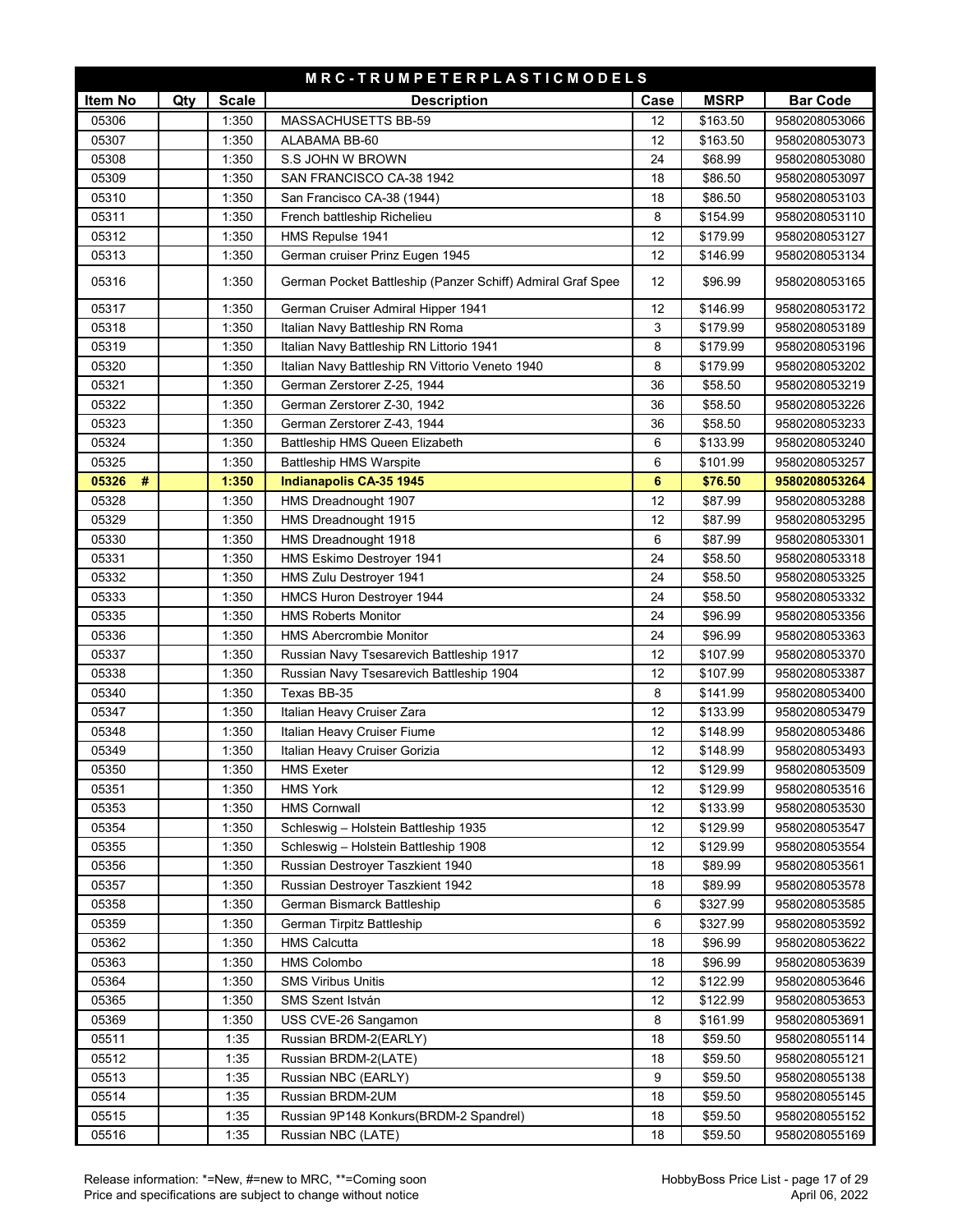| MRC-TRUMPETERPLASTICMODELS | | | | | | |
|---|---|---|---|---|---|---|
| **Item No** | **Qty** | **Scale** | **Description** | **Case** | **MSRP** | **Bar Code** |
| 05306 | | 1:350 | MASSACHUSETTS BB-59 | 12 | $163.50 | 9580208053066 |
| 05307 | | 1:350 | ALABAMA BB-60 | 12 | $163.50 | 9580208053073 |
| 05308 | | 1:350 | S.S JOHN W BROWN | 24 | $68.99 | 9580208053080 |
| 05309 | | 1:350 | SAN FRANCISCO CA-38 1942 | 18 | $86.50 | 9580208053097 |
| 05310 | | 1:350 | San Francisco CA-38 (1944) | 18 | $86.50 | 9580208053103 |
| 05311 | | 1:350 | French battleship Richelieu | 8 | $154.99 | 9580208053110 |
| 05312 | | 1:350 | HMS Repulse 1941 | 12 | $179.99 | 9580208053127 |
| 05313 | | 1:350 | German cruiser Prinz Eugen 1945 | 12 | $146.99 | 9580208053134 |
| 05316 | | 1:350 | German Pocket Battleship (Panzer Schiff) Admiral Graf Spee | 12 | $96.99 | 9580208053165 |
| 05317 | | 1:350 | German Cruiser Admiral Hipper 1941 | 12 | $146.99 | 9580208053172 |
| 05318 | | 1:350 | Italian Navy Battleship RN Roma | 3 | $179.99 | 9580208053189 |
| 05319 | | 1:350 | Italian Navy Battleship RN Littorio 1941 | 8 | $179.99 | 9580208053196 |
| 05320 | | 1:350 | Italian Navy Battleship RN Vittorio Veneto 1940 | 8 | $179.99 | 9580208053202 |
| 05321 | | 1:350 | German Zerstorer Z-25, 1944 | 36 | $58.50 | 9580208053219 |
| 05322 | | 1:350 | German Zerstorer Z-30, 1942 | 36 | $58.50 | 9580208053226 |
| 05323 | | 1:350 | German Zerstorer Z-43, 1944 | 36 | $58.50 | 9580208053233 |
| 05324 | | 1:350 | Battleship HMS Queen Elizabeth | 6 | $133.99 | 9580208053240 |
| 05325 | | 1:350 | Battleship HMS Warspite | 6 | $101.99 | 9580208053257 |
| **05326 #** | | **1:350** | **Indianapolis CA-35 1945** | **6** | **$76.50** | **9580208053264** |
| 05328 | | 1:350 | HMS Dreadnought 1907 | 12 | $87.99 | 9580208053288 |
| 05329 | | 1:350 | HMS Dreadnought 1915 | 12 | $87.99 | 9580208053295 |
| 05330 | | 1:350 | HMS Dreadnought 1918 | 6 | $87.99 | 9580208053301 |
| 05331 | | 1:350 | HMS Eskimo Destroyer 1941 | 24 | $58.50 | 9580208053318 |
| 05332 | | 1:350 | HMS Zulu Destroyer 1941 | 24 | $58.50 | 9580208053325 |
| 05333 | | 1:350 | HMCS Huron Destroyer 1944 | 24 | $58.50 | 9580208053332 |
| 05335 | | 1:350 | HMS Roberts Monitor | 24 | $96.99 | 9580208053356 |
| 05336 | | 1:350 | HMS Abercrombie Monitor | 24 | $96.99 | 9580208053363 |
| 05337 | | 1:350 | Russian Navy Tsesarevich Battleship 1917 | 12 | $107.99 | 9580208053370 |
| 05338 | | 1:350 | Russian Navy Tsesarevich Battleship 1904 | 12 | $107.99 | 9580208053387 |
| 05340 | | 1:350 | Texas BB-35 | 8 | $141.99 | 9580208053400 |
| 05347 | | 1:350 | Italian Heavy Cruiser Zara | 12 | $133.99 | 9580208053479 |
| 05348 | | 1:350 | Italian Heavy Cruiser Fiume | 12 | $148.99 | 9580208053486 |
| 05349 | | 1:350 | Italian Heavy Cruiser Gorizia | 12 | $148.99 | 9580208053493 |
| 05350 | | 1:350 | HMS Exeter | 12 | $129.99 | 9580208053509 |
| 05351 | | 1:350 | HMS York | 12 | $129.99 | 9580208053516 |
| 05353 | | 1:350 | HMS Cornwall | 12 | $133.99 | 9580208053530 |
| 05354 | | 1:350 | Schleswig – Holstein Battleship 1935 | 12 | $129.99 | 9580208053547 |
| 05355 | | 1:350 | Schleswig – Holstein Battleship 1908 | 12 | $129.99 | 9580208053554 |
| 05356 | | 1:350 | Russian Destroyer Taszkient 1940 | 18 | $89.99 | 9580208053561 |
| 05357 | | 1:350 | Russian Destroyer Taszkient 1942 | 18 | $89.99 | 9580208053578 |
| 05358 | | 1:350 | German Bismarck Battleship | 6 | $327.99 | 9580208053585 |
| 05359 | | 1:350 | German Tirpitz Battleship | 6 | $327.99 | 9580208053592 |
| 05362 | | 1:350 | HMS Calcutta | 18 | $96.99 | 9580208053622 |
| 05363 | | 1:350 | HMS Colombo | 18 | $96.99 | 9580208053639 |
| 05364 | | 1:350 | SMS Viribus Unitis | 12 | $122.99 | 9580208053646 |
| 05365 | | 1:350 | SMS Szent István | 12 | $122.99 | 9580208053653 |
| 05369 | | 1:350 | USS CVE-26 Sangamon | 8 | $161.99 | 9580208053691 |
| 05511 | | 1:35 | Russian BRDM-2(EARLY) | 18 | $59.50 | 9580208055114 |
| 05512 | | 1:35 | Russian BRDM-2(LATE) | 18 | $59.50 | 9580208055121 |
| 05513 | | 1:35 | Russian NBC (EARLY) | 9 | $59.50 | 9580208055138 |
| 05514 | | 1:35 | Russian BRDM-2UM | 18 | $59.50 | 9580208055145 |
| 05515 | | 1:35 | Russian 9P148 Konkurs(BRDM-2 Spandrel) | 18 | $59.50 | 9580208055152 |
| 05516 | | 1:35 | Russian NBC (LATE) | 18 | $59.50 | 9580208055169 |

Release information: *=New, #=new to MRC, **=Coming soon
Price and specifications are subject to change without notice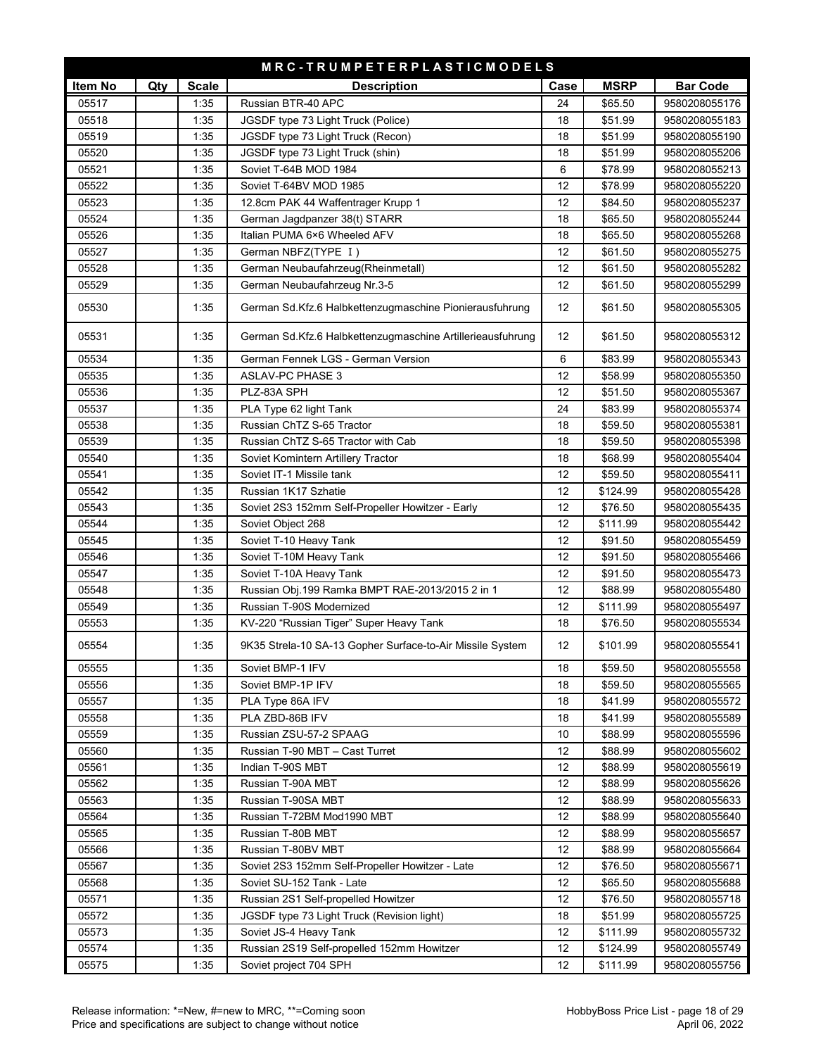| MRC-TRUMPETERPLASTICMODELS | | | | | | |
|---|---|---|---|---|---|---|
| **Item No** | **Qty** | **Scale** | **Description** | **Case** | **MSRP** | **Bar Code** |
| 05517 | | 1:35 | Russian BTR-40 APC | 24 | $65.50 | 9580208055176 |
| 05518 | | 1:35 | JGSDF type 73 Light Truck (Police) | 18 | $51.99 | 9580208055183 |
| 05519 | | 1:35 | JGSDF type 73 Light Truck (Recon) | 18 | $51.99 | 9580208055190 |
| 05520 | | 1:35 | JGSDF type 73 Light Truck (shin) | 18 | $51.99 | 9580208055206 |
| 05521 | | 1:35 | Soviet T-64B MOD 1984 | 6 | $78.99 | 9580208055213 |
| 05522 | | 1:35 | Soviet T-64BV MOD 1985 | 12 | $78.99 | 9580208055220 |
| 05523 | | 1:35 | 12.8cm PAK 44 Waffentrager Krupp 1 | 12 | $84.50 | 9580208055237 |
| 05524 | | 1:35 | German Jagdpanzer 38(t) STARR | 18 | $65.50 | 9580208055244 |
| 05526 | | 1:35 | Italian PUMA 6×6 Wheeled AFV | 18 | $65.50 | 9580208055268 |
| 05527 | | 1:35 | German NBFZ(TYPE Ⅰ) | 12 | $61.50 | 9580208055275 |
| 05528 | | 1:35 | German Neubaufahrzeug(Rheinmetall) | 12 | $61.50 | 9580208055282 |
| 05529 | | 1:35 | German Neubaufahrzeug Nr.3-5 | 12 | $61.50 | 9580208055299 |
| 05530 | | 1:35 | German Sd.Kfz.6 Halbkettenzugmaschine Pionierausfuhrung | 12 | $61.50 | 9580208055305 |
| 05531 | | 1:35 | German Sd.Kfz.6 Halbkettenzugmaschine Artillerieausfuhrung | 12 | $61.50 | 9580208055312 |
| 05534 | | 1:35 | German Fennek LGS - German Version | 6 | $83.99 | 9580208055343 |
| 05535 | | 1:35 | ASLAV-PC PHASE 3 | 12 | $58.99 | 9580208055350 |
| 05536 | | 1:35 | PLZ-83A SPH | 12 | $51.50 | 9580208055367 |
| 05537 | | 1:35 | PLA Type 62 light Tank | 24 | $83.99 | 9580208055374 |
| 05538 | | 1:35 | Russian ChTZ S-65 Tractor | 18 | $59.50 | 9580208055381 |
| 05539 | | 1:35 | Russian ChTZ S-65 Tractor with Cab | 18 | $59.50 | 9580208055398 |
| 05540 | | 1:35 | Soviet Komintern Artillery Tractor | 18 | $68.99 | 9580208055404 |
| 05541 | | 1:35 | Soviet IT-1 Missile tank | 12 | $59.50 | 9580208055411 |
| 05542 | | 1:35 | Russian 1K17 Szhatie | 12 | $124.99 | 9580208055428 |
| 05543 | | 1:35 | Soviet 2S3 152mm Self-Propeller Howitzer - Early | 12 | $76.50 | 9580208055435 |
| 05544 | | 1:35 | Soviet Object 268 | 12 | $111.99 | 9580208055442 |
| 05545 | | 1:35 | Soviet T-10 Heavy Tank | 12 | $91.50 | 9580208055459 |
| 05546 | | 1:35 | Soviet T-10M Heavy Tank | 12 | $91.50 | 9580208055466 |
| 05547 | | 1:35 | Soviet T-10A Heavy Tank | 12 | $91.50 | 9580208055473 |
| 05548 | | 1:35 | Russian Obj.199 Ramka BMPT RAE-2013/2015 2 in 1 | 12 | $88.99 | 9580208055480 |
| 05549 | | 1:35 | Russian T-90S Modernized | 12 | $111.99 | 9580208055497 |
| 05553 | | 1:35 | KV-220 “Russian Tiger” Super Heavy Tank | 18 | $76.50 | 9580208055534 |
| 05554 | | 1:35 | 9K35 Strela-10 SA-13 Gopher Surface-to-Air Missile System | 12 | $101.99 | 9580208055541 |
| 05555 | | 1:35 | Soviet BMP-1 IFV | 18 | $59.50 | 9580208055558 |
| 05556 | | 1:35 | Soviet BMP-1P IFV | 18 | $59.50 | 9580208055565 |
| 05557 | | 1:35 | PLA Type 86A IFV | 18 | $41.99 | 9580208055572 |
| 05558 | | 1:35 | PLA ZBD-86B IFV | 18 | $41.99 | 9580208055589 |
| 05559 | | 1:35 | Russian ZSU-57-2 SPAAG | 10 | $88.99 | 9580208055596 |
| 05560 | | 1:35 | Russian T-90 MBT – Cast Turret | 12 | $88.99 | 9580208055602 |
| 05561 | | 1:35 | Indian T-90S MBT | 12 | $88.99 | 9580208055619 |
| 05562 | | 1:35 | Russian T-90A MBT | 12 | $88.99 | 9580208055626 |
| 05563 | | 1:35 | Russian T-90SA MBT | 12 | $88.99 | 9580208055633 |
| 05564 | | 1:35 | Russian T-72BM Mod1990 MBT | 12 | $88.99 | 9580208055640 |
| 05565 | | 1:35 | Russian T-80B MBT | 12 | $88.99 | 9580208055657 |
| 05566 | | 1:35 | Russian T-80BV MBT | 12 | $88.99 | 9580208055664 |
| 05567 | | 1:35 | Soviet 2S3 152mm Self-Propeller Howitzer - Late | 12 | $76.50 | 9580208055671 |
| 05568 | | 1:35 | Soviet SU-152 Tank - Late | 12 | $65.50 | 9580208055688 |
| 05571 | | 1:35 | Russian 2S1 Self-propelled Howitzer | 12 | $76.50 | 9580208055718 |
| 05572 | | 1:35 | JGSDF type 73 Light Truck (Revision light) | 18 | $51.99 | 9580208055725 |
| 05573 | | 1:35 | Soviet JS-4 Heavy Tank | 12 | $111.99 | 9580208055732 |
| 05574 | | 1:35 | Russian 2S19 Self-propelled 152mm Howitzer | 12 | $124.99 | 9580208055749 |
| 05575 | | 1:35 | Soviet project 704 SPH | 12 | $111.99 | 9580208055756 |

Release information: *=New, #=new to MRC, **=Coming soon
Price and specifications are subject to change without notice

HobbyBoss Price List
April 06, 2022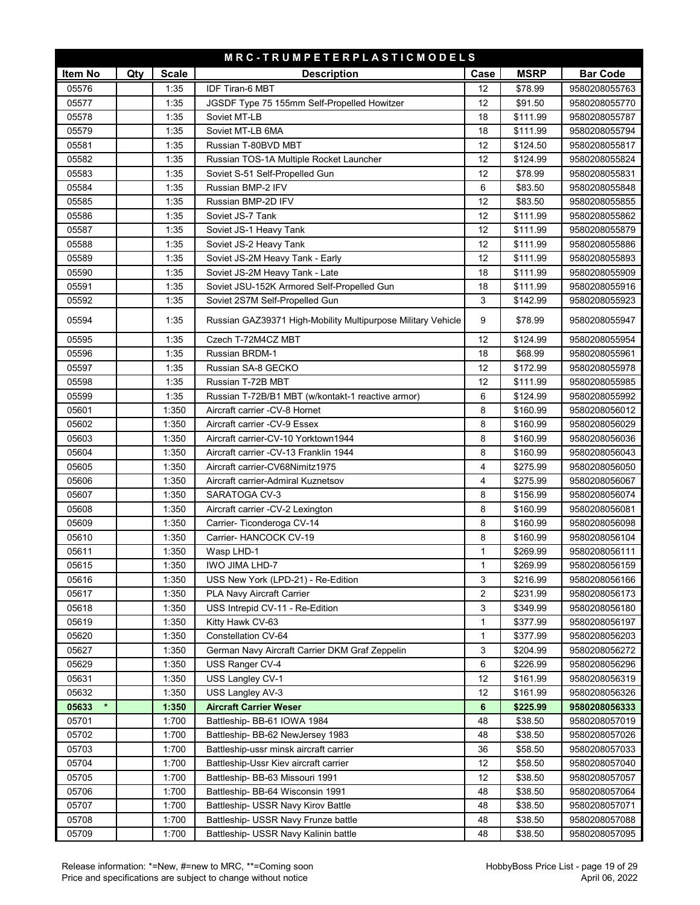| M R C - T R U M P E T E R P L A S T I C M O D E L S | | | | | | |
|---|---|---|---|---|---|---|
| **Item No** | **Qty** | **Scale** | **Description** | **Case** | **MSRP** | **Bar Code** |
| 05576 | | 1:35 | IDF Tiran-6 MBT | 12 | $78.99 | 9580208055763 |
| 05577 | | 1:35 | JGSDF Type 75 155mm Self-Propelled Howitzer | 12 | $91.50 | 9580208055770 |
| 05578 | | 1:35 | Soviet MT-LB | 18 | $111.99 | 9580208055787 |
| 05579 | | 1:35 | Soviet MT-LB 6MA | 18 | $111.99 | 9580208055794 |
| 05581 | | 1:35 | Russian T-80BVD MBT | 12 | $124.50 | 9580208055817 |
| 05582 | | 1:35 | Russian TOS-1A Multiple Rocket Launcher | 12 | $124.99 | 9580208055824 |
| 05583 | | 1:35 | Soviet S-51 Self-Propelled Gun | 12 | $78.99 | 9580208055831 |
| 05584 | | 1:35 | Russian BMP-2 IFV | 6 | $83.50 | 9580208055848 |
| 05585 | | 1:35 | Russian BMP-2D IFV | 12 | $83.50 | 9580208055855 |
| 05586 | | 1:35 | Soviet JS-7 Tank | 12 | $111.99 | 9580208055862 |
| 05587 | | 1:35 | Soviet JS-1 Heavy Tank | 12 | $111.99 | 9580208055879 |
| 05588 | | 1:35 | Soviet JS-2 Heavy Tank | 12 | $111.99 | 9580208055886 |
| 05589 | | 1:35 | Soviet JS-2M Heavy Tank - Early | 12 | $111.99 | 9580208055893 |
| 05590 | | 1:35 | Soviet JS-2M Heavy Tank - Late | 18 | $111.99 | 9580208055909 |
| 05591 | | 1:35 | Soviet JSU-152K Armored Self-Propelled Gun | 18 | $111.99 | 9580208055916 |
| 05592 | | 1:35 | Soviet 2S7M Self-Propelled Gun | 3 | $142.99 | 9580208055923 |
| 05594 | | 1:35 | Russian GAZ39371 High-Mobility Multipurpose Military Vehicle | 9 | $78.99 | 9580208055947 |
| 05595 | | 1:35 | Czech T-72M4CZ MBT | 12 | $124.99 | 9580208055954 |
| 05596 | | 1:35 | Russian BRDM-1 | 18 | $68.99 | 9580208055961 |
| 05597 | | 1:35 | Russian SA-8 GECKO | 12 | $172.99 | 9580208055978 |
| 05598 | | 1:35 | Russian T-72B MBT | 12 | $111.99 | 9580208055985 |
| 05599 | | 1:35 | Russian T-72B/B1 MBT (w/kontakt-1 reactive armor) | 6 | $124.99 | 9580208055992 |
| 05601 | | 1:350 | Aircraft carrier -CV-8 Hornet | 8 | $160.99 | 9580208056012 |
| 05602 | | 1:350 | Aircraft carrier -CV-9 Essex | 8 | $160.99 | 9580208056029 |
| 05603 | | 1:350 | Aircraft carrier-CV-10 Yorktown1944 | 8 | $160.99 | 9580208056036 |
| 05604 | | 1:350 | Aircraft carrier -CV-13 Franklin 1944 | 8 | $160.99 | 9580208056043 |
| 05605 | | 1:350 | Aircraft carrier-CV68Nimitz1975 | 4 | $275.99 | 9580208056050 |
| 05606 | | 1:350 | Aircraft carrier-Admiral Kuznetsov | 4 | $275.99 | 9580208056067 |
| 05607 | | 1:350 | SARATOGA CV-3 | 8 | $156.99 | 9580208056074 |
| 05608 | | 1:350 | Aircraft carrier -CV-2 Lexington | 8 | $160.99 | 9580208056081 |
| 05609 | | 1:350 | Carrier- Ticonderoga CV-14 | 8 | $160.99 | 9580208056098 |
| 05610 | | 1:350 | Carrier- HANCOCK CV-19 | 8 | $160.99 | 9580208056104 |
| 05611 | | 1:350 | Wasp LHD-1 | 1 | $269.99 | 9580208056111 |
| 05615 | | 1:350 | IWO JIMA LHD-7 | 1 | $269.99 | 9580208056159 |
| 05616 | | 1:350 | USS New York (LPD-21) - Re-Edition | 3 | $216.99 | 9580208056166 |
| 05617 | | 1:350 | PLA Navy Aircraft Carrier | 2 | $231.99 | 9580208056173 |
| 05618 | | 1:350 | USS Intrepid CV-11 - Re-Edition | 3 | $349.99 | 9580208056180 |
| 05619 | | 1:350 | Kitty Hawk CV-63 | 1 | $377.99 | 9580208056197 |
| 05620 | | 1:350 | Constellation CV-64 | 1 | $377.99 | 9580208056203 |
| 05627 | | 1:350 | German Navy Aircraft Carrier DKM Graf Zeppelin | 3 | $204.99 | 9580208056272 |
| 05629 | | 1:350 | USS Ranger CV-4 | 6 | $226.99 | 9580208056296 |
| 05631 | | 1:350 | USS Langley CV-1 | 12 | $161.99 | 9580208056319 |
| 05632 | | 1:350 | USS Langley AV-3 | 12 | $161.99 | 9580208056326 |
| **05633 \*** | | **1:350** | **Aircraft Carrier Weser** | **6** | **$225.99** | **9580208056333** |
| 05701 | | 1:700 | Battleship- BB-61 IOWA 1984 | 48 | $38.50 | 9580208057019 |
| 05702 | | 1:700 | Battleship- BB-62 NewJersey 1983 | 48 | $38.50 | 9580208057026 |
| 05703 | | 1:700 | Battleship-ussr minsk aircraft carrier | 36 | $58.50 | 9580208057033 |
| 05704 | | 1:700 | Battleship-Ussr Kiev aircraft carrier | 12 | $58.50 | 9580208057040 |
| 05705 | | 1:700 | Battleship- BB-63 Missouri 1991 | 12 | $38.50 | 9580208057057 |
| 05706 | | 1:700 | Battleship- BB-64 Wisconsin 1991 | 48 | $38.50 | 9580208057064 |
| 05707 | | 1:700 | Battleship- USSR Navy Kirov Battle | 48 | $38.50 | 9580208057071 |
| 05708 | | 1:700 | Battleship- USSR Navy Frunze battle | 48 | $38.50 | 9580208057088 |
| 05709 | | 1:700 | Battleship- USSR Navy Kalinin battle | 48 | $38.50 | 9580208057095 |

Release information: *=New, #=new to MRC, **=Coming soon
Price and specifications are subject to change without notice

HobbyBoss Price List - page 19 of 29
April 06, 2022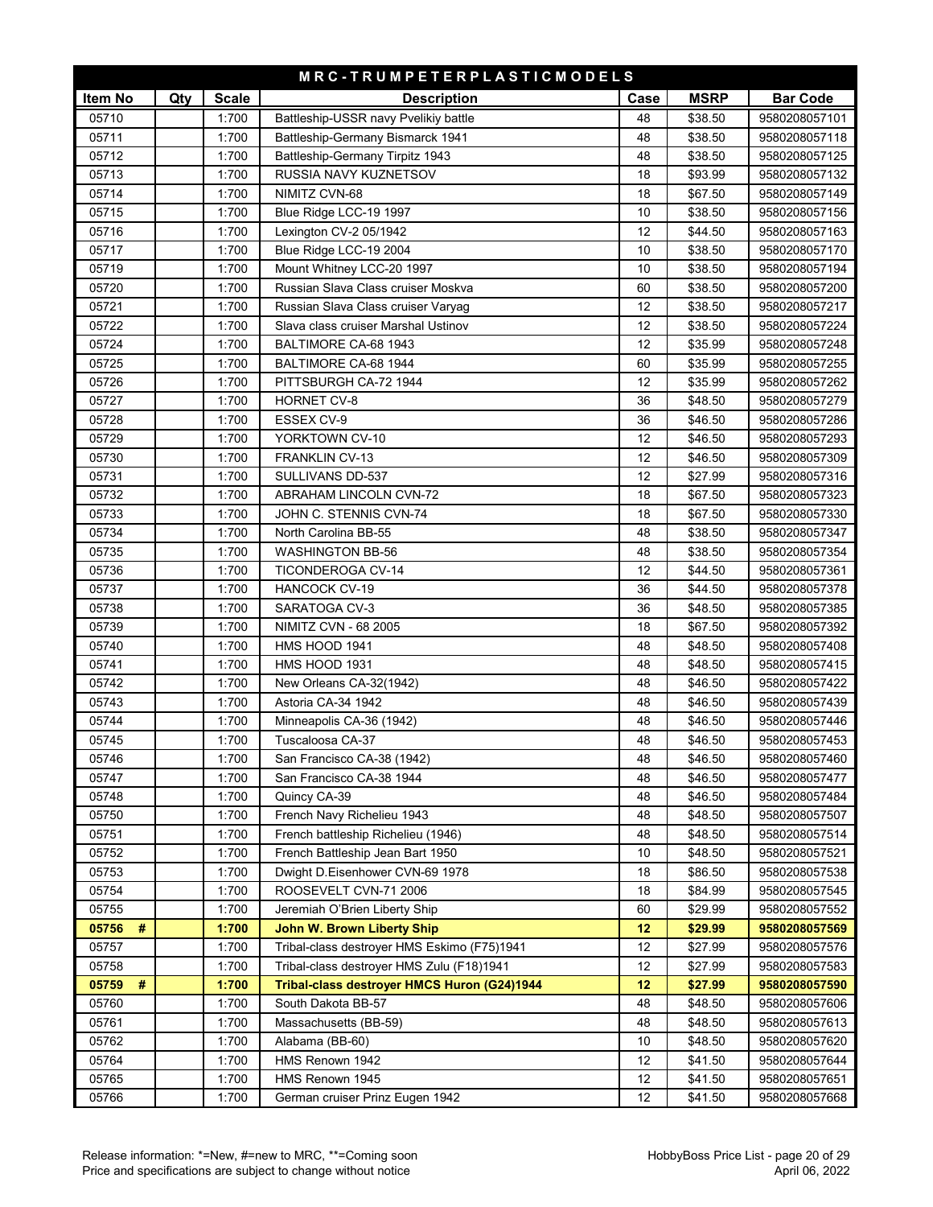## MRC-TRUMPETERPLASTICMODELS

| Item No | Qty | Scale | Description | Case | MSRP | Bar Code |
|---|---|---|---|---|---|---|
| 05710 | | 1:700 | Battleship-USSR navy Pvelikiy battle | 48 | $38.50 | 9580208057101 |
| 05711 | | 1:700 | Battleship-Germany Bismarck 1941 | 48 | $38.50 | 9580208057118 |
| 05712 | | 1:700 | Battleship-Germany Tirpitz 1943 | 48 | $38.50 | 9580208057125 |
| 05713 | | 1:700 | RUSSIA NAVY KUZNETSOV | 18 | $93.99 | 9580208057132 |
| 05714 | | 1:700 | NIMITZ CVN-68 | 18 | $67.50 | 9580208057149 |
| 05715 | | 1:700 | Blue Ridge LCC-19 1997 | 10 | $38.50 | 9580208057156 |
| 05716 | | 1:700 | Lexington CV-2 05/1942 | 12 | $44.50 | 9580208057163 |
| 05717 | | 1:700 | Blue Ridge LCC-19 2004 | 10 | $38.50 | 9580208057170 |
| 05719 | | 1:700 | Mount Whitney LCC-20 1997 | 10 | $38.50 | 9580208057194 |
| 05720 | | 1:700 | Russian Slava Class cruiser Moskva | 60 | $38.50 | 9580208057200 |
| 05721 | | 1:700 | Russian Slava Class cruiser Varyag | 12 | $38.50 | 9580208057217 |
| 05722 | | 1:700 | Slava class cruiser Marshal Ustinov | 12 | $38.50 | 9580208057224 |
| 05724 | | 1:700 | BALTIMORE CA-68 1943 | 12 | $35.99 | 9580208057248 |
| 05725 | | 1:700 | BALTIMORE CA-68 1944 | 60 | $35.99 | 9580208057255 |
| 05726 | | 1:700 | PITTSBURGH CA-72 1944 | 12 | $35.99 | 9580208057262 |
| 05727 | | 1:700 | HORNET CV-8 | 36 | $48.50 | 9580208057279 |
| 05728 | | 1:700 | ESSEX CV-9 | 36 | $46.50 | 9580208057286 |
| 05729 | | 1:700 | YORKTOWN CV-10 | 12 | $46.50 | 9580208057293 |
| 05730 | | 1:700 | FRANKLIN CV-13 | 12 | $46.50 | 9580208057309 |
| 05731 | | 1:700 | SULLIVANS DD-537 | 12 | $27.99 | 9580208057316 |
| 05732 | | 1:700 | ABRAHAM LINCOLN CVN-72 | 18 | $67.50 | 9580208057323 |
| 05733 | | 1:700 | JOHN C. STENNIS CVN-74 | 18 | $67.50 | 9580208057330 |
| 05734 | | 1:700 | North Carolina BB-55 | 48 | $38.50 | 9580208057347 |
| 05735 | | 1:700 | WASHINGTON BB-56 | 48 | $38.50 | 9580208057354 |
| 05736 | | 1:700 | TICONDEROGA CV-14 | 12 | $44.50 | 9580208057361 |
| 05737 | | 1:700 | HANCOCK CV-19 | 36 | $44.50 | 9580208057378 |
| 05738 | | 1:700 | SARATOGA CV-3 | 36 | $48.50 | 9580208057385 |
| 05739 | | 1:700 | NIMITZ CVN - 68 2005 | 18 | $67.50 | 9580208057392 |
| 05740 | | 1:700 | HMS HOOD 1941 | 48 | $48.50 | 9580208057408 |
| 05741 | | 1:700 | HMS HOOD 1931 | 48 | $48.50 | 9580208057415 |
| 05742 | | 1:700 | New Orleans CA-32(1942) | 48 | $46.50 | 9580208057422 |
| 05743 | | 1:700 | Astoria CA-34 1942 | 48 | $46.50 | 9580208057439 |
| 05744 | | 1:700 | Minneapolis CA-36 (1942) | 48 | $46.50 | 9580208057446 |
| 05745 | | 1:700 | Tuscaloosa CA-37 | 48 | $46.50 | 9580208057453 |
| 05746 | | 1:700 | San Francisco CA-38 (1942) | 48 | $46.50 | 9580208057460 |
| 05747 | | 1:700 | San Francisco CA-38 1944 | 48 | $46.50 | 9580208057477 |
| 05748 | | 1:700 | Quincy CA-39 | 48 | $46.50 | 9580208057484 |
| 05750 | | 1:700 | French Navy Richelieu 1943 | 48 | $48.50 | 9580208057507 |
| 05751 | | 1:700 | French battleship Richelieu (1946) | 48 | $48.50 | 9580208057514 |
| 05752 | | 1:700 | French Battleship Jean Bart 1950 | 10 | $48.50 | 9580208057521 |
| 05753 | | 1:700 | Dwight D.Eisenhower CVN-69 1978 | 18 | $86.50 | 9580208057538 |
| 05754 | | 1:700 | ROOSEVELT CVN-71 2006 | 18 | $84.99 | 9580208057545 |
| 05755 | | 1:700 | Jeremiah O'Brien Liberty Ship | 60 | $29.99 | 9580208057552 |
| **05756 #** | | **1:700** | **John W. Brown Liberty Ship** | **12** | **$29.99** | **9580208057569** |
| 05757 | | 1:700 | Tribal-class destroyer HMS Eskimo (F75)1941 | 12 | $27.99 | 9580208057576 |
| 05758 | | 1:700 | Tribal-class destroyer HMS Zulu (F18)1941 | 12 | $27.99 | 9580208057583 |
| **05759 #** | | **1:700** | **Tribal-class destroyer HMCS Huron (G24)1944** | **12** | **$27.99** | **9580208057590** |
| 05760 | | 1:700 | South Dakota BB-57 | 48 | $48.50 | 9580208057606 |
| 05761 | | 1:700 | Massachusetts (BB-59) | 48 | $48.50 | 9580208057613 |
| 05762 | | 1:700 | Alabama (BB-60) | 10 | $48.50 | 9580208057620 |
| 05764 | | 1:700 | HMS Renown 1942 | 12 | $41.50 | 9580208057644 |
| 05765 | | 1:700 | HMS Renown 1945 | 12 | $41.50 | 9580208057651 |
| 05766 | | 1:700 | German cruiser Prinz Eugen 1942 | 12 | $41.50 | 9580208057668 |

Release information: *=New, #=new to MRC, **=Coming soon
Price and specifications are subject to change without notice

HobbyBoss Price List
April 06, 2022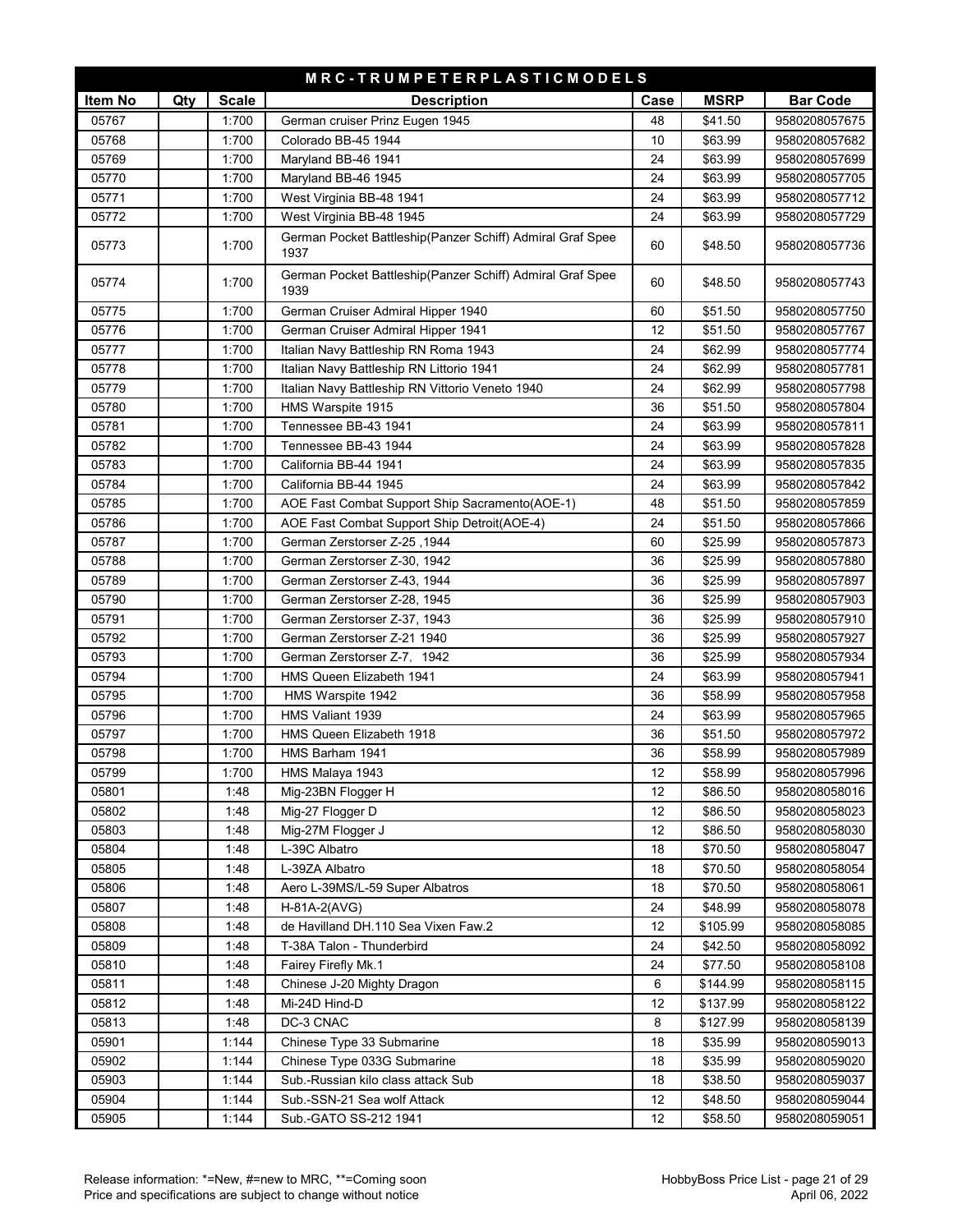| M R C - T R U M P E T E R P L A S T I C M O D E L S | | | | | | |
|---|---|---|---|---|---|---|
| **Item No** | **Qty** | **Scale** | **Description** | **Case** | **MSRP** | **Bar Code** |
| 05767 | | 1:700 | German cruiser Prinz Eugen 1945 | 48 | $41.50 | 9580208057675 |
| 05768 | | 1:700 | Colorado BB-45 1944 | 10 | $63.99 | 9580208057682 |
| 05769 | | 1:700 | Maryland BB-46 1941 | 24 | $63.99 | 9580208057699 |
| 05770 | | 1:700 | Maryland BB-46 1945 | 24 | $63.99 | 9580208057705 |
| 05771 | | 1:700 | West Virginia BB-48 1941 | 24 | $63.99 | 9580208057712 |
| 05772 | | 1:700 | West Virginia BB-48 1945 | 24 | $63.99 | 9580208057729 |
| 05773 | | 1:700 | German Pocket Battleship(Panzer Schiff) Admiral Graf Spee 1937 | 60 | $48.50 | 9580208057736 |
| 05774 | | 1:700 | German Pocket Battleship(Panzer Schiff) Admiral Graf Spee 1939 | 60 | $48.50 | 9580208057743 |
| 05775 | | 1:700 | German Cruiser Admiral Hipper 1940 | 60 | $51.50 | 9580208057750 |
| 05776 | | 1:700 | German Cruiser Admiral Hipper 1941 | 12 | $51.50 | 9580208057767 |
| 05777 | | 1:700 | Italian Navy Battleship RN Roma 1943 | 24 | $62.99 | 9580208057774 |
| 05778 | | 1:700 | Italian Navy Battleship RN Littorio 1941 | 24 | $62.99 | 9580208057781 |
| 05779 | | 1:700 | Italian Navy Battleship RN Vittorio Veneto 1940 | 24 | $62.99 | 9580208057798 |
| 05780 | | 1:700 | HMS Warspite 1915 | 36 | $51.50 | 9580208057804 |
| 05781 | | 1:700 | Tennessee BB-43 1941 | 24 | $63.99 | 9580208057811 |
| 05782 | | 1:700 | Tennessee BB-43 1944 | 24 | $63.99 | 9580208057828 |
| 05783 | | 1:700 | California BB-44 1941 | 24 | $63.99 | 9580208057835 |
| 05784 | | 1:700 | California BB-44 1945 | 24 | $63.99 | 9580208057842 |
| 05785 | | 1:700 | AOE Fast Combat Support Ship Sacramento(AOE-1) | 48 | $51.50 | 9580208057859 |
| 05786 | | 1:700 | AOE Fast Combat Support Ship Detroit(AOE-4) | 24 | $51.50 | 9580208057866 |
| 05787 | | 1:700 | German Zerstorser Z-25 ,1944 | 60 | $25.99 | 9580208057873 |
| 05788 | | 1:700 | German Zerstorser Z-30, 1942 | 36 | $25.99 | 9580208057880 |
| 05789 | | 1:700 | German Zerstorser Z-43, 1944 | 36 | $25.99 | 9580208057897 |
| 05790 | | 1:700 | German Zerstorser Z-28, 1945 | 36 | $25.99 | 9580208057903 |
| 05791 | | 1:700 | German Zerstorser Z-37, 1943 | 36 | $25.99 | 9580208057910 |
| 05792 | | 1:700 | German Zerstorser Z-21 1940 | 36 | $25.99 | 9580208057927 |
| 05793 | | 1:700 | German Zerstorser Z-7, 1942 | 36 | $25.99 | 9580208057934 |
| 05794 | | 1:700 | HMS Queen Elizabeth 1941 | 24 | $63.99 | 9580208057941 |
| 05795 | | 1:700 | HMS Warspite 1942 | 36 | $58.99 | 9580208057958 |
| 05796 | | 1:700 | HMS Valiant 1939 | 24 | $63.99 | 9580208057965 |
| 05797 | | 1:700 | HMS Queen Elizabeth 1918 | 36 | $51.50 | 9580208057972 |
| 05798 | | 1:700 | HMS Barham 1941 | 36 | $58.99 | 9580208057989 |
| 05799 | | 1:700 | HMS Malaya 1943 | 12 | $58.99 | 9580208057996 |
| 05801 | | 1:48 | Mig-23BN Flogger H | 12 | $86.50 | 9580208058016 |
| 05802 | | 1:48 | Mig-27 Flogger D | 12 | $86.50 | 9580208058023 |
| 05803 | | 1:48 | Mig-27M Flogger J | 12 | $86.50 | 9580208058030 |
| 05804 | | 1:48 | L-39C Albatro | 18 | $70.50 | 9580208058047 |
| 05805 | | 1:48 | L-39ZA Albatro | 18 | $70.50 | 9580208058054 |
| 05806 | | 1:48 | Aero L-39MS/L-59 Super Albatros | 18 | $70.50 | 9580208058061 |
| 05807 | | 1:48 | H-81A-2(AVG) | 24 | $48.99 | 9580208058078 |
| 05808 | | 1:48 | de Havilland DH.110 Sea Vixen Faw.2 | 12 | $105.99 | 9580208058085 |
| 05809 | | 1:48 | T-38A Talon - Thunderbird | 24 | $42.50 | 9580208058092 |
| 05810 | | 1:48 | Fairey Firefly Mk.1 | 24 | $77.50 | 9580208058108 |
| 05811 | | 1:48 | Chinese J-20 Mighty Dragon | 6 | $144.99 | 9580208058115 |
| 05812 | | 1:48 | Mi-24D Hind-D | 12 | $137.99 | 9580208058122 |
| 05813 | | 1:48 | DC-3 CNAC | 8 | $127.99 | 9580208058139 |
| 05901 | | 1:144 | Chinese Type 33 Submarine | 18 | $35.99 | 9580208059013 |
| 05902 | | 1:144 | Chinese Type 033G Submarine | 18 | $35.99 | 9580208059020 |
| 05903 | | 1:144 | Sub.-Russian kilo class attack Sub | 18 | $38.50 | 9580208059037 |
| 05904 | | 1:144 | Sub.-SSN-21 Sea wolf Attack | 12 | $48.50 | 9580208059044 |
| 05905 | | 1:144 | Sub.-GATO SS-212 1941 | 12 | $58.50 | 9580208059051 |

Release information: *=New, #=new to MRC, **=Coming soon
Price and specifications are subject to change without notice

HobbyBoss Price List
April 06, 2022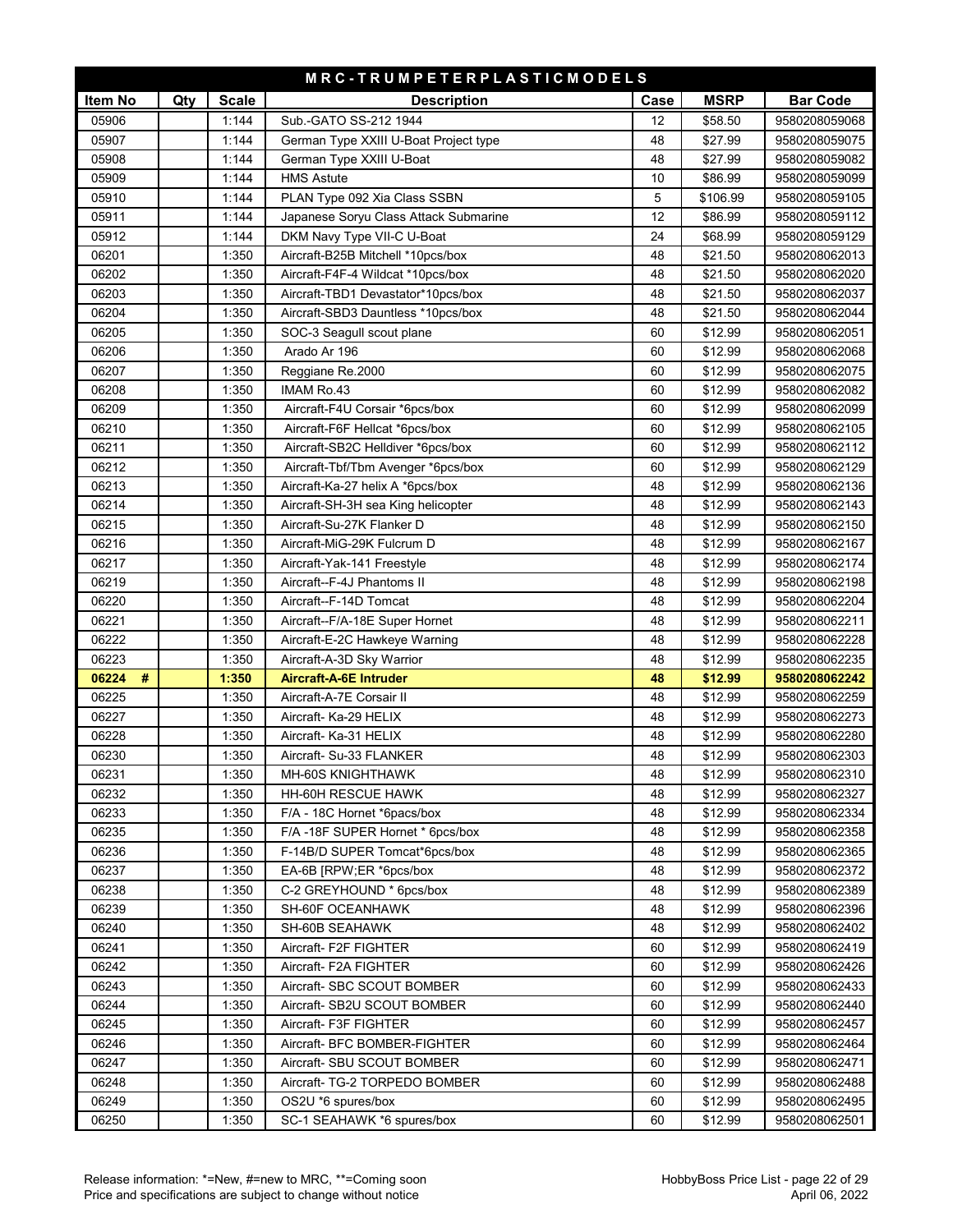| MRC-TRUMPETERPLASTICMODELS | | | | | | |
|---|---|---|---|---|---|---|
| **Item No** | **Qty** | **Scale** | **Description** | **Case** | **MSRP** | **Bar Code** |
| 05906 | | 1:144 | Sub.-GATO SS-212 1944 | 12 | $58.50 | 9580208059068 |
| 05907 | | 1:144 | German Type XXIII U-Boat Project type | 48 | $27.99 | 9580208059075 |
| 05908 | | 1:144 | German Type XXIII U-Boat | 48 | $27.99 | 9580208059082 |
| 05909 | | 1:144 | HMS Astute | 10 | $86.99 | 9580208059099 |
| 05910 | | 1:144 | PLAN Type 092 Xia Class SSBN | 5 | $106.99 | 9580208059105 |
| 05911 | | 1:144 | Japanese Soryu Class Attack Submarine | 12 | $86.99 | 9580208059112 |
| 05912 | | 1:144 | DKM Navy Type VII-C U-Boat | 24 | $68.99 | 9580208059129 |
| 06201 | | 1:350 | Aircraft-B25B Mitchell *10pcs/box | 48 | $21.50 | 9580208062013 |
| 06202 | | 1:350 | Aircraft-F4F-4 Wildcat *10pcs/box | 48 | $21.50 | 9580208062020 |
| 06203 | | 1:350 | Aircraft-TBD1 Devastator*10pcs/box | 48 | $21.50 | 9580208062037 |
| 06204 | | 1:350 | Aircraft-SBD3 Dauntless *10pcs/box | 48 | $21.50 | 9580208062044 |
| 06205 | | 1:350 | SOC-3 Seagull scout plane | 60 | $12.99 | 9580208062051 |
| 06206 | | 1:350 | Arado Ar 196 | 60 | $12.99 | 9580208062068 |
| 06207 | | 1:350 | Reggiane Re.2000 | 60 | $12.99 | 9580208062075 |
| 06208 | | 1:350 | IMAM Ro.43 | 60 | $12.99 | 9580208062082 |
| 06209 | | 1:350 | Aircraft-F4U Corsair *6pcs/box | 60 | $12.99 | 9580208062099 |
| 06210 | | 1:350 | Aircraft-F6F Hellcat *6pcs/box | 60 | $12.99 | 9580208062105 |
| 06211 | | 1:350 | Aircraft-SB2C Helldiver *6pcs/box | 60 | $12.99 | 9580208062112 |
| 06212 | | 1:350 | Aircraft-Tbf/Tbm Avenger *6pcs/box | 60 | $12.99 | 9580208062129 |
| 06213 | | 1:350 | Aircraft-Ka-27 helix A *6pcs/box | 48 | $12.99 | 9580208062136 |
| 06214 | | 1:350 | Aircraft-SH-3H sea King helicopter | 48 | $12.99 | 9580208062143 |
| 06215 | | 1:350 | Aircraft-Su-27K Flanker D | 48 | $12.99 | 9580208062150 |
| 06216 | | 1:350 | Aircraft-MiG-29K Fulcrum D | 48 | $12.99 | 9580208062167 |
| 06217 | | 1:350 | Aircraft-Yak-141 Freestyle | 48 | $12.99 | 9580208062174 |
| 06219 | | 1:350 | Aircraft--F-4J Phantoms II | 48 | $12.99 | 9580208062198 |
| 06220 | | 1:350 | Aircraft--F-14D Tomcat | 48 | $12.99 | 9580208062204 |
| 06221 | | 1:350 | Aircraft--F/A-18E Super Hornet | 48 | $12.99 | 9580208062211 |
| 06222 | | 1:350 | Aircraft-E-2C Hawkeye Warning | 48 | $12.99 | 9580208062228 |
| 06223 | | 1:350 | Aircraft-A-3D Sky Warrior | 48 | $12.99 | 9580208062235 |
| **06224 #** | | **1:350** | **Aircraft-A-6E Intruder** | **48** | **$12.99** | **9580208062242** |
| 06225 | | 1:350 | Aircraft-A-7E Corsair II | 48 | $12.99 | 9580208062259 |
| 06227 | | 1:350 | Aircraft- Ka-29 HELIX | 48 | $12.99 | 9580208062273 |
| 06228 | | 1:350 | Aircraft- Ka-31 HELIX | 48 | $12.99 | 9580208062280 |
| 06230 | | 1:350 | Aircraft- Su-33 FLANKER | 48 | $12.99 | 9580208062303 |
| 06231 | | 1:350 | MH-60S KNIGHTHAWK | 48 | $12.99 | 9580208062310 |
| 06232 | | 1:350 | HH-60H RESCUE HAWK | 48 | $12.99 | 9580208062327 |
| 06233 | | 1:350 | F/A - 18C Hornet *6pacs/box | 48 | $12.99 | 9580208062334 |
| 06235 | | 1:350 | F/A -18F SUPER Hornet * 6pcs/box | 48 | $12.99 | 9580208062358 |
| 06236 | | 1:350 | F-14B/D SUPER Tomcat*6pcs/box | 48 | $12.99 | 9580208062365 |
| 06237 | | 1:350 | EA-6B [RPW;ER *6pcs/box | 48 | $12.99 | 9580208062372 |
| 06238 | | 1:350 | C-2 GREYHOUND * 6pcs/box | 48 | $12.99 | 9580208062389 |
| 06239 | | 1:350 | SH-60F OCEANHAWK | 48 | $12.99 | 9580208062396 |
| 06240 | | 1:350 | SH-60B SEAHAWK | 48 | $12.99 | 9580208062402 |
| 06241 | | 1:350 | Aircraft- F2F FIGHTER | 60 | $12.99 | 9580208062419 |
| 06242 | | 1:350 | Aircraft- F2A FIGHTER | 60 | $12.99 | 9580208062426 |
| 06243 | | 1:350 | Aircraft- SBC SCOUT BOMBER | 60 | $12.99 | 9580208062433 |
| 06244 | | 1:350 | Aircraft- SB2U SCOUT BOMBER | 60 | $12.99 | 9580208062440 |
| 06245 | | 1:350 | Aircraft- F3F FIGHTER | 60 | $12.99 | 9580208062457 |
| 06246 | | 1:350 | Aircraft- BFC BOMBER-FIGHTER | 60 | $12.99 | 9580208062464 |
| 06247 | | 1:350 | Aircraft- SBU SCOUT BOMBER | 60 | $12.99 | 9580208062471 |
| 06248 | | 1:350 | Aircraft- TG-2 TORPEDO BOMBER | 60 | $12.99 | 9580208062488 |
| 06249 | | 1:350 | OS2U *6 spures/box | 60 | $12.99 | 9580208062495 |
| 06250 | | 1:350 | SC-1 SEAHAWK *6 spures/box | 60 | $12.99 | 9580208062501 |

Release information: *=New, #=new to MRC, **=Coming soon
Price and specifications are subject to change without notice

HobbyBoss Price List
April 06, 2022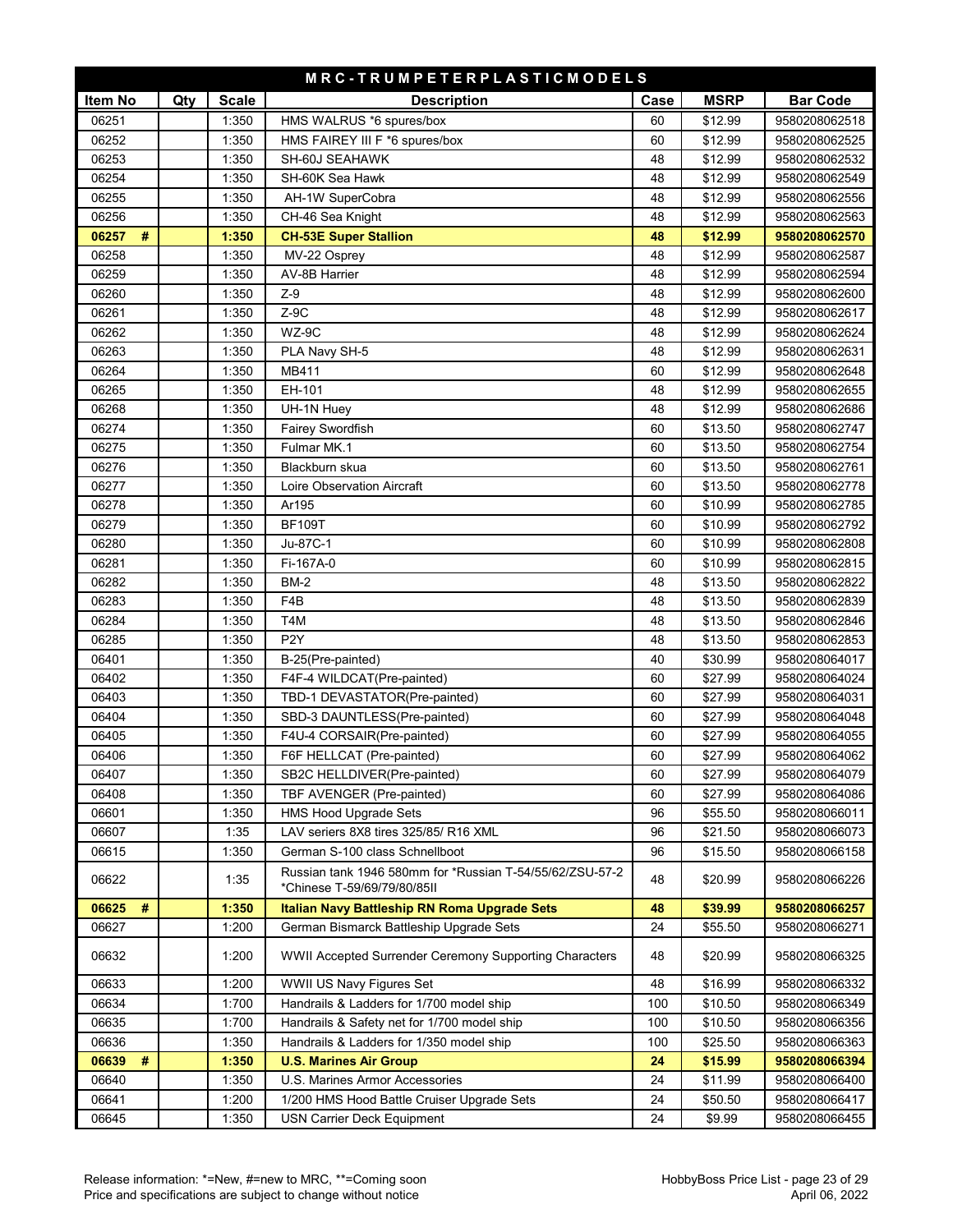| MRC-TRUMPETERPLASTICMODELS | | | | | | |
|---|---|---|---|---|---|---|
| **Item No** | **Qty** | **Scale** | **Description** | **Case** | **MSRP** | **Bar Code** |
| 06251 | | 1:350 | HMS WALRUS *6 spures/box | 60 | $12.99 | 9580208062518 |
| 06252 | | 1:350 | HMS FAIREY III F *6 spures/box | 60 | $12.99 | 9580208062525 |
| 06253 | | 1:350 | SH-60J SEAHAWK | 48 | $12.99 | 9580208062532 |
| 06254 | | 1:350 | SH-60K Sea Hawk | 48 | $12.99 | 9580208062549 |
| 06255 | | 1:350 | AH-1W SuperCobra | 48 | $12.99 | 9580208062556 |
| 06256 | | 1:350 | CH-46 Sea Knight | 48 | $12.99 | 9580208062563 |
| **06257 #** | | **1:350** | **CH-53E Super Stallion** | **48** | **$12.99** | **9580208062570** |
| 06258 | | 1:350 | MV-22 Osprey | 48 | $12.99 | 9580208062587 |
| 06259 | | 1:350 | AV-8B Harrier | 48 | $12.99 | 9580208062594 |
| 06260 | | 1:350 | Z-9 | 48 | $12.99 | 9580208062600 |
| 06261 | | 1:350 | Z-9C | 48 | $12.99 | 9580208062617 |
| 06262 | | 1:350 | WZ-9C | 48 | $12.99 | 9580208062624 |
| 06263 | | 1:350 | PLA Navy SH-5 | 48 | $12.99 | 9580208062631 |
| 06264 | | 1:350 | MB411 | 60 | $12.99 | 9580208062648 |
| 06265 | | 1:350 | EH-101 | 48 | $12.99 | 9580208062655 |
| 06268 | | 1:350 | UH-1N Huey | 48 | $12.99 | 9580208062686 |
| 06274 | | 1:350 | Fairey Swordfish | 60 | $13.50 | 9580208062747 |
| 06275 | | 1:350 | Fulmar MK.1 | 60 | $13.50 | 9580208062754 |
| 06276 | | 1:350 | Blackburn skua | 60 | $13.50 | 9580208062761 |
| 06277 | | 1:350 | Loire Observation Aircraft | 60 | $13.50 | 9580208062778 |
| 06278 | | 1:350 | Ar195 | 60 | $10.99 | 9580208062785 |
| 06279 | | 1:350 | BF109T | 60 | $10.99 | 9580208062792 |
| 06280 | | 1:350 | Ju-87C-1 | 60 | $10.99 | 9580208062808 |
| 06281 | | 1:350 | Fi-167A-0 | 60 | $10.99 | 9580208062815 |
| 06282 | | 1:350 | BM-2 | 48 | $13.50 | 9580208062822 |
| 06283 | | 1:350 | F4B | 48 | $13.50 | 9580208062839 |
| 06284 | | 1:350 | T4M | 48 | $13.50 | 9580208062846 |
| 06285 | | 1:350 | P2Y | 48 | $13.50 | 9580208062853 |
| 06401 | | 1:350 | B-25(Pre-painted) | 40 | $30.99 | 9580208064017 |
| 06402 | | 1:350 | F4F-4 WILDCAT(Pre-painted) | 60 | $27.99 | 9580208064024 |
| 06403 | | 1:350 | TBD-1 DEVASTATOR(Pre-painted) | 60 | $27.99 | 9580208064031 |
| 06404 | | 1:350 | SBD-3 DAUNTLESS(Pre-painted) | 60 | $27.99 | 9580208064048 |
| 06405 | | 1:350 | F4U-4 CORSAIR(Pre-painted) | 60 | $27.99 | 9580208064055 |
| 06406 | | 1:350 | F6F HELLCAT (Pre-painted) | 60 | $27.99 | 9580208064062 |
| 06407 | | 1:350 | SB2C HELLDIVER(Pre-painted) | 60 | $27.99 | 9580208064079 |
| 06408 | | 1:350 | TBF AVENGER (Pre-painted) | 60 | $27.99 | 9580208064086 |
| 06601 | | 1:350 | HMS Hood Upgrade Sets | 96 | $55.50 | 9580208066011 |
| 06607 | | 1:35 | LAV seriers 8X8 tires 325/85/ R16 XML | 96 | $21.50 | 9580208066073 |
| 06615 | | 1:350 | German S-100 class Schnellboot | 96 | $15.50 | 9580208066158 |
| 06622 | | 1:35 | Russian tank 1946 580mm for *Russian T-54/55/62/ZSU-57-2 *Chinese T-59/69/79/80/85II | 48 | $20.99 | 9580208066226 |
| **06625 #** | | **1:350** | **Italian Navy Battleship RN Roma Upgrade Sets** | **48** | **$39.99** | **9580208066257** |
| 06627 | | 1:200 | German Bismarck Battleship Upgrade Sets | 24 | $55.50 | 9580208066271 |
| 06632 | | 1:200 | WWII Accepted Surrender Ceremony Supporting Characters | 48 | $20.99 | 9580208066325 |
| 06633 | | 1:200 | WWII US Navy Figures Set | 48 | $16.99 | 9580208066332 |
| 06634 | | 1:700 | Handrails & Ladders for 1/700 model ship | 100 | $10.50 | 9580208066349 |
| 06635 | | 1:700 | Handrails & Safety net for 1/700 model ship | 100 | $10.50 | 9580208066356 |
| 06636 | | 1:350 | Handrails & Ladders for 1/350 model ship | 100 | $25.50 | 9580208066363 |
| **06639 #** | | **1:350** | **U.S. Marines Air Group** | **24** | **$15.99** | **9580208066394** |
| 06640 | | 1:350 | U.S. Marines Armor Accessories | 24 | $11.99 | 9580208066400 |
| 06641 | | 1:200 | 1/200 HMS Hood Battle Cruiser Upgrade Sets | 24 | $50.50 | 9580208066417 |
| 06645 | | 1:350 | USN Carrier Deck Equipment | 24 | $9.99 | 9580208066455 |

Release information: *=New, #=new to MRC, **=Coming soon
Price and specifications are subject to change without notice

HobbyBoss Price List
April 06, 2022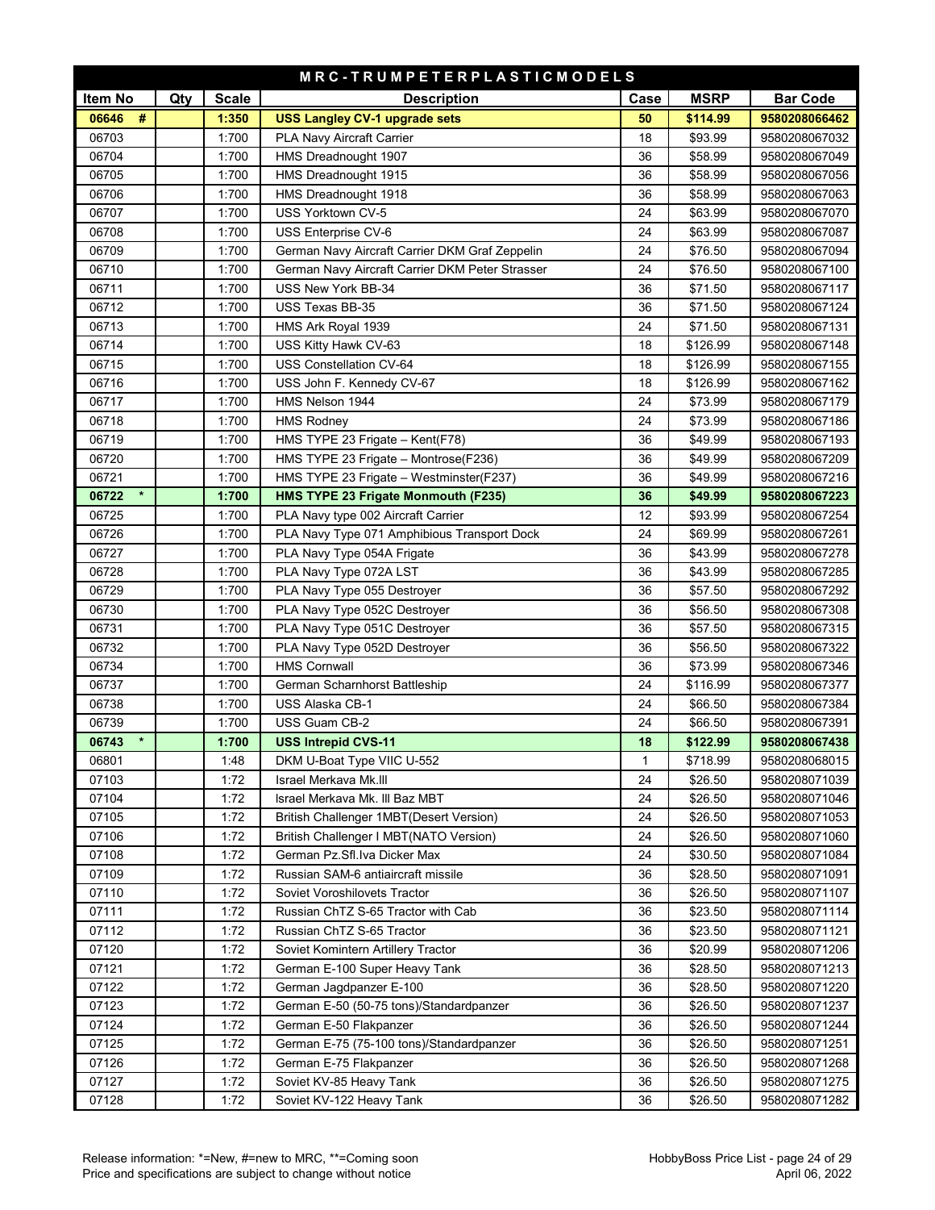| M R C - T R U M P E T E R P L A S T I C M O D E L S | | | | | | |
|---|---|---|---|---|---|---|
| **Item No** | **Qty** | **Scale** | **Description** | **Case** | **MSRP** | **Bar Code** |
| **06646 #** | | **1:350** | **USS Langley CV-1 upgrade sets** | **50** | **$114.99** | **9580208066462** |
| 06703 | | 1:700 | PLA Navy Aircraft Carrier | 18 | $93.99 | 9580208067032 |
| 06704 | | 1:700 | HMS Dreadnought 1907 | 36 | $58.99 | 9580208067049 |
| 06705 | | 1:700 | HMS Dreadnought 1915 | 36 | $58.99 | 9580208067056 |
| 06706 | | 1:700 | HMS Dreadnought 1918 | 36 | $58.99 | 9580208067063 |
| 06707 | | 1:700 | USS Yorktown CV-5 | 24 | $63.99 | 9580208067070 |
| 06708 | | 1:700 | USS Enterprise CV-6 | 24 | $63.99 | 9580208067087 |
| 06709 | | 1:700 | German Navy Aircraft Carrier DKM Graf Zeppelin | 24 | $76.50 | 9580208067094 |
| 06710 | | 1:700 | German Navy Aircraft Carrier DKM Peter Strasser | 24 | $76.50 | 9580208067100 |
| 06711 | | 1:700 | USS New York BB-34 | 36 | $71.50 | 9580208067117 |
| 06712 | | 1:700 | USS Texas BB-35 | 36 | $71.50 | 9580208067124 |
| 06713 | | 1:700 | HMS Ark Royal 1939 | 24 | $71.50 | 9580208067131 |
| 06714 | | 1:700 | USS Kitty Hawk CV-63 | 18 | $126.99 | 9580208067148 |
| 06715 | | 1:700 | USS Constellation CV-64 | 18 | $126.99 | 9580208067155 |
| 06716 | | 1:700 | USS John F. Kennedy CV-67 | 18 | $126.99 | 9580208067162 |
| 06717 | | 1:700 | HMS Nelson 1944 | 24 | $73.99 | 9580208067179 |
| 06718 | | 1:700 | HMS Rodney | 24 | $73.99 | 9580208067186 |
| 06719 | | 1:700 | HMS TYPE 23 Frigate – Kent(F78) | 36 | $49.99 | 9580208067193 |
| 06720 | | 1:700 | HMS TYPE 23 Frigate – Montrose(F236) | 36 | $49.99 | 9580208067209 |
| 06721 | | 1:700 | HMS TYPE 23 Frigate – Westminster(F237) | 36 | $49.99 | 9580208067216 |
| **06722 \*** | | **1:700** | **HMS TYPE 23 Frigate Monmouth (F235)** | **36** | **$49.99** | **9580208067223** |
| 06725 | | 1:700 | PLA Navy type 002 Aircraft Carrier | 12 | $93.99 | 9580208067254 |
| 06726 | | 1:700 | PLA Navy Type 071 Amphibious Transport Dock | 24 | $69.99 | 9580208067261 |
| 06727 | | 1:700 | PLA Navy Type 054A Frigate | 36 | $43.99 | 9580208067278 |
| 06728 | | 1:700 | PLA Navy Type 072A LST | 36 | $43.99 | 9580208067285 |
| 06729 | | 1:700 | PLA Navy Type 055 Destroyer | 36 | $57.50 | 9580208067292 |
| 06730 | | 1:700 | PLA Navy Type 052C Destroyer | 36 | $56.50 | 9580208067308 |
| 06731 | | 1:700 | PLA Navy Type 051C Destroyer | 36 | $57.50 | 9580208067315 |
| 06732 | | 1:700 | PLA Navy Type 052D Destroyer | 36 | $56.50 | 9580208067322 |
| 06734 | | 1:700 | HMS Cornwall | 36 | $73.99 | 9580208067346 |
| 06737 | | 1:700 | German Scharnhorst Battleship | 24 | $116.99 | 9580208067377 |
| 06738 | | 1:700 | USS Alaska CB-1 | 24 | $66.50 | 9580208067384 |
| 06739 | | 1:700 | USS Guam CB-2 | 24 | $66.50 | 9580208067391 |
| **06743 \*** | | **1:700** | **USS Intrepid CVS-11** | **18** | **$122.99** | **9580208067438** |
| 06801 | | 1:48 | DKM U-Boat Type VIIC U-552 | 1 | $718.99 | 9580208068015 |
| 07103 | | 1:72 | Israel Merkava Mk.III | 24 | $26.50 | 9580208071039 |
| 07104 | | 1:72 | Israel Merkava Mk. III Baz MBT | 24 | $26.50 | 9580208071046 |
| 07105 | | 1:72 | British Challenger 1MBT(Desert Version) | 24 | $26.50 | 9580208071053 |
| 07106 | | 1:72 | British Challenger I MBT(NATO Version) | 24 | $26.50 | 9580208071060 |
| 07108 | | 1:72 | German Pz.Sfl.Iva Dicker Max | 24 | $30.50 | 9580208071084 |
| 07109 | | 1:72 | Russian SAM-6 antiaircraft missile | 36 | $28.50 | 9580208071091 |
| 07110 | | 1:72 | Soviet Voroshilovets Tractor | 36 | $26.50 | 9580208071107 |
| 07111 | | 1:72 | Russian ChTZ S-65 Tractor with Cab | 36 | $23.50 | 9580208071114 |
| 07112 | | 1:72 | Russian ChTZ S-65 Tractor | 36 | $23.50 | 9580208071121 |
| 07120 | | 1:72 | Soviet Komintern Artillery Tractor | 36 | $20.99 | 9580208071206 |
| 07121 | | 1:72 | German E-100 Super Heavy Tank | 36 | $28.50 | 9580208071213 |
| 07122 | | 1:72 | German Jagdpanzer E-100 | 36 | $28.50 | 9580208071220 |
| 07123 | | 1:72 | German E-50 (50-75 tons)/Standardpanzer | 36 | $26.50 | 9580208071237 |
| 07124 | | 1:72 | German E-50 Flakpanzer | 36 | $26.50 | 9580208071244 |
| 07125 | | 1:72 | German E-75 (75-100 tons)/Standardpanzer | 36 | $26.50 | 9580208071251 |
| 07126 | | 1:72 | German E-75 Flakpanzer | 36 | $26.50 | 9580208071268 |
| 07127 | | 1:72 | Soviet KV-85 Heavy Tank | 36 | $26.50 | 9580208071275 |
| 07128 | | 1:72 | Soviet KV-122 Heavy Tank | 36 | $26.50 | 9580208071282 |

Release information: *=New, #=new to MRC, **=Coming soon
Price and specifications are subject to change without notice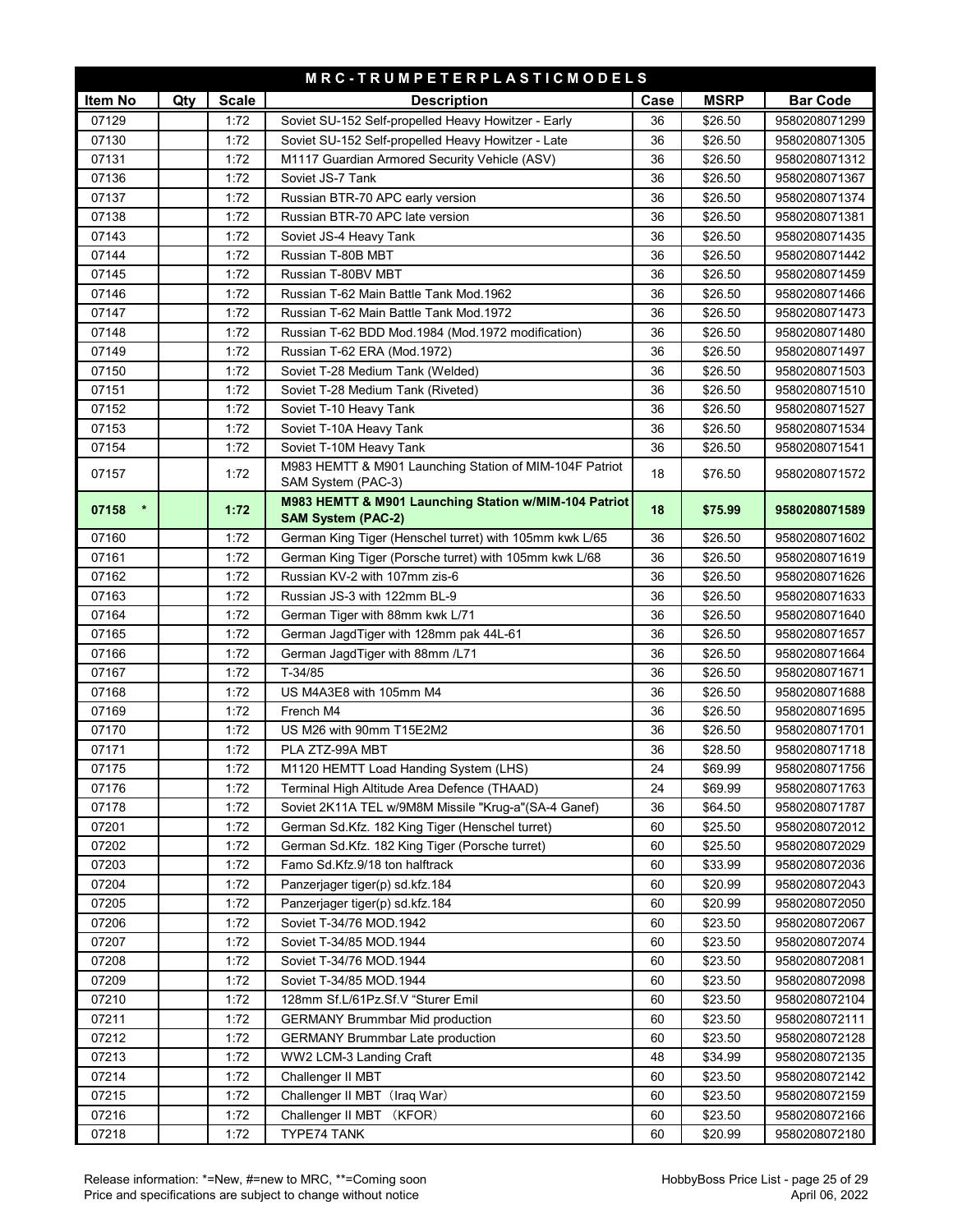## MRC-TRUMPETERPLASTICMODELS

| Item No | Qty | Scale | Description | Case | MSRP | Bar Code |
|---|---|---|---|---|---|---|
| 07129 | | 1:72 | Soviet SU-152 Self-propelled Heavy Howitzer - Early | 36 | $26.50 | 9580208071299 |
| 07130 | | 1:72 | Soviet SU-152 Self-propelled Heavy Howitzer - Late | 36 | $26.50 | 9580208071305 |
| 07131 | | 1:72 | M1117 Guardian Armored Security Vehicle (ASV) | 36 | $26.50 | 9580208071312 |
| 07136 | | 1:72 | Soviet JS-7 Tank | 36 | $26.50 | 9580208071367 |
| 07137 | | 1:72 | Russian BTR-70 APC early version | 36 | $26.50 | 9580208071374 |
| 07138 | | 1:72 | Russian BTR-70 APC late version | 36 | $26.50 | 9580208071381 |
| 07143 | | 1:72 | Soviet JS-4 Heavy Tank | 36 | $26.50 | 9580208071435 |
| 07144 | | 1:72 | Russian T-80B MBT | 36 | $26.50 | 9580208071442 |
| 07145 | | 1:72 | Russian T-80BV MBT | 36 | $26.50 | 9580208071459 |
| 07146 | | 1:72 | Russian T-62 Main Battle Tank Mod.1962 | 36 | $26.50 | 9580208071466 |
| 07147 | | 1:72 | Russian T-62 Main Battle Tank Mod.1972 | 36 | $26.50 | 9580208071473 |
| 07148 | | 1:72 | Russian T-62 BDD Mod.1984 (Mod.1972 modification) | 36 | $26.50 | 9580208071480 |
| 07149 | | 1:72 | Russian T-62 ERA (Mod.1972) | 36 | $26.50 | 9580208071497 |
| 07150 | | 1:72 | Soviet T-28 Medium Tank (Welded) | 36 | $26.50 | 9580208071503 |
| 07151 | | 1:72 | Soviet T-28 Medium Tank (Riveted) | 36 | $26.50 | 9580208071510 |
| 07152 | | 1:72 | Soviet T-10 Heavy Tank | 36 | $26.50 | 9580208071527 |
| 07153 | | 1:72 | Soviet T-10A Heavy Tank | 36 | $26.50 | 9580208071534 |
| 07154 | | 1:72 | Soviet T-10M Heavy Tank | 36 | $26.50 | 9580208071541 |
| 07157 | | 1:72 | M983 HEMTT & M901 Launching Station of MIM-104F Patriot SAM System (PAC-3) | 18 | $76.50 | 9580208071572 |
| **07158 \*** | | **1:72** | **M983 HEMTT & M901 Launching Station w/MIM-104 Patriot SAM System (PAC-2)** | **18** | **$75.99** | **9580208071589** |
| 07160 | | 1:72 | German King Tiger (Henschel turret) with 105mm kwk L/65 | 36 | $26.50 | 9580208071602 |
| 07161 | | 1:72 | German King Tiger (Porsche turret) with 105mm kwk L/68 | 36 | $26.50 | 9580208071619 |
| 07162 | | 1:72 | Russian KV-2 with 107mm zis-6 | 36 | $26.50 | 9580208071626 |
| 07163 | | 1:72 | Russian JS-3 with 122mm BL-9 | 36 | $26.50 | 9580208071633 |
| 07164 | | 1:72 | German Tiger with 88mm kwk L/71 | 36 | $26.50 | 9580208071640 |
| 07165 | | 1:72 | German JagdTiger with 128mm pak 44L-61 | 36 | $26.50 | 9580208071657 |
| 07166 | | 1:72 | German JagdTiger with 88mm /L71 | 36 | $26.50 | 9580208071664 |
| 07167 | | 1:72 | T-34/85 | 36 | $26.50 | 9580208071671 |
| 07168 | | 1:72 | US M4A3E8 with 105mm M4 | 36 | $26.50 | 9580208071688 |
| 07169 | | 1:72 | French M4 | 36 | $26.50 | 9580208071695 |
| 07170 | | 1:72 | US M26 with 90mm T15E2M2 | 36 | $26.50 | 9580208071701 |
| 07171 | | 1:72 | PLA ZTZ-99A MBT | 36 | $28.50 | 9580208071718 |
| 07175 | | 1:72 | M1120 HEMTT Load Handing System (LHS) | 24 | $69.99 | 9580208071756 |
| 07176 | | 1:72 | Terminal High Altitude Area Defence (THAAD) | 24 | $69.99 | 9580208071763 |
| 07178 | | 1:72 | Soviet 2K11A TEL w/9M8M Missile "Krug-a"(SA-4 Ganef) | 36 | $64.50 | 9580208071787 |
| 07201 | | 1:72 | German Sd.Kfz. 182 King Tiger (Henschel turret) | 60 | $25.50 | 9580208072012 |
| 07202 | | 1:72 | German Sd.Kfz. 182 King Tiger (Porsche turret) | 60 | $25.50 | 9580208072029 |
| 07203 | | 1:72 | Famo Sd.Kfz.9/18 ton halftrack | 60 | $33.99 | 9580208072036 |
| 07204 | | 1:72 | Panzerjager tiger(p) sd.kfz.184 | 60 | $20.99 | 9580208072043 |
| 07205 | | 1:72 | Panzerjager tiger(p) sd.kfz.184 | 60 | $20.99 | 9580208072050 |
| 07206 | | 1:72 | Soviet T-34/76 MOD.1942 | 60 | $23.50 | 9580208072067 |
| 07207 | | 1:72 | Soviet T-34/85 MOD.1944 | 60 | $23.50 | 9580208072074 |
| 07208 | | 1:72 | Soviet T-34/76 MOD.1944 | 60 | $23.50 | 9580208072081 |
| 07209 | | 1:72 | Soviet T-34/85 MOD.1944 | 60 | $23.50 | 9580208072098 |
| 07210 | | 1:72 | 128mm Sf.L/61Pz.Sf.V "Sturer Emil | 60 | $23.50 | 9580208072104 |
| 07211 | | 1:72 | GERMANY Brummbar Mid production | 60 | $23.50 | 9580208072111 |
| 07212 | | 1:72 | GERMANY Brummbar Late production | 60 | $23.50 | 9580208072128 |
| 07213 | | 1:72 | WW2 LCM-3 Landing Craft | 48 | $34.99 | 9580208072135 |
| 07214 | | 1:72 | Challenger II MBT | 60 | $23.50 | 9580208072142 |
| 07215 | | 1:72 | Challenger II MBT（Iraq War） | 60 | $23.50 | 9580208072159 |
| 07216 | | 1:72 | Challenger II MBT （KFOR） | 60 | $23.50 | 9580208072166 |
| 07218 | | 1:72 | TYPE74 TANK | 60 | $20.99 | 9580208072180 |

Release information: *=New, #=new to MRC, **=Coming soon
Price and specifications are subject to change without notice

HobbyBoss Price List
April 06, 2022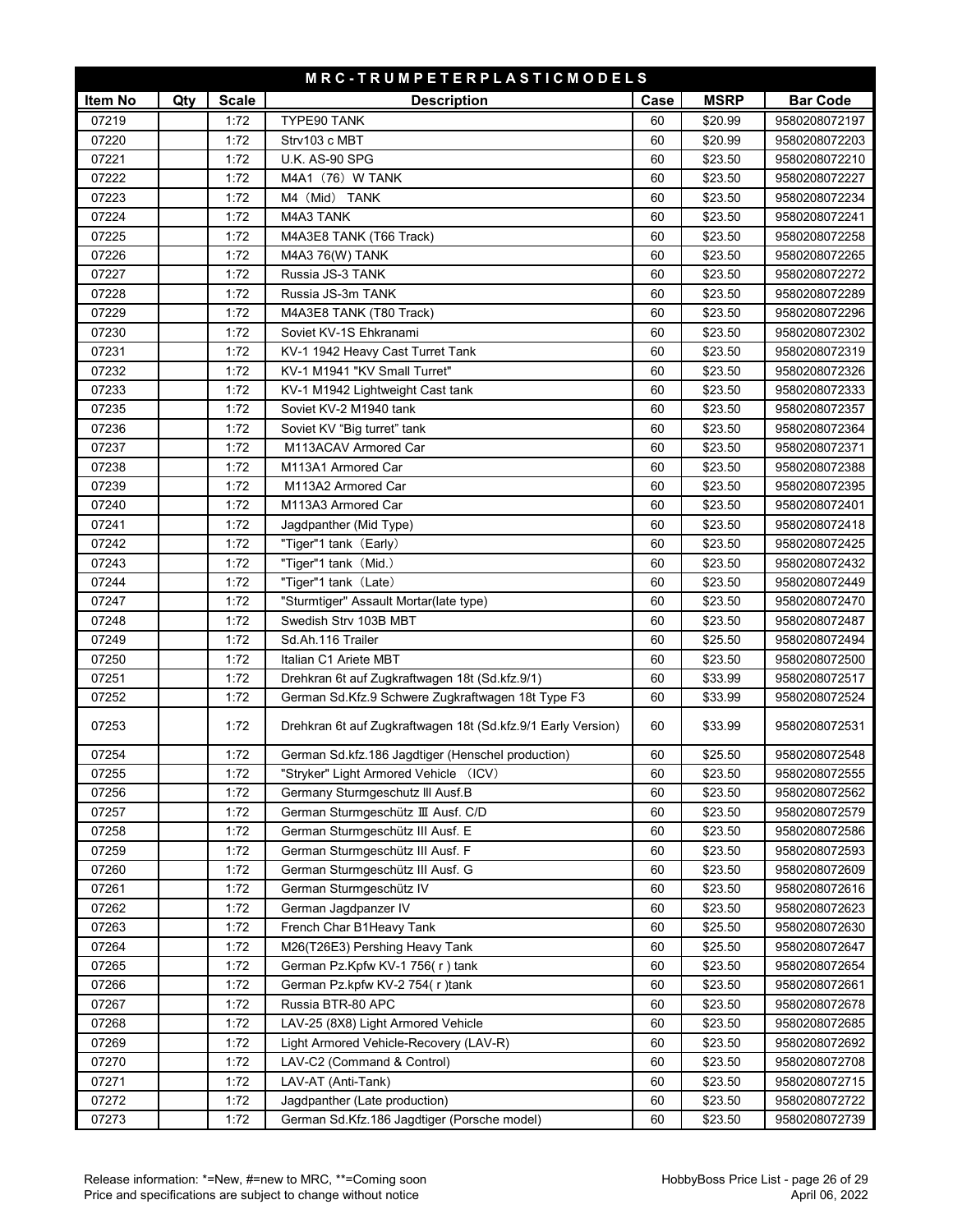# M R C - T R U M P E T E R P L A S T I C M O D E L S

| Item No | Qty | Scale | Description | Case | MSRP | Bar Code |
|---|---|---|---|---|---|---|
| 07219 | | 1:72 | TYPE90 TANK | 60 | $20.99 | 9580208072197 |
| 07220 | | 1:72 | Strv103 c MBT | 60 | $20.99 | 9580208072203 |
| 07221 | | 1:72 | U.K. AS-90 SPG | 60 | $23.50 | 9580208072210 |
| 07222 | | 1:72 | M4A1（76）W TANK | 60 | $23.50 | 9580208072227 |
| 07223 | | 1:72 | M4（Mid） TANK | 60 | $23.50 | 9580208072234 |
| 07224 | | 1:72 | M4A3 TANK | 60 | $23.50 | 9580208072241 |
| 07225 | | 1:72 | M4A3E8 TANK (T66 Track) | 60 | $23.50 | 9580208072258 |
| 07226 | | 1:72 | M4A3 76(W) TANK | 60 | $23.50 | 9580208072265 |
| 07227 | | 1:72 | Russia JS-3 TANK | 60 | $23.50 | 9580208072272 |
| 07228 | | 1:72 | Russia JS-3m TANK | 60 | $23.50 | 9580208072289 |
| 07229 | | 1:72 | M4A3E8 TANK (T80 Track) | 60 | $23.50 | 9580208072296 |
| 07230 | | 1:72 | Soviet KV-1S Ehkranami | 60 | $23.50 | 9580208072302 |
| 07231 | | 1:72 | KV-1 1942 Heavy Cast Turret Tank | 60 | $23.50 | 9580208072319 |
| 07232 | | 1:72 | KV-1 M1941 "KV Small Turret" | 60 | $23.50 | 9580208072326 |
| 07233 | | 1:72 | KV-1 M1942 Lightweight Cast tank | 60 | $23.50 | 9580208072333 |
| 07235 | | 1:72 | Soviet KV-2 M1940 tank | 60 | $23.50 | 9580208072357 |
| 07236 | | 1:72 | Soviet KV “Big turret” tank | 60 | $23.50 | 9580208072364 |
| 07237 | | 1:72 | M113ACAV Armored Car | 60 | $23.50 | 9580208072371 |
| 07238 | | 1:72 | M113A1 Armored Car | 60 | $23.50 | 9580208072388 |
| 07239 | | 1:72 | M113A2 Armored Car | 60 | $23.50 | 9580208072395 |
| 07240 | | 1:72 | M113A3 Armored Car | 60 | $23.50 | 9580208072401 |
| 07241 | | 1:72 | Jagdpanther (Mid Type) | 60 | $23.50 | 9580208072418 |
| 07242 | | 1:72 | "Tiger"1 tank（Early） | 60 | $23.50 | 9580208072425 |
| 07243 | | 1:72 | "Tiger"1 tank（Mid.） | 60 | $23.50 | 9580208072432 |
| 07244 | | 1:72 | "Tiger"1 tank（Late） | 60 | $23.50 | 9580208072449 |
| 07247 | | 1:72 | "Sturmtiger" Assault Mortar(late type) | 60 | $23.50 | 9580208072470 |
| 07248 | | 1:72 | Swedish Strv 103B MBT | 60 | $23.50 | 9580208072487 |
| 07249 | | 1:72 | Sd.Ah.116 Trailer | 60 | $25.50 | 9580208072494 |
| 07250 | | 1:72 | Italian C1 Ariete MBT | 60 | $23.50 | 9580208072500 |
| 07251 | | 1:72 | Drehkran 6t auf Zugkraftwagen 18t (Sd.kfz.9/1) | 60 | $33.99 | 9580208072517 |
| 07252 | | 1:72 | German Sd.Kfz.9 Schwere Zugkraftwagen 18t Type F3 | 60 | $33.99 | 9580208072524 |
| 07253 | | 1:72 | Drehkran 6t auf Zugkraftwagen 18t (Sd.kfz.9/1 Early Version) | 60 | $33.99 | 9580208072531 |
| 07254 | | 1:72 | German Sd.kfz.186 Jagdtiger (Henschel production) | 60 | $25.50 | 9580208072548 |
| 07255 | | 1:72 | "Stryker" Light Armored Vehicle （ICV） | 60 | $23.50 | 9580208072555 |
| 07256 | | 1:72 | Germany Sturmgeschutz lll Ausf.B | 60 | $23.50 | 9580208072562 |
| 07257 | | 1:72 | German Sturmgeschütz Ⅲ Ausf. C/D | 60 | $23.50 | 9580208072579 |
| 07258 | | 1:72 | German Sturmgeschütz III Ausf. E | 60 | $23.50 | 9580208072586 |
| 07259 | | 1:72 | German Sturmgeschütz III Ausf. F | 60 | $23.50 | 9580208072593 |
| 07260 | | 1:72 | German Sturmgeschütz III Ausf. G | 60 | $23.50 | 9580208072609 |
| 07261 | | 1:72 | German Sturmgeschütz IV | 60 | $23.50 | 9580208072616 |
| 07262 | | 1:72 | German Jagdpanzer IV | 60 | $23.50 | 9580208072623 |
| 07263 | | 1:72 | French Char B1Heavy Tank | 60 | $25.50 | 9580208072630 |
| 07264 | | 1:72 | M26(T26E3) Pershing Heavy Tank | 60 | $25.50 | 9580208072647 |
| 07265 | | 1:72 | German Pz.Kpfw KV-1 756( r ) tank | 60 | $23.50 | 9580208072654 |
| 07266 | | 1:72 | German Pz.kpfw KV-2 754( r )tank | 60 | $23.50 | 9580208072661 |
| 07267 | | 1:72 | Russia BTR-80 APC | 60 | $23.50 | 9580208072678 |
| 07268 | | 1:72 | LAV-25 (8X8) Light Armored Vehicle | 60 | $23.50 | 9580208072685 |
| 07269 | | 1:72 | Light Armored Vehicle-Recovery (LAV-R) | 60 | $23.50 | 9580208072692 |
| 07270 | | 1:72 | LAV-C2 (Command & Control) | 60 | $23.50 | 9580208072708 |
| 07271 | | 1:72 | LAV-AT (Anti-Tank) | 60 | $23.50 | 9580208072715 |
| 07272 | | 1:72 | Jagdpanther (Late production) | 60 | $23.50 | 9580208072722 |
| 07273 | | 1:72 | German Sd.Kfz.186 Jagdtiger (Porsche model) | 60 | $23.50 | 9580208072739 |

Release information: *=New, #=new to MRC, **=Coming soon
Price and specifications are subject to change without notice

HobbyBoss Price List
April 06, 2022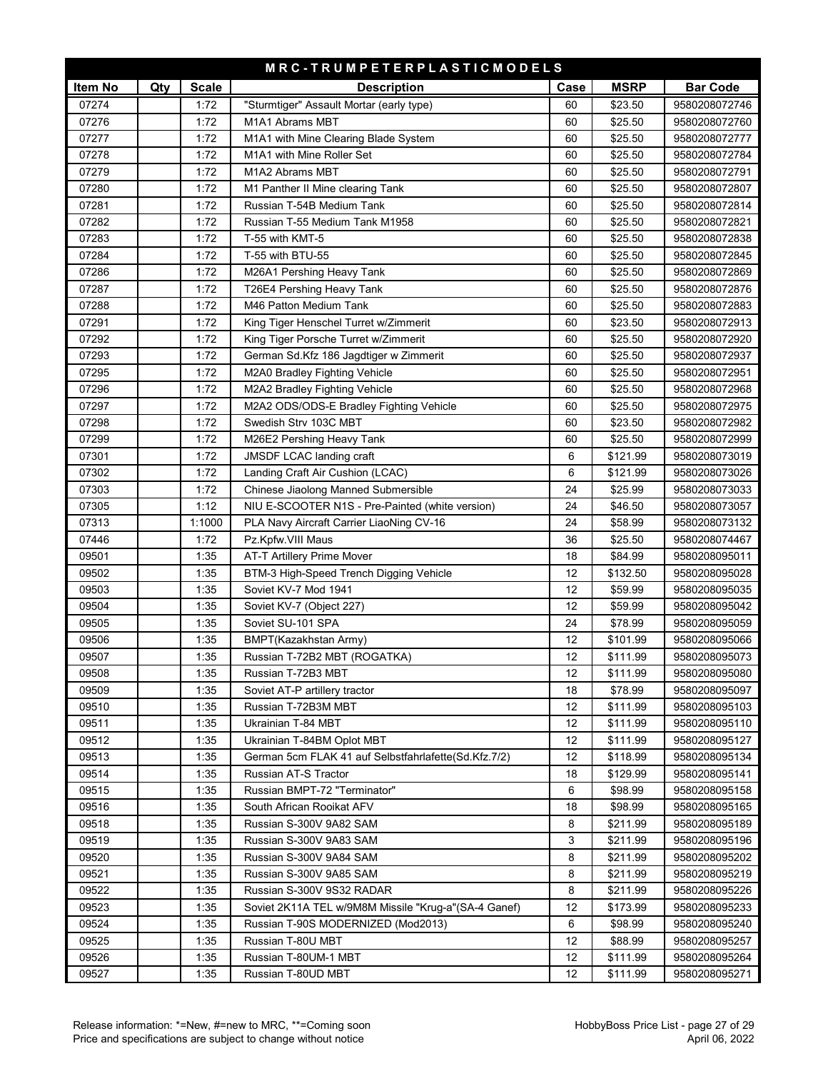## MRC-TRUMPETER PLASTIC MODELS

| Item No | Qty | Scale | Description | Case | MSRP | Bar Code |
|---|---|---|---|---|---|---|
| 07274 | | 1:72 | "Sturmtiger" Assault Mortar (early type) | 60 | $23.50 | 9580208072746 |
| 07276 | | 1:72 | M1A1 Abrams MBT | 60 | $25.50 | 9580208072760 |
| 07277 | | 1:72 | M1A1 with Mine Clearing Blade System | 60 | $25.50 | 9580208072777 |
| 07278 | | 1:72 | M1A1 with Mine Roller Set | 60 | $25.50 | 9580208072784 |
| 07279 | | 1:72 | M1A2 Abrams MBT | 60 | $25.50 | 9580208072791 |
| 07280 | | 1:72 | M1 Panther II Mine clearing Tank | 60 | $25.50 | 9580208072807 |
| 07281 | | 1:72 | Russian T-54B Medium Tank | 60 | $25.50 | 9580208072814 |
| 07282 | | 1:72 | Russian T-55 Medium Tank M1958 | 60 | $25.50 | 9580208072821 |
| 07283 | | 1:72 | T-55 with KMT-5 | 60 | $25.50 | 9580208072838 |
| 07284 | | 1:72 | T-55 with BTU-55 | 60 | $25.50 | 9580208072845 |
| 07286 | | 1:72 | M26A1 Pershing Heavy Tank | 60 | $25.50 | 9580208072869 |
| 07287 | | 1:72 | T26E4 Pershing Heavy Tank | 60 | $25.50 | 9580208072876 |
| 07288 | | 1:72 | M46 Patton Medium Tank | 60 | $25.50 | 9580208072883 |
| 07291 | | 1:72 | King Tiger Henschel Turret w/Zimmerit | 60 | $23.50 | 9580208072913 |
| 07292 | | 1:72 | King Tiger Porsche Turret w/Zimmerit | 60 | $25.50 | 9580208072920 |
| 07293 | | 1:72 | German Sd.Kfz 186 Jagdtiger w Zimmerit | 60 | $25.50 | 9580208072937 |
| 07295 | | 1:72 | M2A0 Bradley Fighting Vehicle | 60 | $25.50 | 9580208072951 |
| 07296 | | 1:72 | M2A2 Bradley Fighting Vehicle | 60 | $25.50 | 9580208072968 |
| 07297 | | 1:72 | M2A2 ODS/ODS-E Bradley Fighting Vehicle | 60 | $25.50 | 9580208072975 |
| 07298 | | 1:72 | Swedish Strv 103C MBT | 60 | $23.50 | 9580208072982 |
| 07299 | | 1:72 | M26E2 Pershing Heavy Tank | 60 | $25.50 | 9580208072999 |
| 07301 | | 1:72 | JMSDF LCAC landing craft | 6 | $121.99 | 9580208073019 |
| 07302 | | 1:72 | Landing Craft Air Cushion (LCAC) | 6 | $121.99 | 9580208073026 |
| 07303 | | 1:72 | Chinese Jiaolong Manned Submersible | 24 | $25.99 | 9580208073033 |
| 07305 | | 1:12 | NIU E-SCOOTER N1S - Pre-Painted (white version) | 24 | $46.50 | 9580208073057 |
| 07313 | | 1:1000 | PLA Navy Aircraft Carrier LiaoNing CV-16 | 24 | $58.99 | 9580208073132 |
| 07446 | | 1:72 | Pz.Kpfw.VIII Maus | 36 | $25.50 | 9580208074467 |
| 09501 | | 1:35 | AT-T Artillery Prime Mover | 18 | $84.99 | 9580208095011 |
| 09502 | | 1:35 | BTM-3 High-Speed Trench Digging Vehicle | 12 | $132.50 | 9580208095028 |
| 09503 | | 1:35 | Soviet KV-7 Mod 1941 | 12 | $59.99 | 9580208095035 |
| 09504 | | 1:35 | Soviet KV-7 (Object 227) | 12 | $59.99 | 9580208095042 |
| 09505 | | 1:35 | Soviet SU-101 SPA | 24 | $78.99 | 9580208095059 |
| 09506 | | 1:35 | BMPT(Kazakhstan Army) | 12 | $101.99 | 9580208095066 |
| 09507 | | 1:35 | Russian T-72B2 MBT (ROGATKA) | 12 | $111.99 | 9580208095073 |
| 09508 | | 1:35 | Russian T-72B3 MBT | 12 | $111.99 | 9580208095080 |
| 09509 | | 1:35 | Soviet AT-P artillery tractor | 18 | $78.99 | 9580208095097 |
| 09510 | | 1:35 | Russian T-72B3M MBT | 12 | $111.99 | 9580208095103 |
| 09511 | | 1:35 | Ukrainian T-84 MBT | 12 | $111.99 | 9580208095110 |
| 09512 | | 1:35 | Ukrainian T-84BM Oplot MBT | 12 | $111.99 | 9580208095127 |
| 09513 | | 1:35 | German 5cm FLAK 41 auf Selbstfahrlafette(Sd.Kfz.7/2) | 12 | $118.99 | 9580208095134 |
| 09514 | | 1:35 | Russian AT-S Tractor | 18 | $129.99 | 9580208095141 |
| 09515 | | 1:35 | Russian BMPT-72 "Terminator" | 6 | $98.99 | 9580208095158 |
| 09516 | | 1:35 | South African Rooikat AFV | 18 | $98.99 | 9580208095165 |
| 09518 | | 1:35 | Russian S-300V 9A82 SAM | 8 | $211.99 | 9580208095189 |
| 09519 | | 1:35 | Russian S-300V 9A83 SAM | 3 | $211.99 | 9580208095196 |
| 09520 | | 1:35 | Russian S-300V 9A84 SAM | 8 | $211.99 | 9580208095202 |
| 09521 | | 1:35 | Russian S-300V 9A85 SAM | 8 | $211.99 | 9580208095219 |
| 09522 | | 1:35 | Russian S-300V 9S32 RADAR | 8 | $211.99 | 9580208095226 |
| 09523 | | 1:35 | Soviet 2K11A TEL w/9M8M Missile "Krug-a"(SA-4 Ganef) | 12 | $173.99 | 9580208095233 |
| 09524 | | 1:35 | Russian T-90S MODERNIZED (Mod2013) | 6 | $98.99 | 9580208095240 |
| 09525 | | 1:35 | Russian T-80U MBT | 12 | $88.99 | 9580208095257 |
| 09526 | | 1:35 | Russian T-80UM-1 MBT | 12 | $111.99 | 9580208095264 |
| 09527 | | 1:35 | Russian T-80UD MBT | 12 | $111.99 | 9580208095271 |

Release information: *=New, #=new to MRC, **=Coming soon
Price and specifications are subject to change without notice

HobbyBoss Price List
April 06, 2022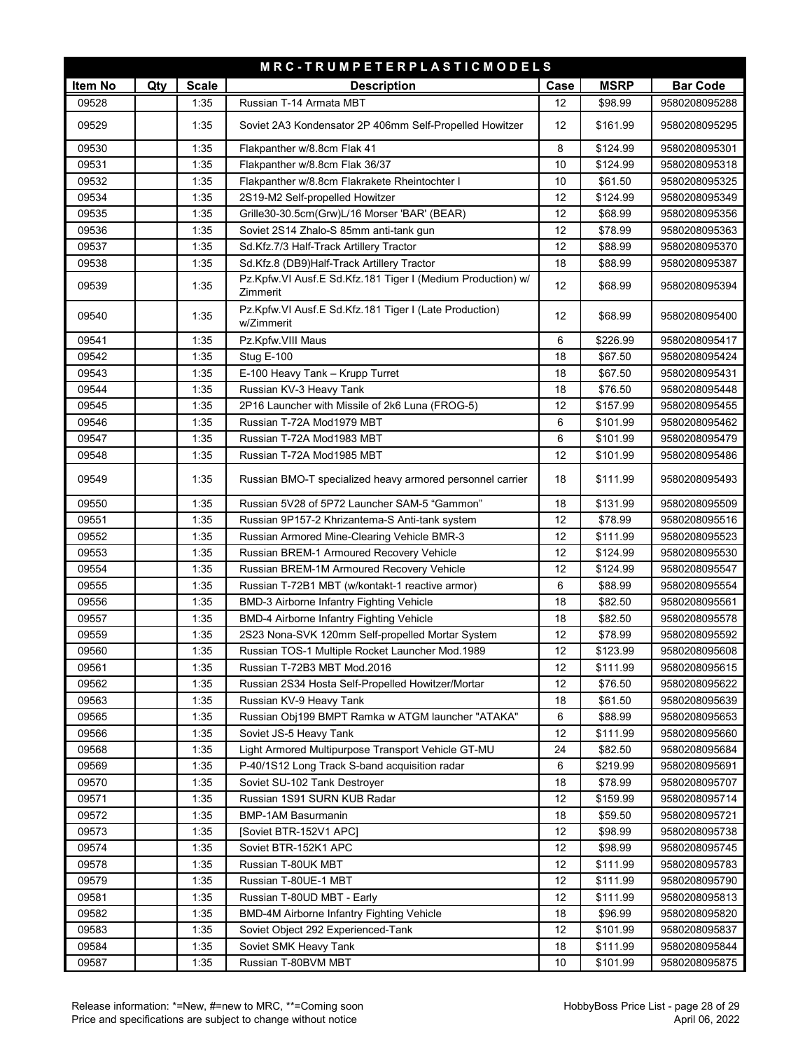# M R C - T R U M P E T E R P L A S T I C M O D E L S

| Item No | Qty | Scale | Description | Case | MSRP | Bar Code |
|---|---|---|---|---|---|---|
| 09528 | | 1:35 | Russian T-14 Armata MBT | 12 | $98.99 | 9580208095288 |
| 09529 | | 1:35 | Soviet 2A3 Kondensator 2P 406mm Self-Propelled Howitzer | 12 | $161.99 | 9580208095295 |
| 09530 | | 1:35 | Flakpanther w/8.8cm Flak 41 | 8 | $124.99 | 9580208095301 |
| 09531 | | 1:35 | Flakpanther w/8.8cm Flak 36/37 | 10 | $124.99 | 9580208095318 |
| 09532 | | 1:35 | Flakpanther w/8.8cm Flakrakete Rheintochter I | 10 | $61.50 | 9580208095325 |
| 09534 | | 1:35 | 2S19-M2 Self-propelled Howitzer | 12 | $124.99 | 9580208095349 |
| 09535 | | 1:35 | Grille30-30.5cm(Grw)L/16 Morser 'BAR' (BEAR) | 12 | $68.99 | 9580208095356 |
| 09536 | | 1:35 | Soviet 2S14 Zhalo-S 85mm anti-tank gun | 12 | $78.99 | 9580208095363 |
| 09537 | | 1:35 | Sd.Kfz.7/3 Half-Track Artillery Tractor | 12 | $88.99 | 9580208095370 |
| 09538 | | 1:35 | Sd.Kfz.8 (DB9)Half-Track Artillery Tractor | 18 | $88.99 | 9580208095387 |
| 09539 | | 1:35 | Pz.Kpfw.VI Ausf.E Sd.Kfz.181 Tiger I (Medium Production) w/ Zimmerit | 12 | $68.99 | 9580208095394 |
| 09540 | | 1:35 | Pz.Kpfw.VI Ausf.E Sd.Kfz.181 Tiger I (Late Production) w/Zimmerit | 12 | $68.99 | 9580208095400 |
| 09541 | | 1:35 | Pz.Kpfw.VIII Maus | 6 | $226.99 | 9580208095417 |
| 09542 | | 1:35 | Stug E-100 | 18 | $67.50 | 9580208095424 |
| 09543 | | 1:35 | E-100 Heavy Tank – Krupp Turret | 18 | $67.50 | 9580208095431 |
| 09544 | | 1:35 | Russian KV-3 Heavy Tank | 18 | $76.50 | 9580208095448 |
| 09545 | | 1:35 | 2P16 Launcher with Missile of 2k6 Luna (FROG-5) | 12 | $157.99 | 9580208095455 |
| 09546 | | 1:35 | Russian T-72A Mod1979 MBT | 6 | $101.99 | 9580208095462 |
| 09547 | | 1:35 | Russian T-72A Mod1983 MBT | 6 | $101.99 | 9580208095479 |
| 09548 | | 1:35 | Russian T-72A Mod1985 MBT | 12 | $101.99 | 9580208095486 |
| 09549 | | 1:35 | Russian BMO-T specialized heavy armored personnel carrier | 18 | $111.99 | 9580208095493 |
| 09550 | | 1:35 | Russian 5V28 of 5P72 Launcher SAM-5 “Gammon” | 18 | $131.99 | 9580208095509 |
| 09551 | | 1:35 | Russian 9P157-2 Khrizantema-S Anti-tank system | 12 | $78.99 | 9580208095516 |
| 09552 | | 1:35 | Russian Armored Mine-Clearing Vehicle BMR-3 | 12 | $111.99 | 9580208095523 |
| 09553 | | 1:35 | Russian BREM-1 Armoured Recovery Vehicle | 12 | $124.99 | 9580208095530 |
| 09554 | | 1:35 | Russian BREM-1M Armoured Recovery Vehicle | 12 | $124.99 | 9580208095547 |
| 09555 | | 1:35 | Russian T-72B1 MBT (w/kontakt-1 reactive armor) | 6 | $88.99 | 9580208095554 |
| 09556 | | 1:35 | BMD-3 Airborne Infantry Fighting Vehicle | 18 | $82.50 | 9580208095561 |
| 09557 | | 1:35 | BMD-4 Airborne Infantry Fighting Vehicle | 18 | $82.50 | 9580208095578 |
| 09559 | | 1:35 | 2S23 Nona-SVK 120mm Self-propelled Mortar System | 12 | $78.99 | 9580208095592 |
| 09560 | | 1:35 | Russian TOS-1 Multiple Rocket Launcher Mod.1989 | 12 | $123.99 | 9580208095608 |
| 09561 | | 1:35 | Russian T-72B3 MBT Mod.2016 | 12 | $111.99 | 9580208095615 |
| 09562 | | 1:35 | Russian 2S34 Hosta Self-Propelled Howitzer/Mortar | 12 | $76.50 | 9580208095622 |
| 09563 | | 1:35 | Russian KV-9 Heavy Tank | 18 | $61.50 | 9580208095639 |
| 09565 | | 1:35 | Russian Obj199 BMPT Ramka w ATGM launcher "ATAKA" | 6 | $88.99 | 9580208095653 |
| 09566 | | 1:35 | Soviet JS-5 Heavy Tank | 12 | $111.99 | 9580208095660 |
| 09568 | | 1:35 | Light Armored Multipurpose Transport Vehicle GT-MU | 24 | $82.50 | 9580208095684 |
| 09569 | | 1:35 | P-40/1S12 Long Track S-band acquisition radar | 6 | $219.99 | 9580208095691 |
| 09570 | | 1:35 | Soviet SU-102 Tank Destroyer | 18 | $78.99 | 9580208095707 |
| 09571 | | 1:35 | Russian 1S91 SURN KUB Radar | 12 | $159.99 | 9580208095714 |
| 09572 | | 1:35 | BMP-1AM Basurmanin | 18 | $59.50 | 9580208095721 |
| 09573 | | 1:35 | [Soviet BTR-152V1 APC] | 12 | $98.99 | 9580208095738 |
| 09574 | | 1:35 | Soviet BTR-152K1 APC | 12 | $98.99 | 9580208095745 |
| 09578 | | 1:35 | Russian T-80UK MBT | 12 | $111.99 | 9580208095783 |
| 09579 | | 1:35 | Russian T-80UE-1 MBT | 12 | $111.99 | 9580208095790 |
| 09581 | | 1:35 | Russian T-80UD MBT - Early | 12 | $111.99 | 9580208095813 |
| 09582 | | 1:35 | BMD-4M Airborne Infantry Fighting Vehicle | 18 | $96.99 | 9580208095820 |
| 09583 | | 1:35 | Soviet Object 292 Experienced-Tank | 12 | $101.99 | 9580208095837 |
| 09584 | | 1:35 | Soviet SMK Heavy Tank | 18 | $111.99 | 9580208095844 |
| 09587 | | 1:35 | Russian T-80BVM MBT | 10 | $101.99 | 9580208095875 |

Release information: *=New, #=new to MRC, **=Coming soon
Price and specifications are subject to change without notice

HobbyBoss Price List
April 06, 2022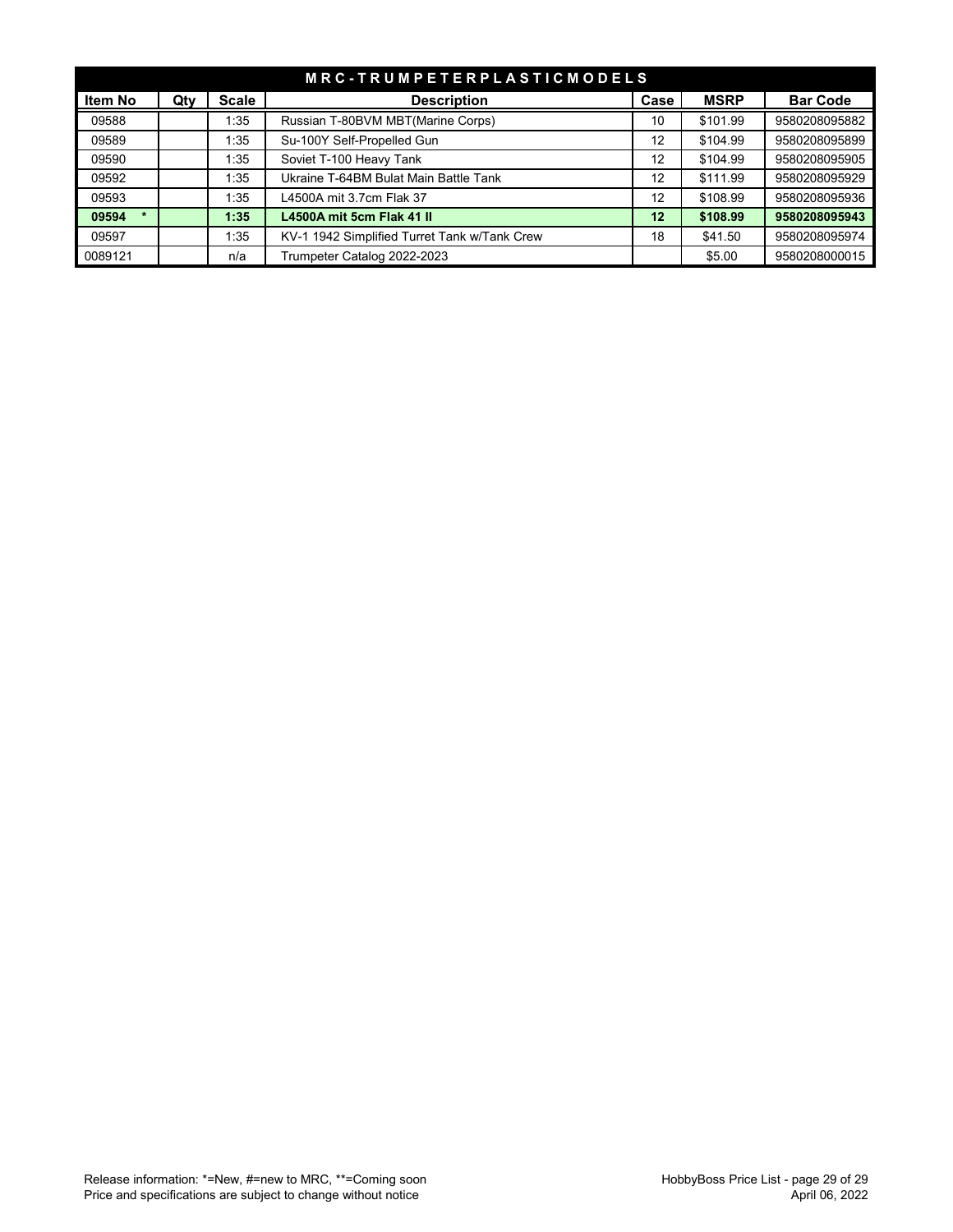| MRC-TRUMPETERPLASTICMODELS | | | | | | |
|---|---|---|---|---|---|---|
| **Item No** | **Qty** | **Scale** | **Description** | **Case** | **MSRP** | **Bar Code** |
| 09588 | | 1:35 | Russian T-80BVM MBT(Marine Corps) | 10 | $101.99 | 9580208095882 |
| 09589 | | 1:35 | Su-100Y Self-Propelled Gun | 12 | $104.99 | 9580208095899 |
| 09590 | | 1:35 | Soviet T-100 Heavy Tank | 12 | $104.99 | 9580208095905 |
| 09592 | | 1:35 | Ukraine T-64BM Bulat Main Battle Tank | 12 | $111.99 | 9580208095929 |
| 09593 | | 1:35 | L4500A mit 3.7cm Flak 37 | 12 | $108.99 | 9580208095936 |
| **09594 *** | | **1:35** | **L4500A mit 5cm Flak 41 II** | **12** | **$108.99** | **9580208095943** |
| 09597 | | 1:35 | KV-1 1942 Simplified Turret Tank w/Tank Crew | 18 | $41.50 | 9580208095974 |
| 0089121 | | n/a | Trumpeter Catalog 2022-2023 | | $5.00 | 9580208000015 |

Release information: *=New, #=new to MRC, **=Coming soon
Price and specifications are subject to change without notice

HobbyBoss Price List
April 06, 2022